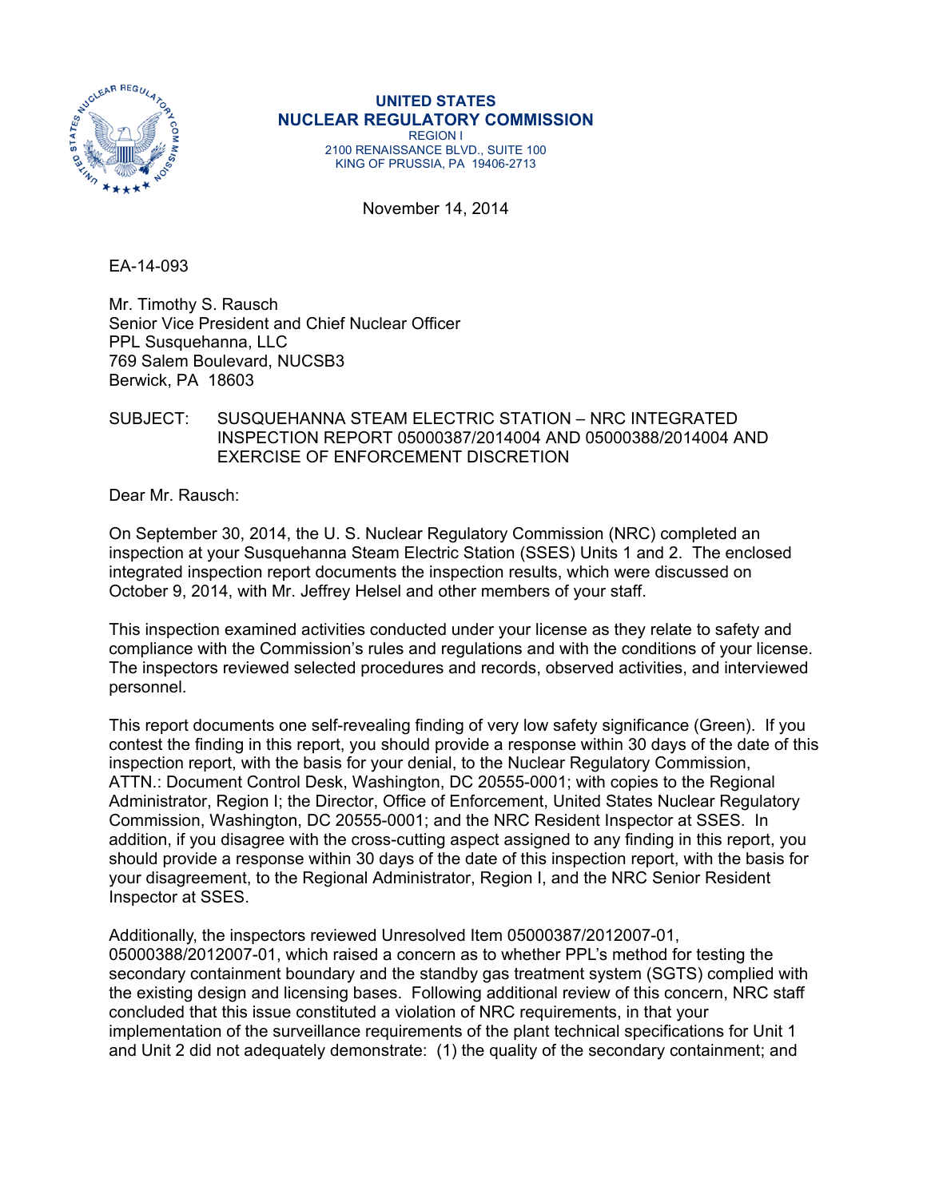**UNITED STATES**
**NUCLEAR REGULATORY COMMISSION**
REGION I
2100 RENAISSANCE BLVD., SUITE 100
KING OF PRUSSIA, PA 19406-2713

November 14, 2014

EA-14-093

Mr. Timothy S. Rausch
Senior Vice President and Chief Nuclear Officer
PPL Susquehanna, LLC
769 Salem Boulevard, NUCSB3
Berwick, PA 18603

SUBJECT: SUSQUEHANNA STEAM ELECTRIC STATION – NRC INTEGRATED INSPECTION REPORT 05000387/2014004 AND 05000388/2014004 AND EXERCISE OF ENFORCEMENT DISCRETION

Dear Mr. Rausch:

On September 30, 2014, the U. S. Nuclear Regulatory Commission (NRC) completed an inspection at your Susquehanna Steam Electric Station (SSES) Units 1 and 2. The enclosed integrated inspection report documents the inspection results, which were discussed on October 9, 2014, with Mr. Jeffrey Helsel and other members of your staff.

This inspection examined activities conducted under your license as they relate to safety and compliance with the Commission's rules and regulations and with the conditions of your license. The inspectors reviewed selected procedures and records, observed activities, and interviewed personnel.

This report documents one self-revealing finding of very low safety significance (Green). If you contest the finding in this report, you should provide a response within 30 days of the date of this inspection report, with the basis for your denial, to the Nuclear Regulatory Commission, ATTN.: Document Control Desk, Washington, DC 20555-0001; with copies to the Regional Administrator, Region I; the Director, Office of Enforcement, United States Nuclear Regulatory Commission, Washington, DC 20555-0001; and the NRC Resident Inspector at SSES. In addition, if you disagree with the cross-cutting aspect assigned to any finding in this report, you should provide a response within 30 days of the date of this inspection report, with the basis for your disagreement, to the Regional Administrator, Region I, and the NRC Senior Resident Inspector at SSES.

Additionally, the inspectors reviewed Unresolved Item 05000387/2012007-01, 05000388/2012007-01, which raised a concern as to whether PPL's method for testing the secondary containment boundary and the standby gas treatment system (SGTS) complied with the existing design and licensing bases. Following additional review of this concern, NRC staff concluded that this issue constituted a violation of NRC requirements, in that your implementation of the surveillance requirements of the plant technical specifications for Unit 1 and Unit 2 did not adequately demonstrate: (1) the quality of the secondary containment; and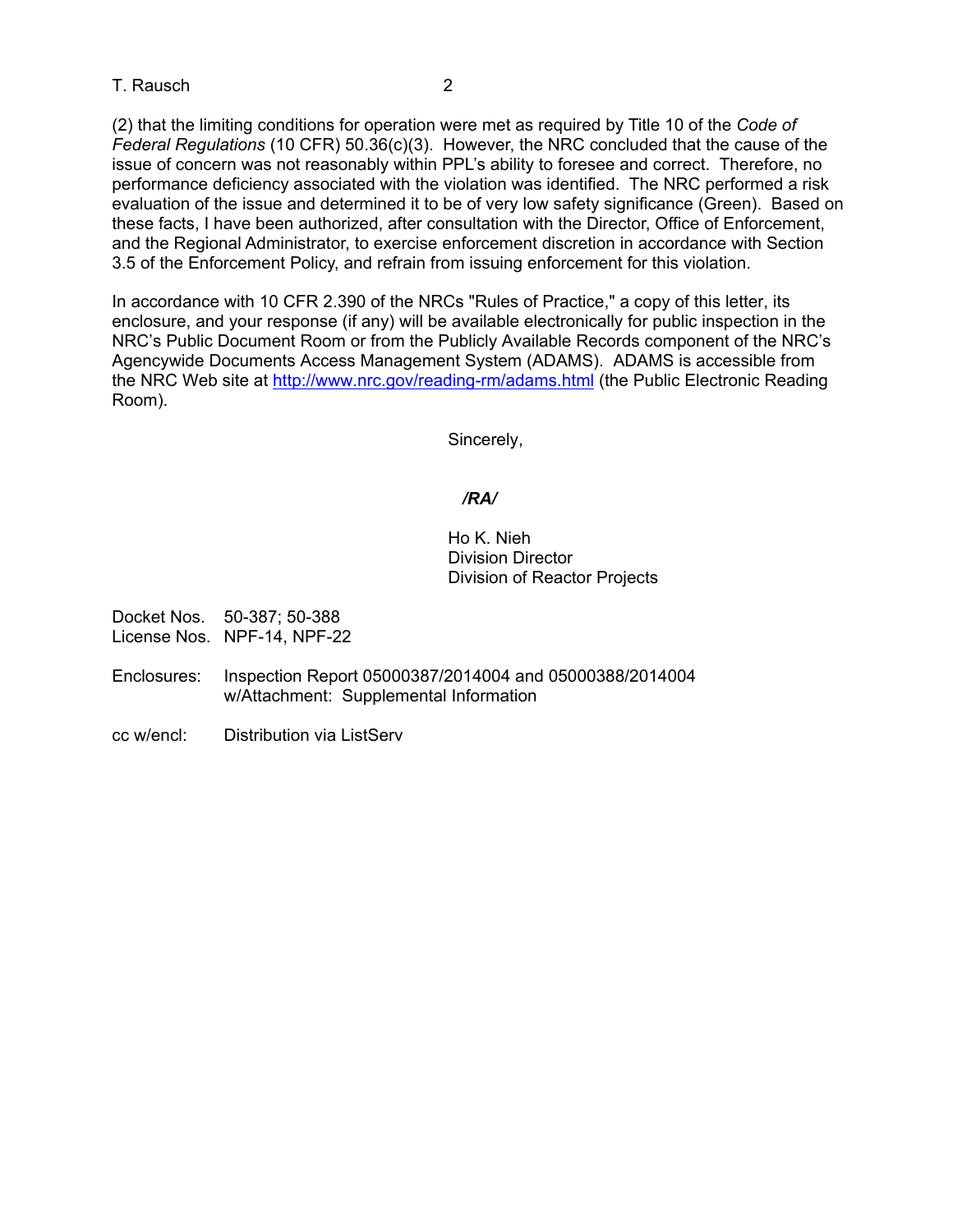(2) that the limiting conditions for operation were met as required by Title 10 of the *Code of Federal Regulations* (10 CFR) 50.36(c)(3). However, the NRC concluded that the cause of the issue of concern was not reasonably within PPL's ability to foresee and correct. Therefore, no performance deficiency associated with the violation was identified. The NRC performed a risk evaluation of the issue and determined it to be of very low safety significance (Green). Based on these facts, I have been authorized, after consultation with the Director, Office of Enforcement, and the Regional Administrator, to exercise enforcement discretion in accordance with Section 3.5 of the Enforcement Policy, and refrain from issuing enforcement for this violation.

In accordance with 10 CFR 2.390 of the NRCs "Rules of Practice," a copy of this letter, its enclosure, and your response (if any) will be available electronically for public inspection in the NRC's Public Document Room or from the Publicly Available Records component of the NRC's Agencywide Documents Access Management System (ADAMS). ADAMS is accessible from the NRC Web site at http://www.nrc.gov/reading-rm/adams.html (the Public Electronic Reading Room).

Sincerely,

*/RA/*

Ho K. Nieh
Division Director
Division of Reactor Projects

Docket Nos. 50-387; 50-388
License Nos. NPF-14, NPF-22

Enclosures: Inspection Report 05000387/2014004 and 05000388/2014004
w/Attachment: Supplemental Information

cc w/encl: Distribution via ListServ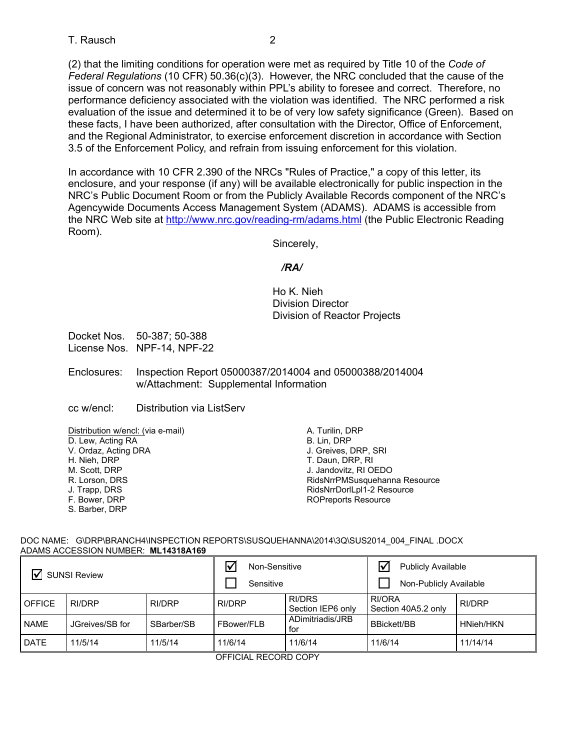(2) that the limiting conditions for operation were met as required by Title 10 of the *Code of Federal Regulations* (10 CFR) 50.36(c)(3). However, the NRC concluded that the cause of the issue of concern was not reasonably within PPL's ability to foresee and correct. Therefore, no performance deficiency associated with the violation was identified. The NRC performed a risk evaluation of the issue and determined it to be of very low safety significance (Green). Based on these facts, I have been authorized, after consultation with the Director, Office of Enforcement, and the Regional Administrator, to exercise enforcement discretion in accordance with Section 3.5 of the Enforcement Policy, and refrain from issuing enforcement for this violation.

In accordance with 10 CFR 2.390 of the NRCs "Rules of Practice," a copy of this letter, its enclosure, and your response (if any) will be available electronically for public inspection in the NRC's Public Document Room or from the Publicly Available Records component of the NRC's Agencywide Documents Access Management System (ADAMS). ADAMS is accessible from the NRC Web site at http://www.nrc.gov/reading-rm/adams.html (the Public Electronic Reading Room).

Sincerely,

***/RA/***

Ho K. Nieh
Division Director
Division of Reactor Projects

Docket Nos. 50-387; 50-388
License Nos. NPF-14, NPF-22

Enclosures: Inspection Report 05000387/2014004 and 05000388/2014004 w/Attachment: Supplemental Information

cc w/encl: Distribution via ListServ

Distribution w/encl: (via e-mail)
D. Lew, Acting RA
V. Ordaz, Acting DRA
H. Nieh, DRP
M. Scott, DRP
R. Lorson, DRS
J. Trapp, DRS
F. Bower, DRP
S. Barber, DRP
A. Turilin, DRP
B. Lin, DRP
J. Greives, DRP, SRI
T. Daun, DRP, RI
J. Jandovitz, RI OEDO
RidsNrrPMSusquehanna Resource
RidsNrrDorlLpl1-2 Resource
ROPreports Resource

DOC NAME: G\DRP\BRANCH4\INSPECTION REPORTS\SUSQUEHANNA\2014\3Q\SUS2014_004_FINAL .DOCX
ADAMS ACCESSION NUMBER: **ML14318A169**

| ☑ SUNSI Review | | | ☑ Non-Sensitive ☐ Sensitive | | ☑ Publicly Available ☐ Non-Publicly Available | |
|---|---|---|---|---|---|---|
| OFFICE | RI/DRP | RI/DRP | RI/DRP | RI/DRS Section IEP6 only | RI/ORA Section 40A5.2 only | RI/DRP |
| NAME | JGreives/SB for | SBarber/SB | FBower/FLB | ADimitriadis/JRB for | BBickett/BB | HNieh/HKN |
| DATE | 11/5/14 | 11/5/14 | 11/6/14 | 11/6/14 | 11/6/14 | 11/14/14 |

OFFICIAL RECORD COPY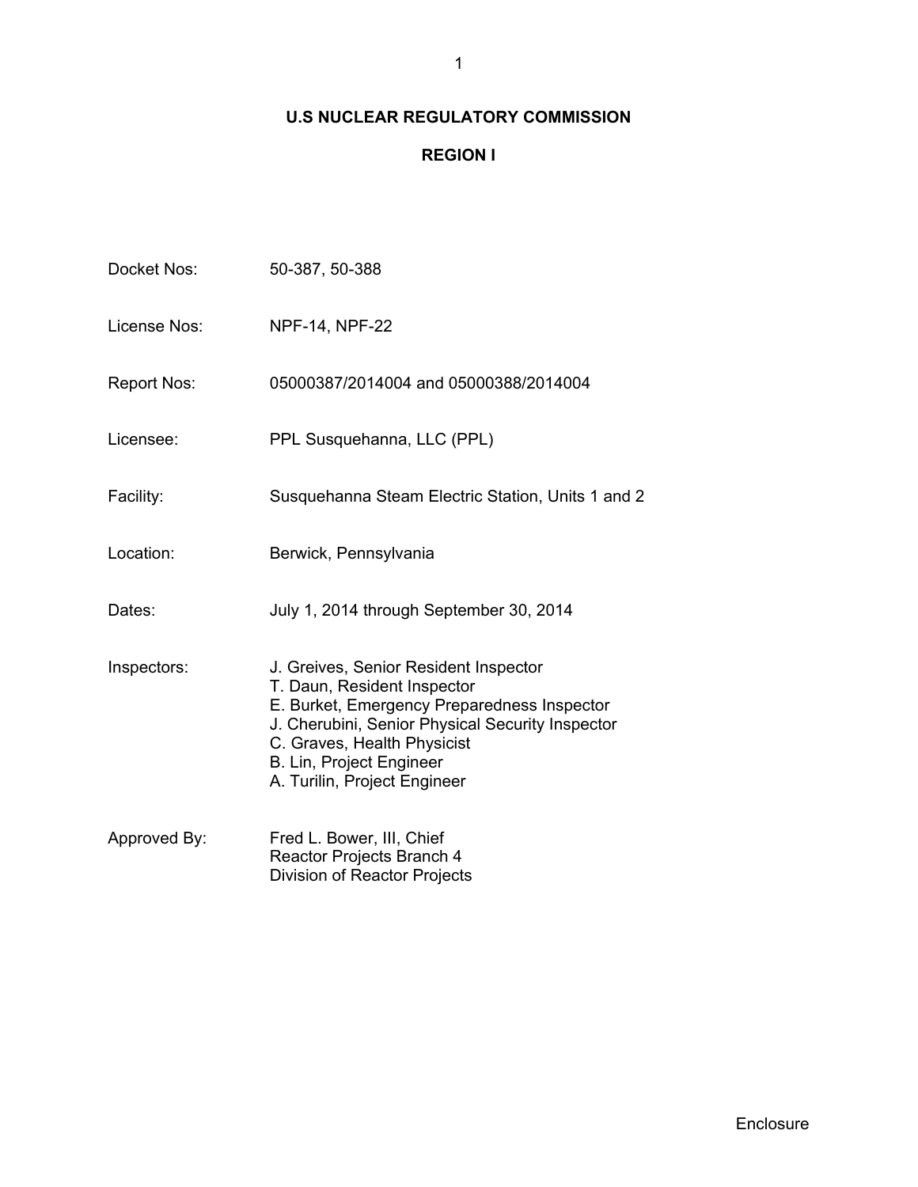# U.S NUCLEAR REGULATORY COMMISSION

## REGION I

| | |
|---|---|
| Docket Nos: | 50-387, 50-388 |
| License Nos: | NPF-14, NPF-22 |
| Report Nos: | 05000387/2014004 and 05000388/2014004 |
| Licensee: | PPL Susquehanna, LLC (PPL) |
| Facility: | Susquehanna Steam Electric Station, Units 1 and 2 |
| Location: | Berwick, Pennsylvania |
| Dates: | July 1, 2014 through September 30, 2014 |
| Inspectors: | J. Greives, Senior Resident Inspector<br>T. Daun, Resident Inspector<br>E. Burket, Emergency Preparedness Inspector<br>J. Cherubini, Senior Physical Security Inspector<br>C. Graves, Health Physicist<br>B. Lin, Project Engineer<br>A. Turilin, Project Engineer |
| Approved By: | Fred L. Bower, III, Chief<br>Reactor Projects Branch 4<br>Division of Reactor Projects |

Enclosure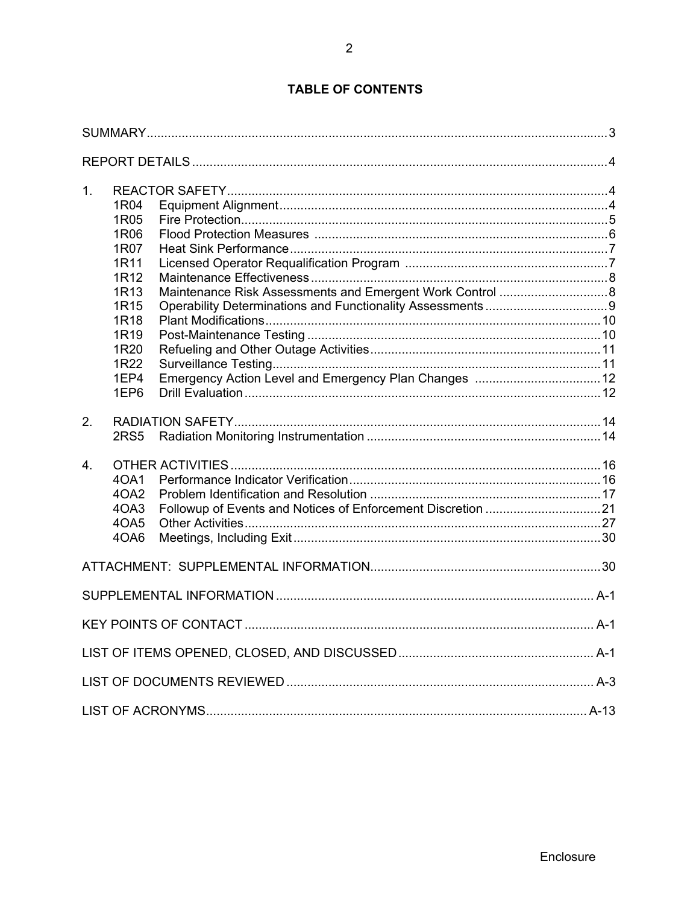**TABLE OF CONTENTS**

SUMMARY ..... 3

REPORT DETAILS ..... 4

1. REACTOR SAFETY ..... 4
   - 1R04 Equipment Alignment ..... 4
   - 1R05 Fire Protection ..... 5
   - 1R06 Flood Protection Measures ..... 6
   - 1R07 Heat Sink Performance ..... 7
   - 1R11 Licensed Operator Requalification Program ..... 7
   - 1R12 Maintenance Effectiveness ..... 8
   - 1R13 Maintenance Risk Assessments and Emergent Work Control ..... 8
   - 1R15 Operability Determinations and Functionality Assessments ..... 9
   - 1R18 Plant Modifications ..... 10
   - 1R19 Post-Maintenance Testing ..... 10
   - 1R20 Refueling and Other Outage Activities ..... 11
   - 1R22 Surveillance Testing ..... 11
   - 1EP4 Emergency Action Level and Emergency Plan Changes ..... 12
   - 1EP6 Drill Evaluation ..... 12

2. RADIATION SAFETY ..... 14
   - 2RS5 Radiation Monitoring Instrumentation ..... 14

4. OTHER ACTIVITIES ..... 16
   - 4OA1 Performance Indicator Verification ..... 16
   - 4OA2 Problem Identification and Resolution ..... 17
   - 4OA3 Followup of Events and Notices of Enforcement Discretion ..... 21
   - 4OA5 Other Activities ..... 27
   - 4OA6 Meetings, Including Exit ..... 30

ATTACHMENT: SUPPLEMENTAL INFORMATION ..... 30

SUPPLEMENTAL INFORMATION ..... A-1

KEY POINTS OF CONTACT ..... A-1

LIST OF ITEMS OPENED, CLOSED, AND DISCUSSED ..... A-1

LIST OF DOCUMENTS REVIEWED ..... A-3

LIST OF ACRONYMS ..... A-13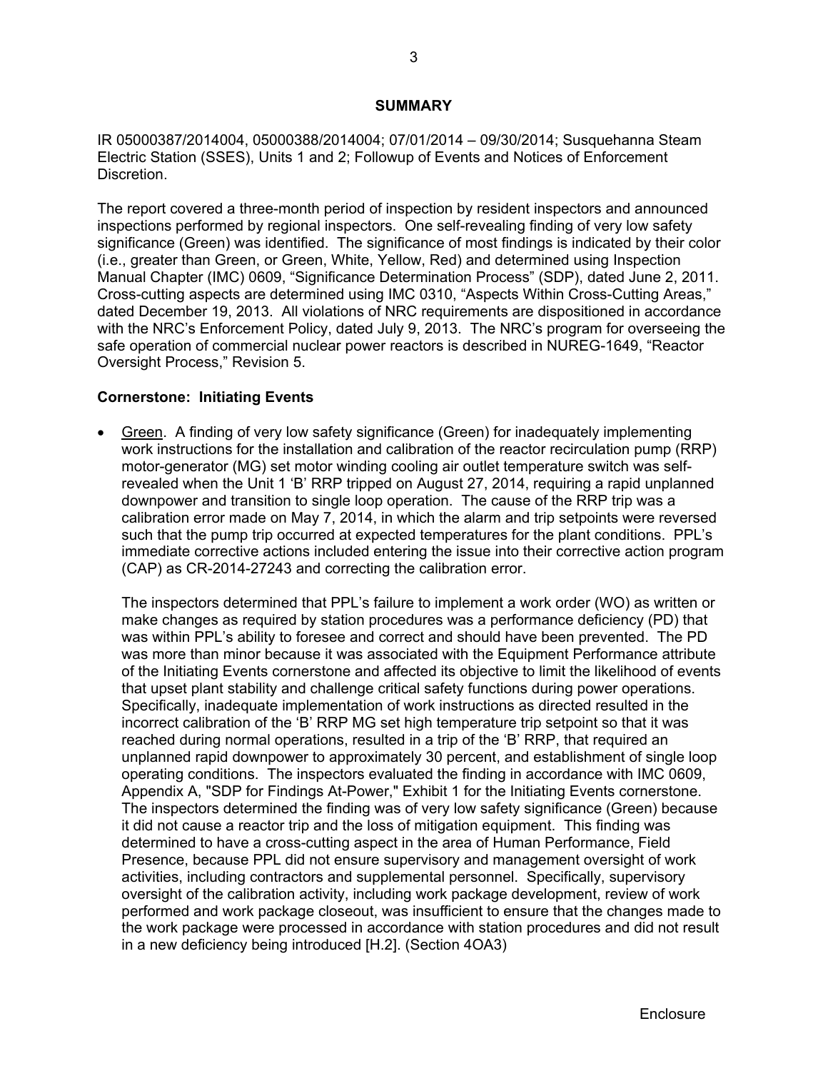## SUMMARY

IR 05000387/2014004, 05000388/2014004; 07/01/2014 – 09/30/2014; Susquehanna Steam Electric Station (SSES), Units 1 and 2; Followup of Events and Notices of Enforcement Discretion.

The report covered a three-month period of inspection by resident inspectors and announced inspections performed by regional inspectors. One self-revealing finding of very low safety significance (Green) was identified. The significance of most findings is indicated by their color (i.e., greater than Green, or Green, White, Yellow, Red) and determined using Inspection Manual Chapter (IMC) 0609, "Significance Determination Process" (SDP), dated June 2, 2011. Cross-cutting aspects are determined using IMC 0310, "Aspects Within Cross-Cutting Areas," dated December 19, 2013. All violations of NRC requirements are dispositioned in accordance with the NRC's Enforcement Policy, dated July 9, 2013. The NRC's program for overseeing the safe operation of commercial nuclear power reactors is described in NUREG-1649, "Reactor Oversight Process," Revision 5.

**Cornerstone: Initiating Events**

- Green. A finding of very low safety significance (Green) for inadequately implementing work instructions for the installation and calibration of the reactor recirculation pump (RRP) motor-generator (MG) set motor winding cooling air outlet temperature switch was self-revealed when the Unit 1 'B' RRP tripped on August 27, 2014, requiring a rapid unplanned downpower and transition to single loop operation. The cause of the RRP trip was a calibration error made on May 7, 2014, in which the alarm and trip setpoints were reversed such that the pump trip occurred at expected temperatures for the plant conditions. PPL's immediate corrective actions included entering the issue into their corrective action program (CAP) as CR-2014-27243 and correcting the calibration error.

  The inspectors determined that PPL's failure to implement a work order (WO) as written or make changes as required by station procedures was a performance deficiency (PD) that was within PPL's ability to foresee and correct and should have been prevented. The PD was more than minor because it was associated with the Equipment Performance attribute of the Initiating Events cornerstone and affected its objective to limit the likelihood of events that upset plant stability and challenge critical safety functions during power operations. Specifically, inadequate implementation of work instructions as directed resulted in the incorrect calibration of the 'B' RRP MG set high temperature trip setpoint so that it was reached during normal operations, resulted in a trip of the 'B' RRP, that required an unplanned rapid downpower to approximately 30 percent, and establishment of single loop operating conditions. The inspectors evaluated the finding in accordance with IMC 0609, Appendix A, "SDP for Findings At-Power," Exhibit 1 for the Initiating Events cornerstone. The inspectors determined the finding was of very low safety significance (Green) because it did not cause a reactor trip and the loss of mitigation equipment. This finding was determined to have a cross-cutting aspect in the area of Human Performance, Field Presence, because PPL did not ensure supervisory and management oversight of work activities, including contractors and supplemental personnel. Specifically, supervisory oversight of the calibration activity, including work package development, review of work performed and work package closeout, was insufficient to ensure that the changes made to the work package were processed in accordance with station procedures and did not result in a new deficiency being introduced [H.2]. (Section 4OA3)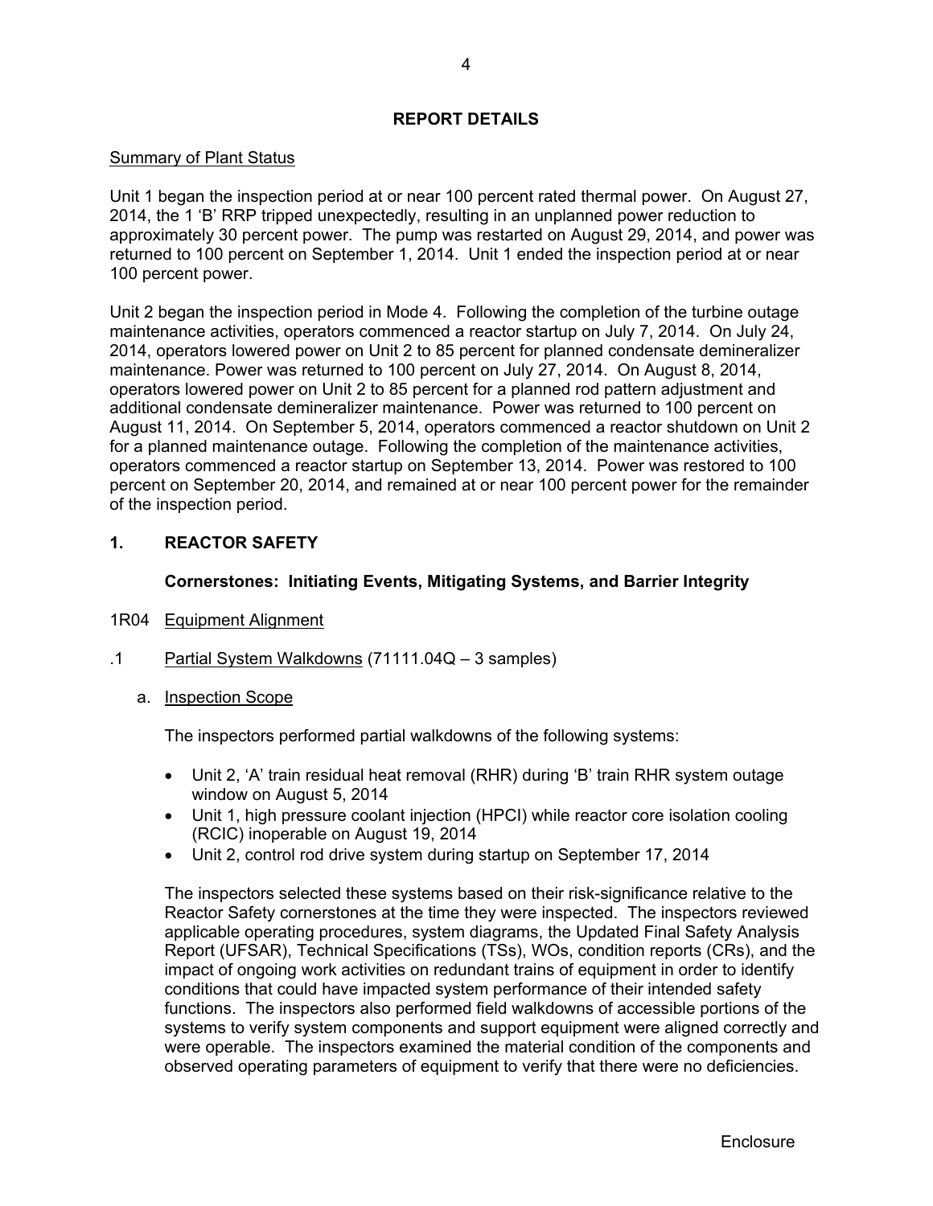## REPORT DETAILS

Summary of Plant Status

Unit 1 began the inspection period at or near 100 percent rated thermal power. On August 27, 2014, the 1 'B' RRP tripped unexpectedly, resulting in an unplanned power reduction to approximately 30 percent power. The pump was restarted on August 29, 2014, and power was returned to 100 percent on September 1, 2014. Unit 1 ended the inspection period at or near 100 percent power.

Unit 2 began the inspection period in Mode 4. Following the completion of the turbine outage maintenance activities, operators commenced a reactor startup on July 7, 2014. On July 24, 2014, operators lowered power on Unit 2 to 85 percent for planned condensate demineralizer maintenance. Power was returned to 100 percent on July 27, 2014. On August 8, 2014, operators lowered power on Unit 2 to 85 percent for a planned rod pattern adjustment and additional condensate demineralizer maintenance. Power was returned to 100 percent on August 11, 2014. On September 5, 2014, operators commenced a reactor shutdown on Unit 2 for a planned maintenance outage. Following the completion of the maintenance activities, operators commenced a reactor startup on September 13, 2014. Power was restored to 100 percent on September 20, 2014, and remained at or near 100 percent power for the remainder of the inspection period.

## 1. REACTOR SAFETY

### Cornerstones: Initiating Events, Mitigating Systems, and Barrier Integrity

1R04 Equipment Alignment

.1 Partial System Walkdowns (71111.04Q – 3 samples)

a. Inspection Scope

The inspectors performed partial walkdowns of the following systems:

- Unit 2, 'A' train residual heat removal (RHR) during 'B' train RHR system outage window on August 5, 2014
- Unit 1, high pressure coolant injection (HPCI) while reactor core isolation cooling (RCIC) inoperable on August 19, 2014
- Unit 2, control rod drive system during startup on September 17, 2014

The inspectors selected these systems based on their risk-significance relative to the Reactor Safety cornerstones at the time they were inspected. The inspectors reviewed applicable operating procedures, system diagrams, the Updated Final Safety Analysis Report (UFSAR), Technical Specifications (TSs), WOs, condition reports (CRs), and the impact of ongoing work activities on redundant trains of equipment in order to identify conditions that could have impacted system performance of their intended safety functions. The inspectors also performed field walkdowns of accessible portions of the systems to verify system components and support equipment were aligned correctly and were operable. The inspectors examined the material condition of the components and observed operating parameters of equipment to verify that there were no deficiencies.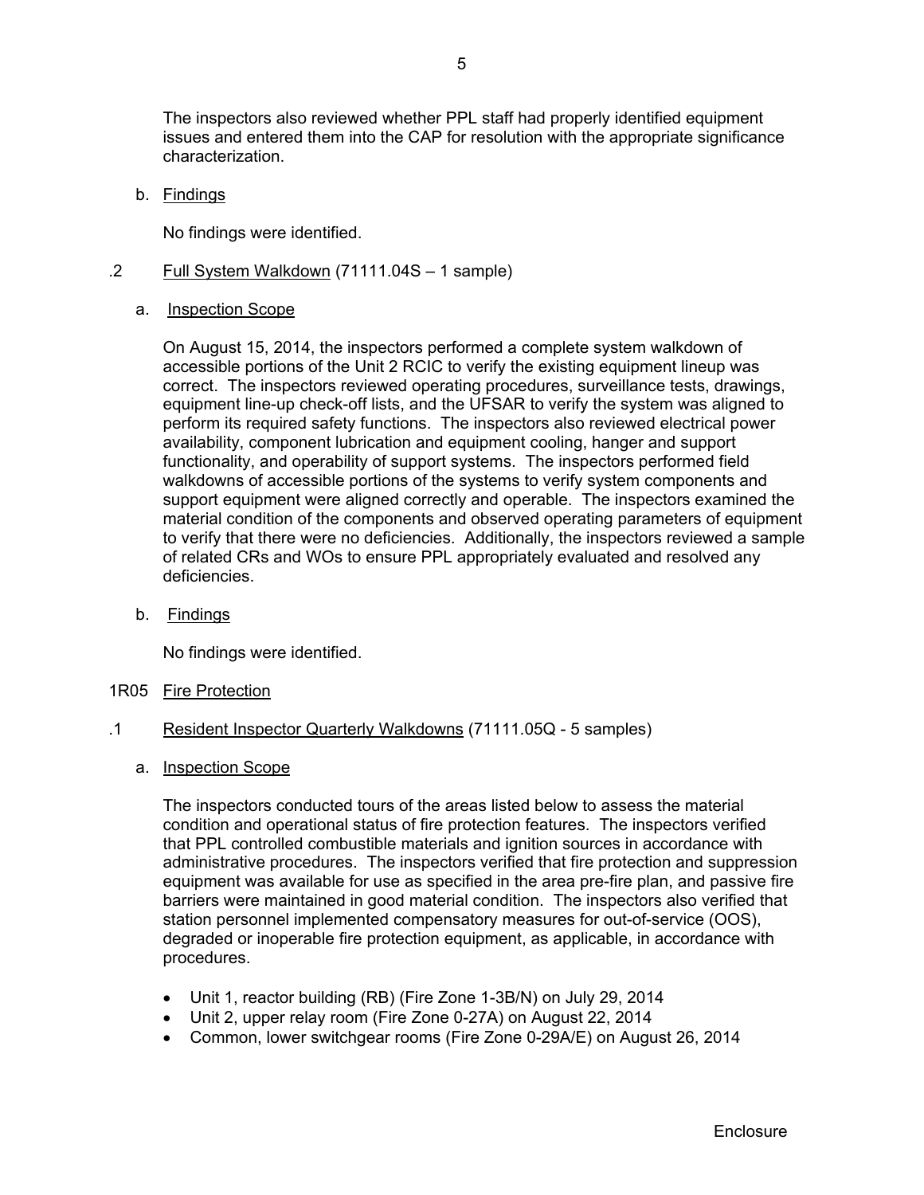The inspectors also reviewed whether PPL staff had properly identified equipment issues and entered them into the CAP for resolution with the appropriate significance characterization.

b. Findings

No findings were identified.

.2 Full System Walkdown (71111.04S – 1 sample)

a. Inspection Scope

On August 15, 2014, the inspectors performed a complete system walkdown of accessible portions of the Unit 2 RCIC to verify the existing equipment lineup was correct. The inspectors reviewed operating procedures, surveillance tests, drawings, equipment line-up check-off lists, and the UFSAR to verify the system was aligned to perform its required safety functions. The inspectors also reviewed electrical power availability, component lubrication and equipment cooling, hanger and support functionality, and operability of support systems. The inspectors performed field walkdowns of accessible portions of the systems to verify system components and support equipment were aligned correctly and operable. The inspectors examined the material condition of the components and observed operating parameters of equipment to verify that there were no deficiencies. Additionally, the inspectors reviewed a sample of related CRs and WOs to ensure PPL appropriately evaluated and resolved any deficiencies.

b. Findings

No findings were identified.

1R05 Fire Protection

.1 Resident Inspector Quarterly Walkdowns (71111.05Q - 5 samples)

a. Inspection Scope

The inspectors conducted tours of the areas listed below to assess the material condition and operational status of fire protection features. The inspectors verified that PPL controlled combustible materials and ignition sources in accordance with administrative procedures. The inspectors verified that fire protection and suppression equipment was available for use as specified in the area pre-fire plan, and passive fire barriers were maintained in good material condition. The inspectors also verified that station personnel implemented compensatory measures for out-of-service (OOS), degraded or inoperable fire protection equipment, as applicable, in accordance with procedures.

- Unit 1, reactor building (RB) (Fire Zone 1-3B/N) on July 29, 2014
- Unit 2, upper relay room (Fire Zone 0-27A) on August 22, 2014
- Common, lower switchgear rooms (Fire Zone 0-29A/E) on August 26, 2014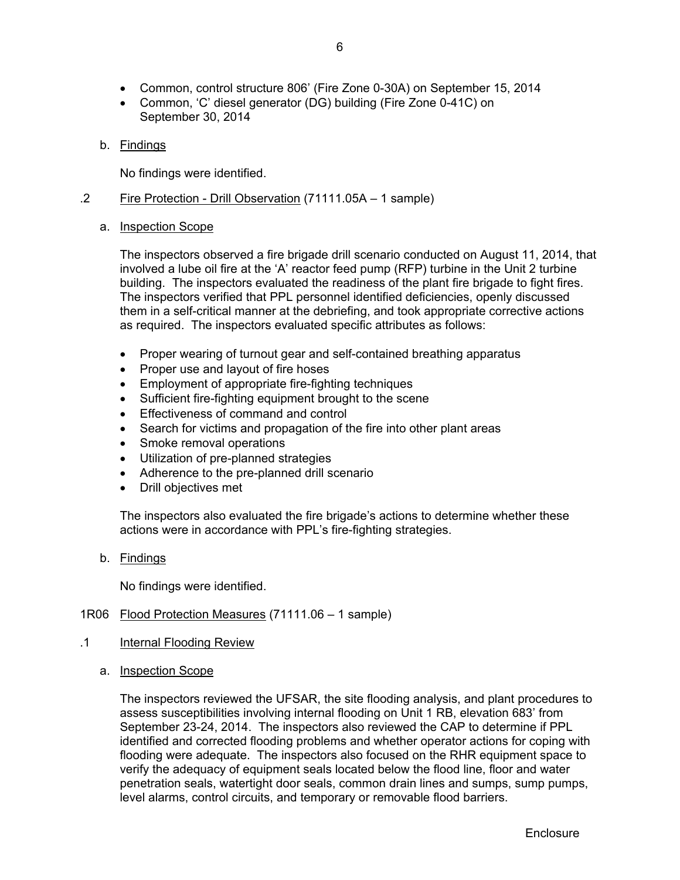- Common, control structure 806' (Fire Zone 0-30A) on September 15, 2014
- Common, 'C' diesel generator (DG) building (Fire Zone 0-41C) on September 30, 2014

b. Findings

No findings were identified.

.2 Fire Protection - Drill Observation (71111.05A – 1 sample)

a. Inspection Scope

The inspectors observed a fire brigade drill scenario conducted on August 11, 2014, that involved a lube oil fire at the 'A' reactor feed pump (RFP) turbine in the Unit 2 turbine building. The inspectors evaluated the readiness of the plant fire brigade to fight fires. The inspectors verified that PPL personnel identified deficiencies, openly discussed them in a self-critical manner at the debriefing, and took appropriate corrective actions as required. The inspectors evaluated specific attributes as follows:

- Proper wearing of turnout gear and self-contained breathing apparatus
- Proper use and layout of fire hoses
- Employment of appropriate fire-fighting techniques
- Sufficient fire-fighting equipment brought to the scene
- Effectiveness of command and control
- Search for victims and propagation of the fire into other plant areas
- Smoke removal operations
- Utilization of pre-planned strategies
- Adherence to the pre-planned drill scenario
- Drill objectives met

The inspectors also evaluated the fire brigade's actions to determine whether these actions were in accordance with PPL's fire-fighting strategies.

b. Findings

No findings were identified.

1R06 Flood Protection Measures (71111.06 – 1 sample)

.1 Internal Flooding Review

a. Inspection Scope

The inspectors reviewed the UFSAR, the site flooding analysis, and plant procedures to assess susceptibilities involving internal flooding on Unit 1 RB, elevation 683' from September 23-24, 2014. The inspectors also reviewed the CAP to determine if PPL identified and corrected flooding problems and whether operator actions for coping with flooding were adequate. The inspectors also focused on the RHR equipment space to verify the adequacy of equipment seals located below the flood line, floor and water penetration seals, watertight door seals, common drain lines and sumps, sump pumps, level alarms, control circuits, and temporary or removable flood barriers.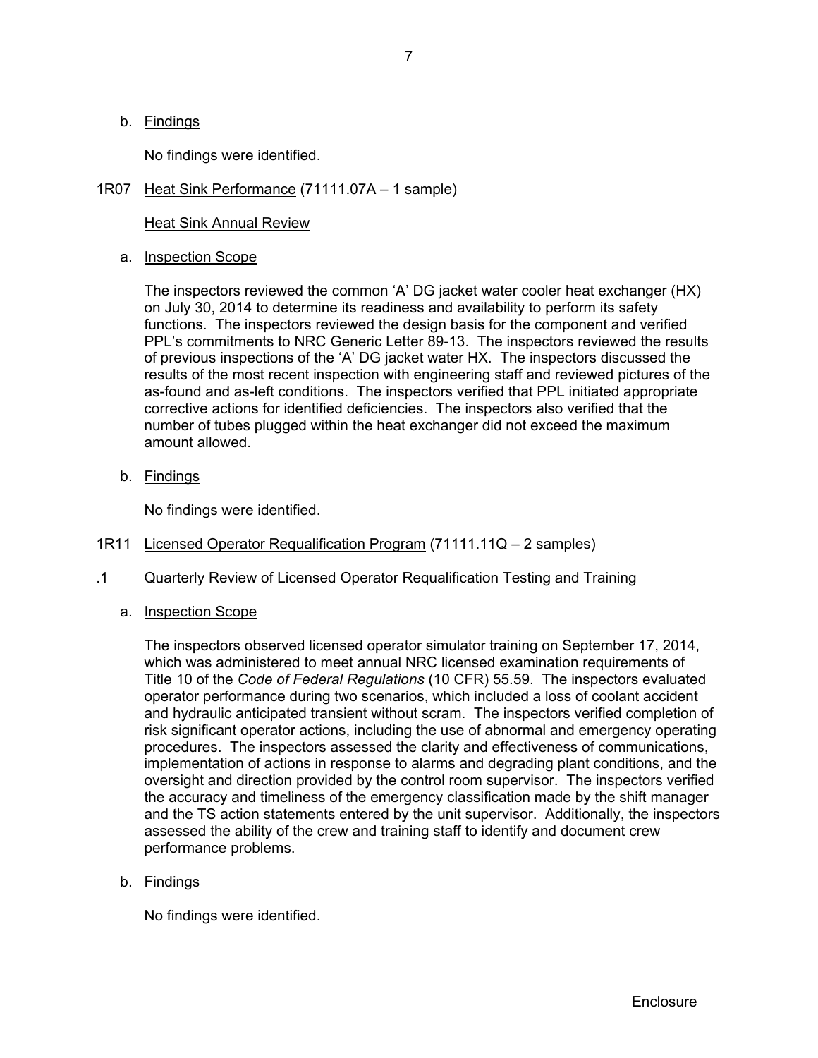b. Findings

No findings were identified.

## 1R07 Heat Sink Performance (71111.07A – 1 sample)

### Heat Sink Annual Review

a. Inspection Scope

The inspectors reviewed the common 'A' DG jacket water cooler heat exchanger (HX) on July 30, 2014 to determine its readiness and availability to perform its safety functions. The inspectors reviewed the design basis for the component and verified PPL's commitments to NRC Generic Letter 89-13. The inspectors reviewed the results of previous inspections of the 'A' DG jacket water HX. The inspectors discussed the results of the most recent inspection with engineering staff and reviewed pictures of the as-found and as-left conditions. The inspectors verified that PPL initiated appropriate corrective actions for identified deficiencies. The inspectors also verified that the number of tubes plugged within the heat exchanger did not exceed the maximum amount allowed.

b. Findings

No findings were identified.

## 1R11 Licensed Operator Requalification Program (71111.11Q – 2 samples)

### .1 Quarterly Review of Licensed Operator Requalification Testing and Training

a. Inspection Scope

The inspectors observed licensed operator simulator training on September 17, 2014, which was administered to meet annual NRC licensed examination requirements of Title 10 of the *Code of Federal Regulations* (10 CFR) 55.59. The inspectors evaluated operator performance during two scenarios, which included a loss of coolant accident and hydraulic anticipated transient without scram. The inspectors verified completion of risk significant operator actions, including the use of abnormal and emergency operating procedures. The inspectors assessed the clarity and effectiveness of communications, implementation of actions in response to alarms and degrading plant conditions, and the oversight and direction provided by the control room supervisor. The inspectors verified the accuracy and timeliness of the emergency classification made by the shift manager and the TS action statements entered by the unit supervisor. Additionally, the inspectors assessed the ability of the crew and training staff to identify and document crew performance problems.

b. Findings

No findings were identified.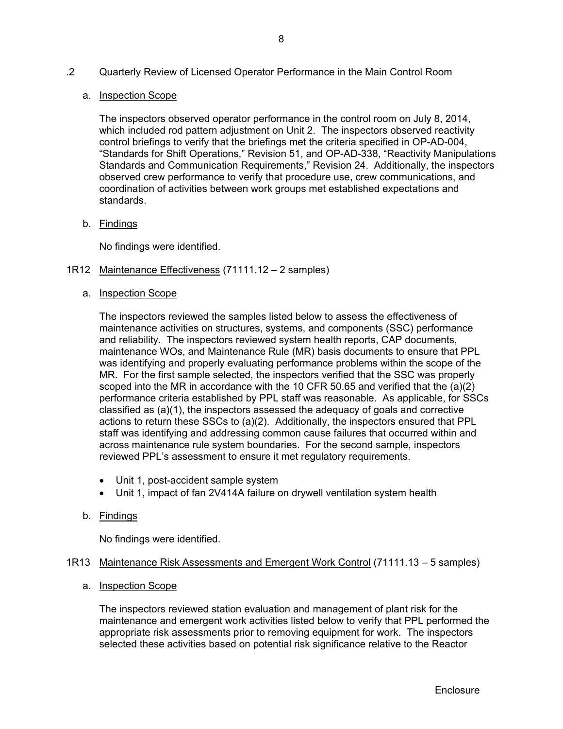## .2 Quarterly Review of Licensed Operator Performance in the Main Control Room

### a. Inspection Scope

The inspectors observed operator performance in the control room on July 8, 2014, which included rod pattern adjustment on Unit 2. The inspectors observed reactivity control briefings to verify that the briefings met the criteria specified in OP-AD-004, "Standards for Shift Operations," Revision 51, and OP-AD-338, "Reactivity Manipulations Standards and Communication Requirements," Revision 24. Additionally, the inspectors observed crew performance to verify that procedure use, crew communications, and coordination of activities between work groups met established expectations and standards.

### b. Findings

No findings were identified.

## 1R12 Maintenance Effectiveness (71111.12 – 2 samples)

### a. Inspection Scope

The inspectors reviewed the samples listed below to assess the effectiveness of maintenance activities on structures, systems, and components (SSC) performance and reliability. The inspectors reviewed system health reports, CAP documents, maintenance WOs, and Maintenance Rule (MR) basis documents to ensure that PPL was identifying and properly evaluating performance problems within the scope of the MR. For the first sample selected, the inspectors verified that the SSC was properly scoped into the MR in accordance with the 10 CFR 50.65 and verified that the (a)(2) performance criteria established by PPL staff was reasonable. As applicable, for SSCs classified as (a)(1), the inspectors assessed the adequacy of goals and corrective actions to return these SSCs to (a)(2). Additionally, the inspectors ensured that PPL staff was identifying and addressing common cause failures that occurred within and across maintenance rule system boundaries. For the second sample, inspectors reviewed PPL's assessment to ensure it met regulatory requirements.

- Unit 1, post-accident sample system
- Unit 1, impact of fan 2V414A failure on drywell ventilation system health

### b. Findings

No findings were identified.

## 1R13 Maintenance Risk Assessments and Emergent Work Control (71111.13 – 5 samples)

### a. Inspection Scope

The inspectors reviewed station evaluation and management of plant risk for the maintenance and emergent work activities listed below to verify that PPL performed the appropriate risk assessments prior to removing equipment for work. The inspectors selected these activities based on potential risk significance relative to the Reactor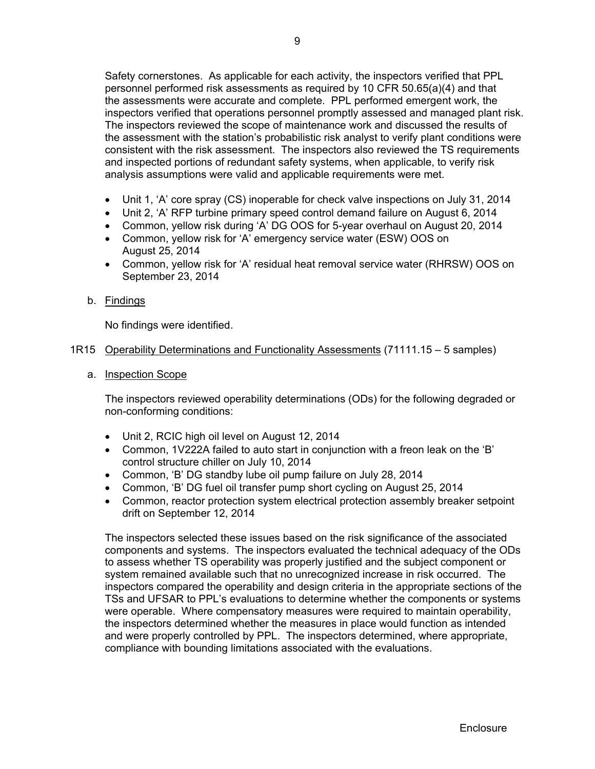Safety cornerstones. As applicable for each activity, the inspectors verified that PPL personnel performed risk assessments as required by 10 CFR 50.65(a)(4) and that the assessments were accurate and complete. PPL performed emergent work, the inspectors verified that operations personnel promptly assessed and managed plant risk. The inspectors reviewed the scope of maintenance work and discussed the results of the assessment with the station's probabilistic risk analyst to verify plant conditions were consistent with the risk assessment. The inspectors also reviewed the TS requirements and inspected portions of redundant safety systems, when applicable, to verify risk analysis assumptions were valid and applicable requirements were met.

- Unit 1, 'A' core spray (CS) inoperable for check valve inspections on July 31, 2014
- Unit 2, 'A' RFP turbine primary speed control demand failure on August 6, 2014
- Common, yellow risk during 'A' DG OOS for 5-year overhaul on August 20, 2014
- Common, yellow risk for 'A' emergency service water (ESW) OOS on August 25, 2014
- Common, yellow risk for 'A' residual heat removal service water (RHRSW) OOS on September 23, 2014

b. Findings

No findings were identified.

1R15 Operability Determinations and Functionality Assessments (71111.15 – 5 samples)

a. Inspection Scope

The inspectors reviewed operability determinations (ODs) for the following degraded or non-conforming conditions:

- Unit 2, RCIC high oil level on August 12, 2014
- Common, 1V222A failed to auto start in conjunction with a freon leak on the 'B' control structure chiller on July 10, 2014
- Common, 'B' DG standby lube oil pump failure on July 28, 2014
- Common, 'B' DG fuel oil transfer pump short cycling on August 25, 2014
- Common, reactor protection system electrical protection assembly breaker setpoint drift on September 12, 2014

The inspectors selected these issues based on the risk significance of the associated components and systems. The inspectors evaluated the technical adequacy of the ODs to assess whether TS operability was properly justified and the subject component or system remained available such that no unrecognized increase in risk occurred. The inspectors compared the operability and design criteria in the appropriate sections of the TSs and UFSAR to PPL's evaluations to determine whether the components or systems were operable. Where compensatory measures were required to maintain operability, the inspectors determined whether the measures in place would function as intended and were properly controlled by PPL. The inspectors determined, where appropriate, compliance with bounding limitations associated with the evaluations.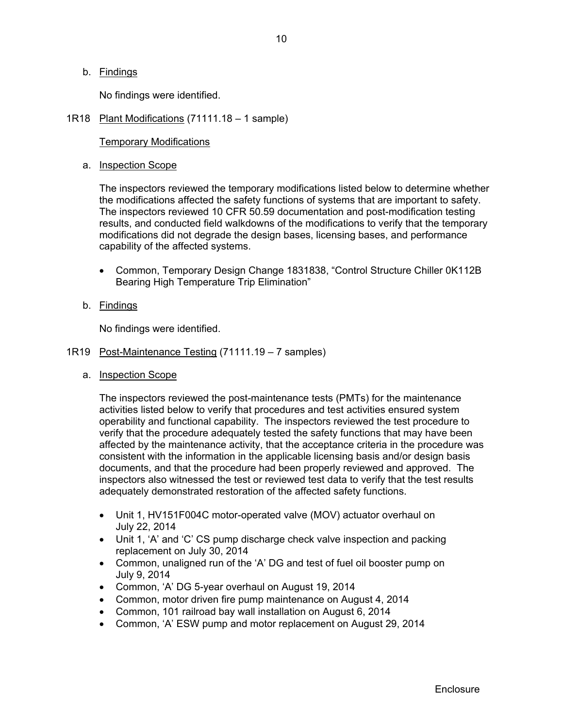b. Findings

No findings were identified.

## 1R18 Plant Modifications (71111.18 – 1 sample)

### Temporary Modifications

a. Inspection Scope

The inspectors reviewed the temporary modifications listed below to determine whether the modifications affected the safety functions of systems that are important to safety. The inspectors reviewed 10 CFR 50.59 documentation and post-modification testing results, and conducted field walkdowns of the modifications to verify that the temporary modifications did not degrade the design bases, licensing bases, and performance capability of the affected systems.

- Common, Temporary Design Change 1831838, "Control Structure Chiller 0K112B Bearing High Temperature Trip Elimination"

b. Findings

No findings were identified.

## 1R19 Post-Maintenance Testing (71111.19 – 7 samples)

a. Inspection Scope

The inspectors reviewed the post-maintenance tests (PMTs) for the maintenance activities listed below to verify that procedures and test activities ensured system operability and functional capability. The inspectors reviewed the test procedure to verify that the procedure adequately tested the safety functions that may have been affected by the maintenance activity, that the acceptance criteria in the procedure was consistent with the information in the applicable licensing basis and/or design basis documents, and that the procedure had been properly reviewed and approved. The inspectors also witnessed the test or reviewed test data to verify that the test results adequately demonstrated restoration of the affected safety functions.

- Unit 1, HV151F004C motor-operated valve (MOV) actuator overhaul on July 22, 2014
- Unit 1, 'A' and 'C' CS pump discharge check valve inspection and packing replacement on July 30, 2014
- Common, unaligned run of the 'A' DG and test of fuel oil booster pump on July 9, 2014
- Common, 'A' DG 5-year overhaul on August 19, 2014
- Common, motor driven fire pump maintenance on August 4, 2014
- Common, 101 railroad bay wall installation on August 6, 2014
- Common, 'A' ESW pump and motor replacement on August 29, 2014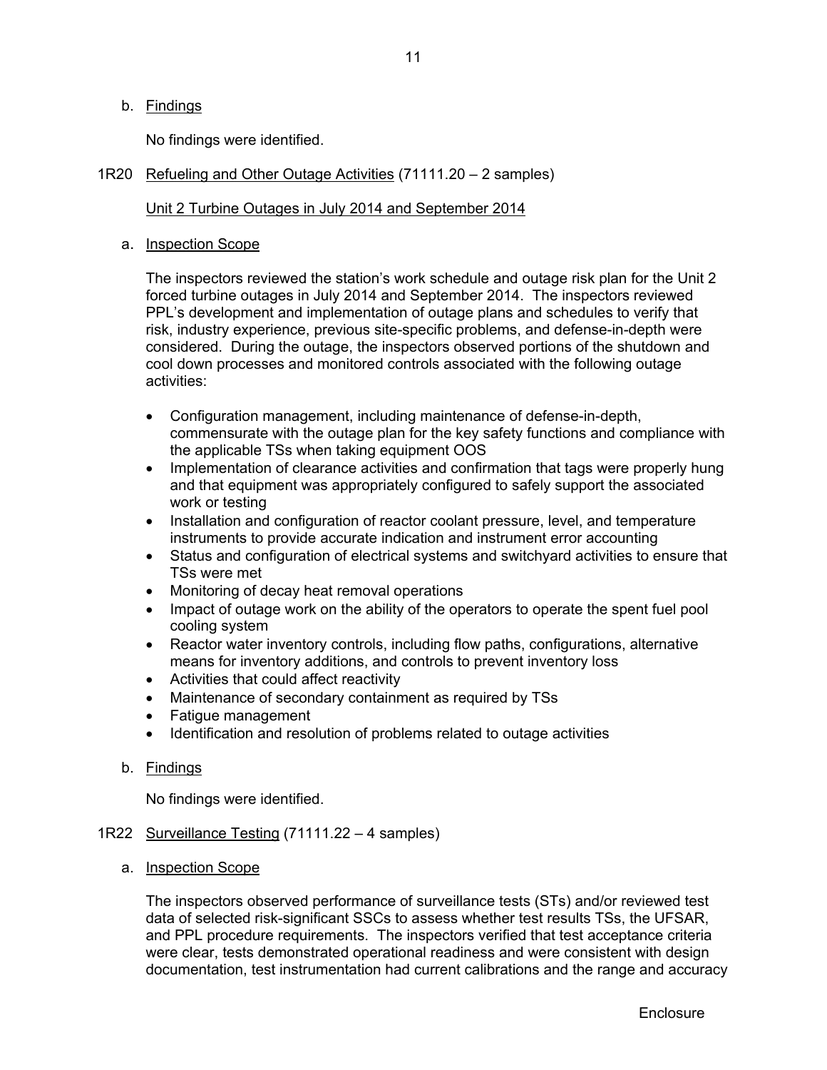b. Findings

No findings were identified.

## 1R20 Refueling and Other Outage Activities (71111.20 – 2 samples)

Unit 2 Turbine Outages in July 2014 and September 2014

a. Inspection Scope

The inspectors reviewed the station's work schedule and outage risk plan for the Unit 2 forced turbine outages in July 2014 and September 2014. The inspectors reviewed PPL's development and implementation of outage plans and schedules to verify that risk, industry experience, previous site-specific problems, and defense-in-depth were considered. During the outage, the inspectors observed portions of the shutdown and cool down processes and monitored controls associated with the following outage activities:

- Configuration management, including maintenance of defense-in-depth, commensurate with the outage plan for the key safety functions and compliance with the applicable TSs when taking equipment OOS
- Implementation of clearance activities and confirmation that tags were properly hung and that equipment was appropriately configured to safely support the associated work or testing
- Installation and configuration of reactor coolant pressure, level, and temperature instruments to provide accurate indication and instrument error accounting
- Status and configuration of electrical systems and switchyard activities to ensure that TSs were met
- Monitoring of decay heat removal operations
- Impact of outage work on the ability of the operators to operate the spent fuel pool cooling system
- Reactor water inventory controls, including flow paths, configurations, alternative means for inventory additions, and controls to prevent inventory loss
- Activities that could affect reactivity
- Maintenance of secondary containment as required by TSs
- Fatigue management
- Identification and resolution of problems related to outage activities

b. Findings

No findings were identified.

## 1R22 Surveillance Testing (71111.22 – 4 samples)

a. Inspection Scope

The inspectors observed performance of surveillance tests (STs) and/or reviewed test data of selected risk-significant SSCs to assess whether test results TSs, the UFSAR, and PPL procedure requirements. The inspectors verified that test acceptance criteria were clear, tests demonstrated operational readiness and were consistent with design documentation, test instrumentation had current calibrations and the range and accuracy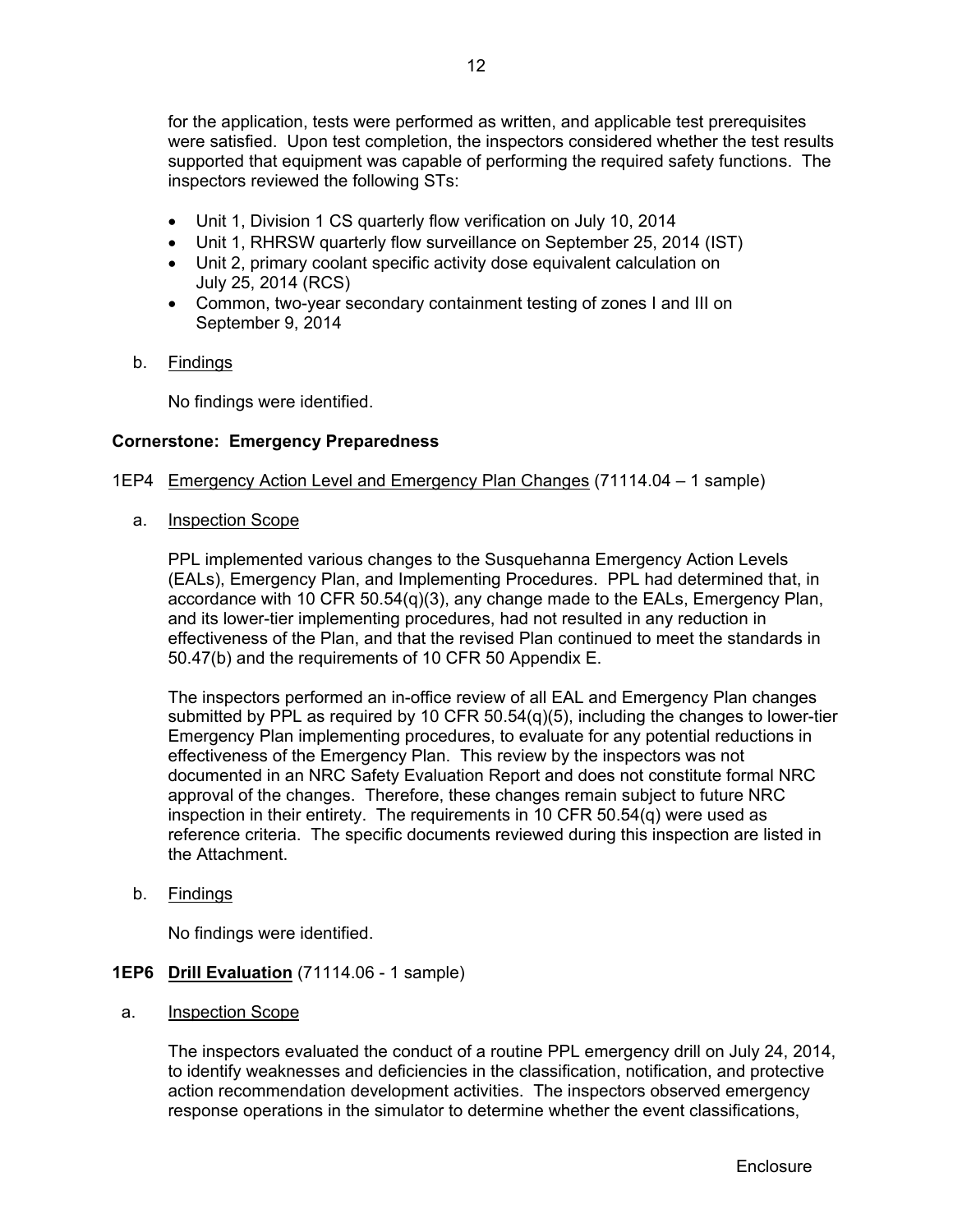for the application, tests were performed as written, and applicable test prerequisites were satisfied. Upon test completion, the inspectors considered whether the test results supported that equipment was capable of performing the required safety functions. The inspectors reviewed the following STs:

- Unit 1, Division 1 CS quarterly flow verification on July 10, 2014
- Unit 1, RHRSW quarterly flow surveillance on September 25, 2014 (IST)
- Unit 2, primary coolant specific activity dose equivalent calculation on July 25, 2014 (RCS)
- Common, two-year secondary containment testing of zones I and III on September 9, 2014

b. Findings

No findings were identified.

**Cornerstone: Emergency Preparedness**

1EP4 Emergency Action Level and Emergency Plan Changes (71114.04 – 1 sample)

a. Inspection Scope

PPL implemented various changes to the Susquehanna Emergency Action Levels (EALs), Emergency Plan, and Implementing Procedures. PPL had determined that, in accordance with 10 CFR 50.54(q)(3), any change made to the EALs, Emergency Plan, and its lower-tier implementing procedures, had not resulted in any reduction in effectiveness of the Plan, and that the revised Plan continued to meet the standards in 50.47(b) and the requirements of 10 CFR 50 Appendix E.

The inspectors performed an in-office review of all EAL and Emergency Plan changes submitted by PPL as required by 10 CFR 50.54(q)(5), including the changes to lower-tier Emergency Plan implementing procedures, to evaluate for any potential reductions in effectiveness of the Emergency Plan. This review by the inspectors was not documented in an NRC Safety Evaluation Report and does not constitute formal NRC approval of the changes. Therefore, these changes remain subject to future NRC inspection in their entirety. The requirements in 10 CFR 50.54(q) were used as reference criteria. The specific documents reviewed during this inspection are listed in the Attachment.

b. Findings

No findings were identified.

**1EP6 Drill Evaluation** (71114.06 - 1 sample)

a. Inspection Scope

The inspectors evaluated the conduct of a routine PPL emergency drill on July 24, 2014, to identify weaknesses and deficiencies in the classification, notification, and protective action recommendation development activities. The inspectors observed emergency response operations in the simulator to determine whether the event classifications,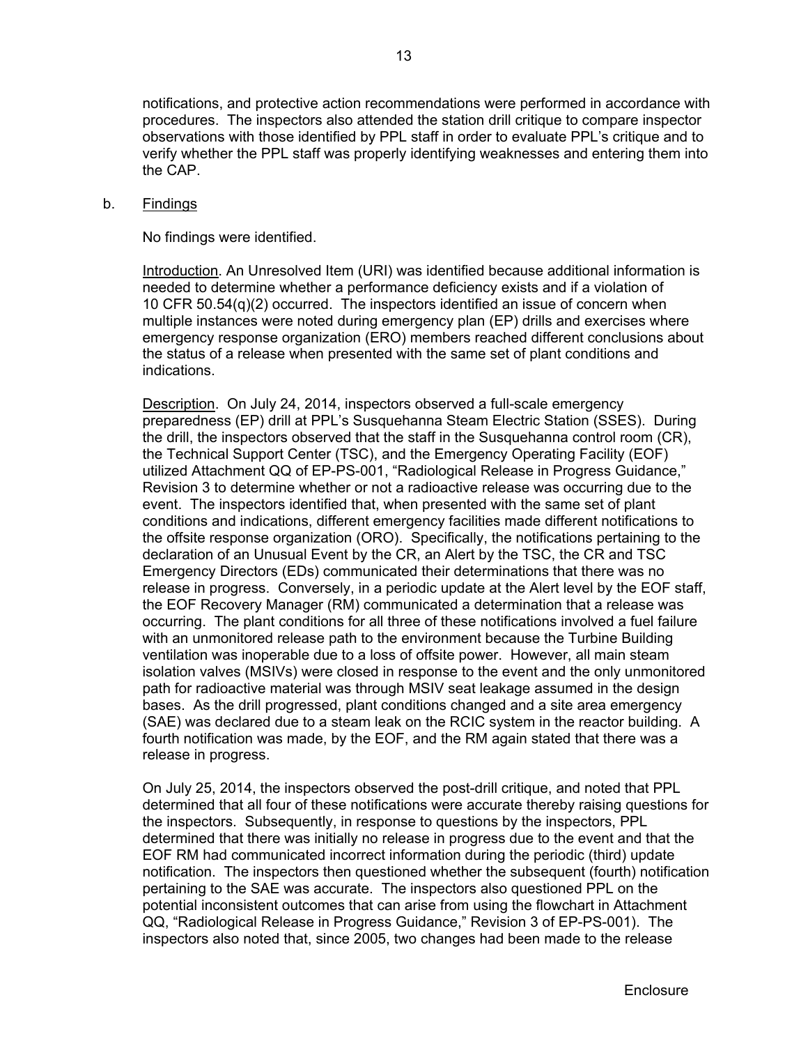notifications, and protective action recommendations were performed in accordance with procedures. The inspectors also attended the station drill critique to compare inspector observations with those identified by PPL staff in order to evaluate PPL's critique and to verify whether the PPL staff was properly identifying weaknesses and entering them into the CAP.

b. Findings

No findings were identified.

Introduction. An Unresolved Item (URI) was identified because additional information is needed to determine whether a performance deficiency exists and if a violation of 10 CFR 50.54(q)(2) occurred. The inspectors identified an issue of concern when multiple instances were noted during emergency plan (EP) drills and exercises where emergency response organization (ERO) members reached different conclusions about the status of a release when presented with the same set of plant conditions and indications.

Description. On July 24, 2014, inspectors observed a full-scale emergency preparedness (EP) drill at PPL's Susquehanna Steam Electric Station (SSES). During the drill, the inspectors observed that the staff in the Susquehanna control room (CR), the Technical Support Center (TSC), and the Emergency Operating Facility (EOF) utilized Attachment QQ of EP-PS-001, "Radiological Release in Progress Guidance," Revision 3 to determine whether or not a radioactive release was occurring due to the event. The inspectors identified that, when presented with the same set of plant conditions and indications, different emergency facilities made different notifications to the offsite response organization (ORO). Specifically, the notifications pertaining to the declaration of an Unusual Event by the CR, an Alert by the TSC, the CR and TSC Emergency Directors (EDs) communicated their determinations that there was no release in progress. Conversely, in a periodic update at the Alert level by the EOF staff, the EOF Recovery Manager (RM) communicated a determination that a release was occurring. The plant conditions for all three of these notifications involved a fuel failure with an unmonitored release path to the environment because the Turbine Building ventilation was inoperable due to a loss of offsite power. However, all main steam isolation valves (MSIVs) were closed in response to the event and the only unmonitored path for radioactive material was through MSIV seat leakage assumed in the design bases. As the drill progressed, plant conditions changed and a site area emergency (SAE) was declared due to a steam leak on the RCIC system in the reactor building. A fourth notification was made, by the EOF, and the RM again stated that there was a release in progress.

On July 25, 2014, the inspectors observed the post-drill critique, and noted that PPL determined that all four of these notifications were accurate thereby raising questions for the inspectors. Subsequently, in response to questions by the inspectors, PPL determined that there was initially no release in progress due to the event and that the EOF RM had communicated incorrect information during the periodic (third) update notification. The inspectors then questioned whether the subsequent (fourth) notification pertaining to the SAE was accurate. The inspectors also questioned PPL on the potential inconsistent outcomes that can arise from using the flowchart in Attachment QQ, "Radiological Release in Progress Guidance," Revision 3 of EP-PS-001). The inspectors also noted that, since 2005, two changes had been made to the release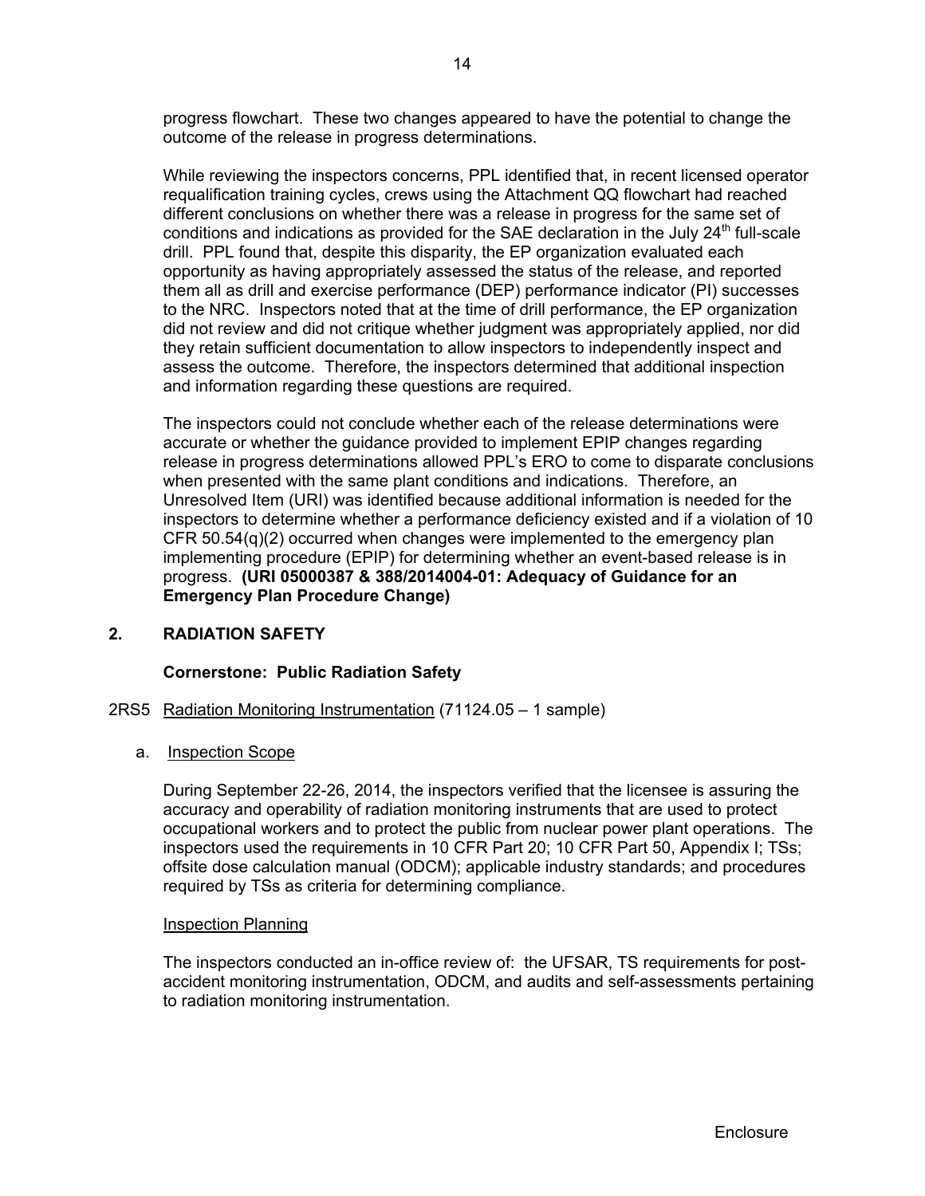progress flowchart. These two changes appeared to have the potential to change the outcome of the release in progress determinations.

While reviewing the inspectors concerns, PPL identified that, in recent licensed operator requalification training cycles, crews using the Attachment QQ flowchart had reached different conclusions on whether there was a release in progress for the same set of conditions and indications as provided for the SAE declaration in the July 24th full-scale drill. PPL found that, despite this disparity, the EP organization evaluated each opportunity as having appropriately assessed the status of the release, and reported them all as drill and exercise performance (DEP) performance indicator (PI) successes to the NRC. Inspectors noted that at the time of drill performance, the EP organization did not review and did not critique whether judgment was appropriately applied, nor did they retain sufficient documentation to allow inspectors to independently inspect and assess the outcome. Therefore, the inspectors determined that additional inspection and information regarding these questions are required.

The inspectors could not conclude whether each of the release determinations were accurate or whether the guidance provided to implement EPIP changes regarding release in progress determinations allowed PPL's ERO to come to disparate conclusions when presented with the same plant conditions and indications. Therefore, an Unresolved Item (URI) was identified because additional information is needed for the inspectors to determine whether a performance deficiency existed and if a violation of 10 CFR 50.54(q)(2) occurred when changes were implemented to the emergency plan implementing procedure (EPIP) for determining whether an event-based release is in progress. **(URI 05000387 & 388/2014004-01: Adequacy of Guidance for an Emergency Plan Procedure Change)**

## 2. RADIATION SAFETY

**Cornerstone: Public Radiation Safety**

### 2RS5 Radiation Monitoring Instrumentation (71124.05 – 1 sample)

a. Inspection Scope

During September 22-26, 2014, the inspectors verified that the licensee is assuring the accuracy and operability of radiation monitoring instruments that are used to protect occupational workers and to protect the public from nuclear power plant operations. The inspectors used the requirements in 10 CFR Part 20; 10 CFR Part 50, Appendix I; TSs; offsite dose calculation manual (ODCM); applicable industry standards; and procedures required by TSs as criteria for determining compliance.

Inspection Planning

The inspectors conducted an in-office review of: the UFSAR, TS requirements for post-accident monitoring instrumentation, ODCM, and audits and self-assessments pertaining to radiation monitoring instrumentation.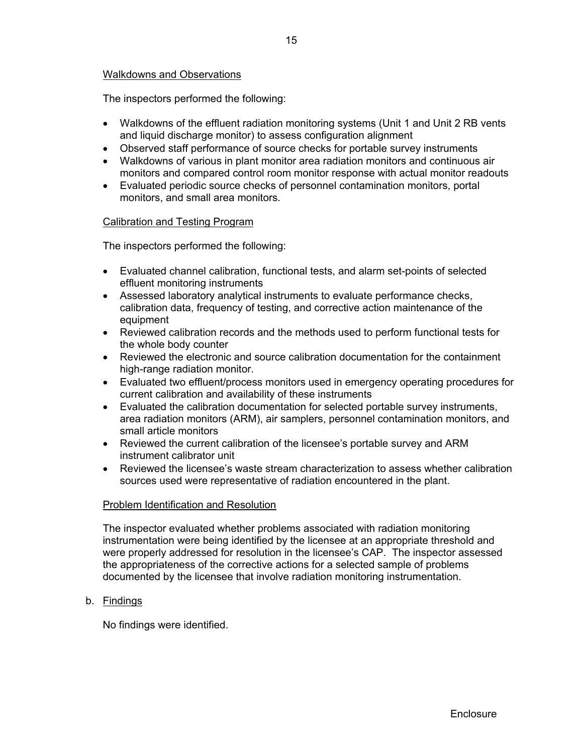Walkdowns and Observations

The inspectors performed the following:

- Walkdowns of the effluent radiation monitoring systems (Unit 1 and Unit 2 RB vents and liquid discharge monitor) to assess configuration alignment
- Observed staff performance of source checks for portable survey instruments
- Walkdowns of various in plant monitor area radiation monitors and continuous air monitors and compared control room monitor response with actual monitor readouts
- Evaluated periodic source checks of personnel contamination monitors, portal monitors, and small area monitors.

Calibration and Testing Program

The inspectors performed the following:

- Evaluated channel calibration, functional tests, and alarm set-points of selected effluent monitoring instruments
- Assessed laboratory analytical instruments to evaluate performance checks, calibration data, frequency of testing, and corrective action maintenance of the equipment
- Reviewed calibration records and the methods used to perform functional tests for the whole body counter
- Reviewed the electronic and source calibration documentation for the containment high-range radiation monitor.
- Evaluated two effluent/process monitors used in emergency operating procedures for current calibration and availability of these instruments
- Evaluated the calibration documentation for selected portable survey instruments, area radiation monitors (ARM), air samplers, personnel contamination monitors, and small article monitors
- Reviewed the current calibration of the licensee's portable survey and ARM instrument calibrator unit
- Reviewed the licensee's waste stream characterization to assess whether calibration sources used were representative of radiation encountered in the plant.

Problem Identification and Resolution

The inspector evaluated whether problems associated with radiation monitoring instrumentation were being identified by the licensee at an appropriate threshold and were properly addressed for resolution in the licensee's CAP. The inspector assessed the appropriateness of the corrective actions for a selected sample of problems documented by the licensee that involve radiation monitoring instrumentation.

b. Findings

No findings were identified.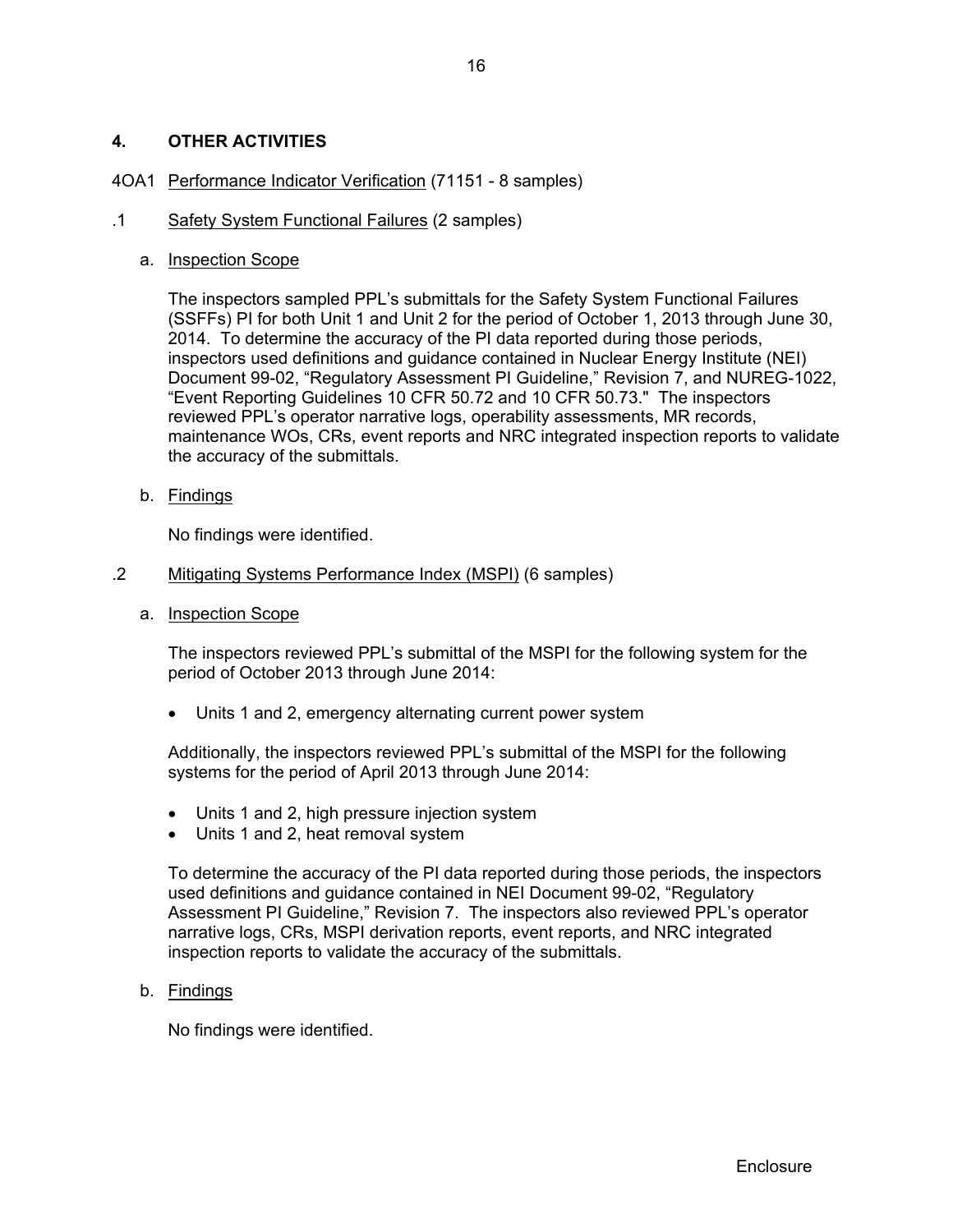## 4. OTHER ACTIVITIES

4OA1 Performance Indicator Verification (71151 - 8 samples)

### .1 Safety System Functional Failures (2 samples)

a. Inspection Scope

The inspectors sampled PPL's submittals for the Safety System Functional Failures (SSFFs) PI for both Unit 1 and Unit 2 for the period of October 1, 2013 through June 30, 2014. To determine the accuracy of the PI data reported during those periods, inspectors used definitions and guidance contained in Nuclear Energy Institute (NEI) Document 99-02, "Regulatory Assessment PI Guideline," Revision 7, and NUREG-1022, "Event Reporting Guidelines 10 CFR 50.72 and 10 CFR 50.73." The inspectors reviewed PPL's operator narrative logs, operability assessments, MR records, maintenance WOs, CRs, event reports and NRC integrated inspection reports to validate the accuracy of the submittals.

b. Findings

No findings were identified.

### .2 Mitigating Systems Performance Index (MSPI) (6 samples)

a. Inspection Scope

The inspectors reviewed PPL's submittal of the MSPI for the following system for the period of October 2013 through June 2014:

- Units 1 and 2, emergency alternating current power system

Additionally, the inspectors reviewed PPL's submittal of the MSPI for the following systems for the period of April 2013 through June 2014:

- Units 1 and 2, high pressure injection system
- Units 1 and 2, heat removal system

To determine the accuracy of the PI data reported during those periods, the inspectors used definitions and guidance contained in NEI Document 99-02, "Regulatory Assessment PI Guideline," Revision 7. The inspectors also reviewed PPL's operator narrative logs, CRs, MSPI derivation reports, event reports, and NRC integrated inspection reports to validate the accuracy of the submittals.

b. Findings

No findings were identified.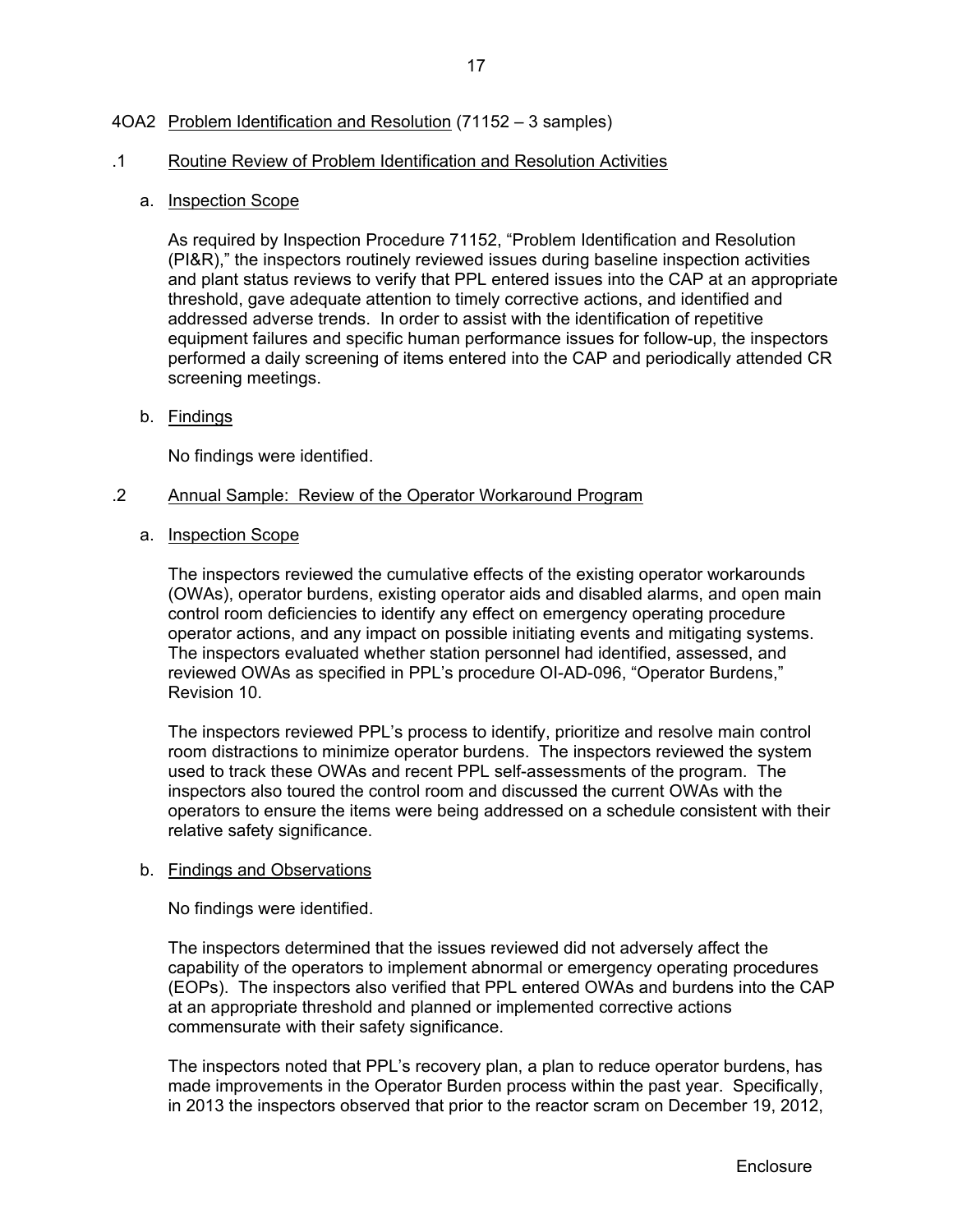4OA2 Problem Identification and Resolution (71152 – 3 samples)

.1 Routine Review of Problem Identification and Resolution Activities

a. Inspection Scope

As required by Inspection Procedure 71152, "Problem Identification and Resolution (PI&R)," the inspectors routinely reviewed issues during baseline inspection activities and plant status reviews to verify that PPL entered issues into the CAP at an appropriate threshold, gave adequate attention to timely corrective actions, and identified and addressed adverse trends. In order to assist with the identification of repetitive equipment failures and specific human performance issues for follow-up, the inspectors performed a daily screening of items entered into the CAP and periodically attended CR screening meetings.

b. Findings

No findings were identified.

.2 Annual Sample: Review of the Operator Workaround Program

a. Inspection Scope

The inspectors reviewed the cumulative effects of the existing operator workarounds (OWAs), operator burdens, existing operator aids and disabled alarms, and open main control room deficiencies to identify any effect on emergency operating procedure operator actions, and any impact on possible initiating events and mitigating systems. The inspectors evaluated whether station personnel had identified, assessed, and reviewed OWAs as specified in PPL's procedure OI-AD-096, "Operator Burdens," Revision 10.

The inspectors reviewed PPL's process to identify, prioritize and resolve main control room distractions to minimize operator burdens. The inspectors reviewed the system used to track these OWAs and recent PPL self-assessments of the program. The inspectors also toured the control room and discussed the current OWAs with the operators to ensure the items were being addressed on a schedule consistent with their relative safety significance.

b. Findings and Observations

No findings were identified.

The inspectors determined that the issues reviewed did not adversely affect the capability of the operators to implement abnormal or emergency operating procedures (EOPs). The inspectors also verified that PPL entered OWAs and burdens into the CAP at an appropriate threshold and planned or implemented corrective actions commensurate with their safety significance.

The inspectors noted that PPL's recovery plan, a plan to reduce operator burdens, has made improvements in the Operator Burden process within the past year. Specifically, in 2013 the inspectors observed that prior to the reactor scram on December 19, 2012,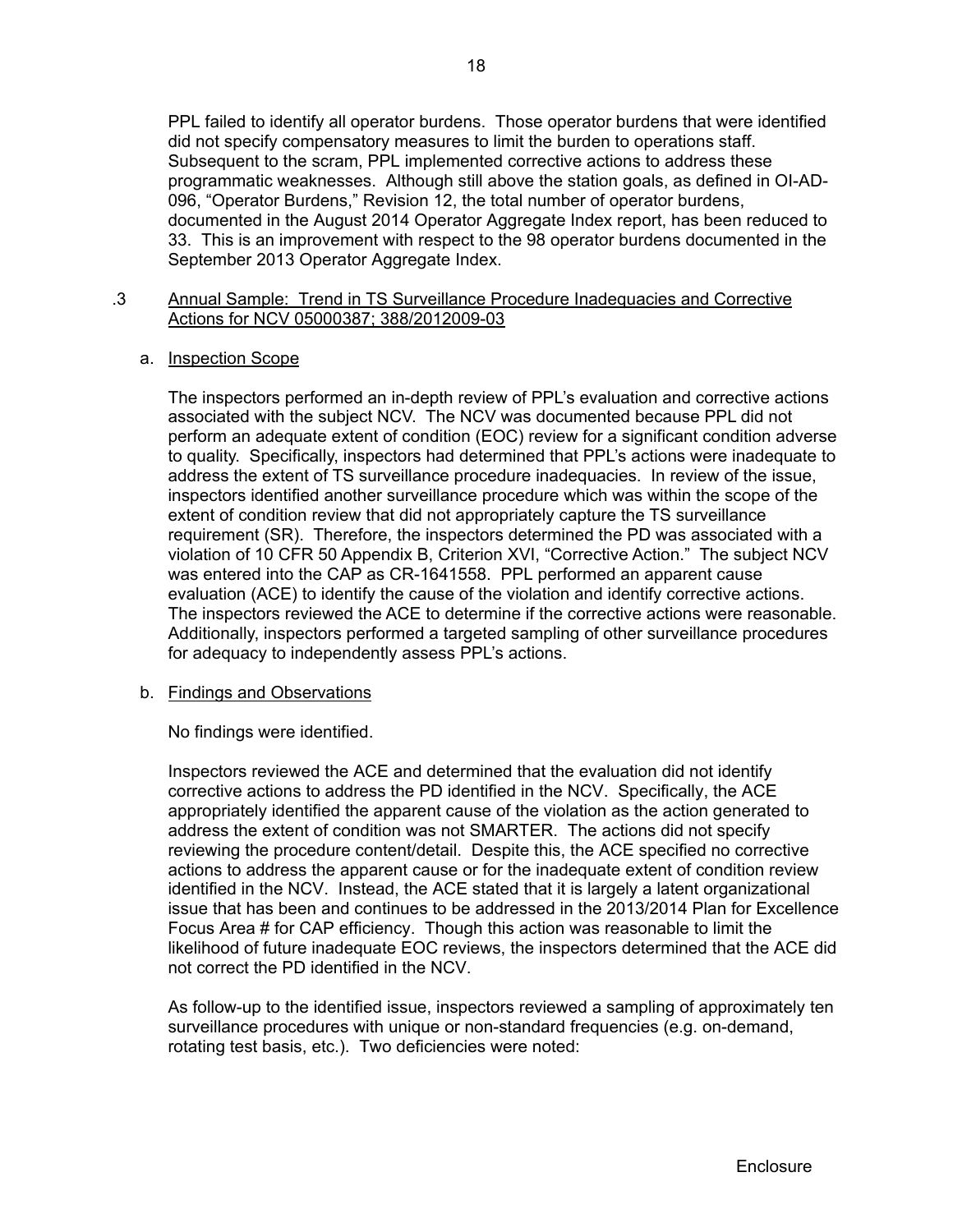PPL failed to identify all operator burdens. Those operator burdens that were identified did not specify compensatory measures to limit the burden to operations staff. Subsequent to the scram, PPL implemented corrective actions to address these programmatic weaknesses. Although still above the station goals, as defined in OI-AD-096, "Operator Burdens," Revision 12, the total number of operator burdens, documented in the August 2014 Operator Aggregate Index report, has been reduced to 33. This is an improvement with respect to the 98 operator burdens documented in the September 2013 Operator Aggregate Index.

### .3 Annual Sample: Trend in TS Surveillance Procedure Inadequacies and Corrective Actions for NCV 05000387; 388/2012009-03

#### a. Inspection Scope

The inspectors performed an in-depth review of PPL's evaluation and corrective actions associated with the subject NCV. The NCV was documented because PPL did not perform an adequate extent of condition (EOC) review for a significant condition adverse to quality. Specifically, inspectors had determined that PPL's actions were inadequate to address the extent of TS surveillance procedure inadequacies. In review of the issue, inspectors identified another surveillance procedure which was within the scope of the extent of condition review that did not appropriately capture the TS surveillance requirement (SR). Therefore, the inspectors determined the PD was associated with a violation of 10 CFR 50 Appendix B, Criterion XVI, "Corrective Action." The subject NCV was entered into the CAP as CR-1641558. PPL performed an apparent cause evaluation (ACE) to identify the cause of the violation and identify corrective actions. The inspectors reviewed the ACE to determine if the corrective actions were reasonable. Additionally, inspectors performed a targeted sampling of other surveillance procedures for adequacy to independently assess PPL's actions.

#### b. Findings and Observations

No findings were identified.

Inspectors reviewed the ACE and determined that the evaluation did not identify corrective actions to address the PD identified in the NCV. Specifically, the ACE appropriately identified the apparent cause of the violation as the action generated to address the extent of condition was not SMARTER. The actions did not specify reviewing the procedure content/detail. Despite this, the ACE specified no corrective actions to address the apparent cause or for the inadequate extent of condition review identified in the NCV. Instead, the ACE stated that it is largely a latent organizational issue that has been and continues to be addressed in the 2013/2014 Plan for Excellence Focus Area # for CAP efficiency. Though this action was reasonable to limit the likelihood of future inadequate EOC reviews, the inspectors determined that the ACE did not correct the PD identified in the NCV.

As follow-up to the identified issue, inspectors reviewed a sampling of approximately ten surveillance procedures with unique or non-standard frequencies (e.g. on-demand, rotating test basis, etc.). Two deficiencies were noted: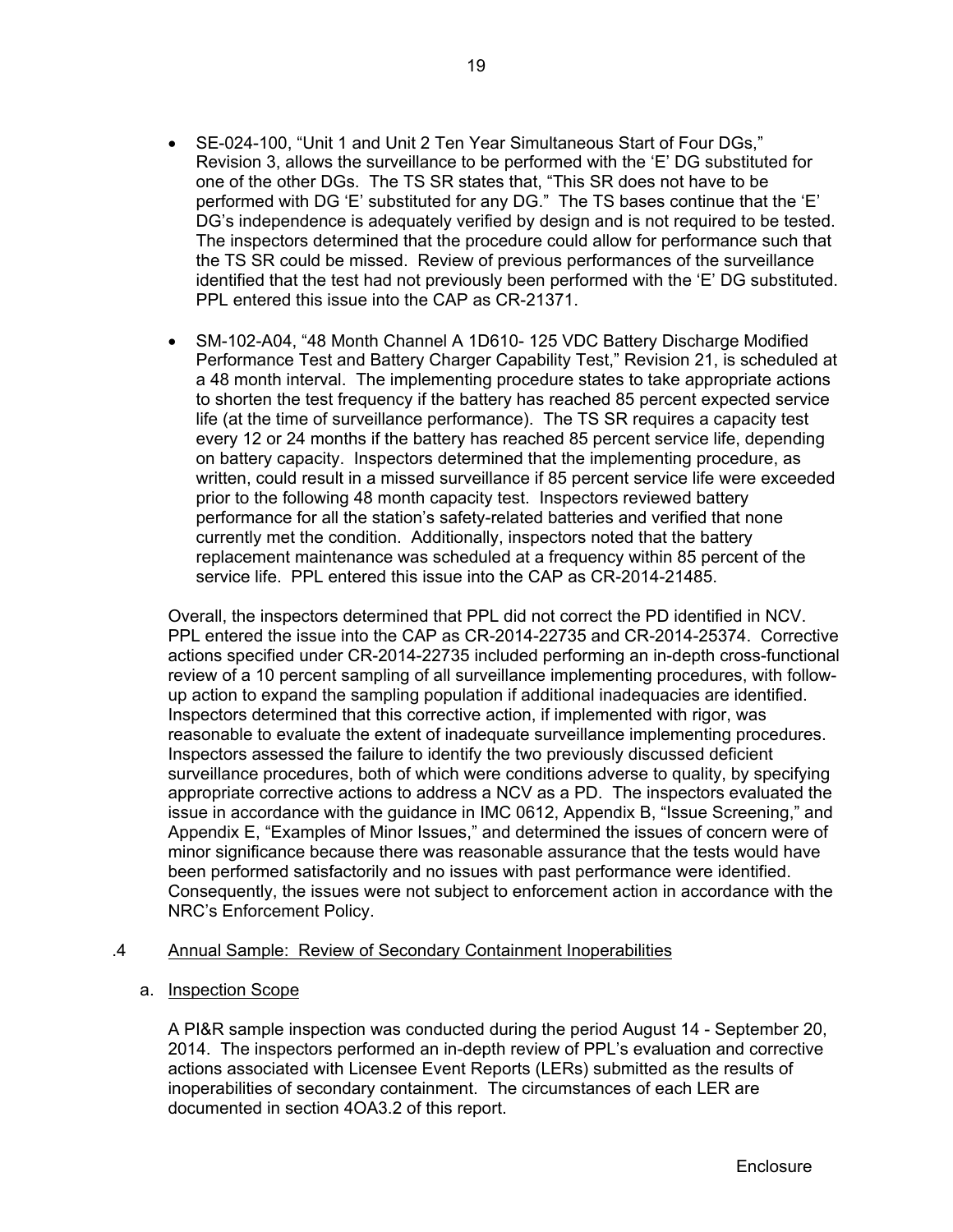- SE-024-100, "Unit 1 and Unit 2 Ten Year Simultaneous Start of Four DGs," Revision 3, allows the surveillance to be performed with the 'E' DG substituted for one of the other DGs. The TS SR states that, "This SR does not have to be performed with DG 'E' substituted for any DG." The TS bases continue that the 'E' DG's independence is adequately verified by design and is not required to be tested. The inspectors determined that the procedure could allow for performance such that the TS SR could be missed. Review of previous performances of the surveillance identified that the test had not previously been performed with the 'E' DG substituted. PPL entered this issue into the CAP as CR-21371.

- SM-102-A04, "48 Month Channel A 1D610- 125 VDC Battery Discharge Modified Performance Test and Battery Charger Capability Test," Revision 21, is scheduled at a 48 month interval. The implementing procedure states to take appropriate actions to shorten the test frequency if the battery has reached 85 percent expected service life (at the time of surveillance performance). The TS SR requires a capacity test every 12 or 24 months if the battery has reached 85 percent service life, depending on battery capacity. Inspectors determined that the implementing procedure, as written, could result in a missed surveillance if 85 percent service life were exceeded prior to the following 48 month capacity test. Inspectors reviewed battery performance for all the station's safety-related batteries and verified that none currently met the condition. Additionally, inspectors noted that the battery replacement maintenance was scheduled at a frequency within 85 percent of the service life. PPL entered this issue into the CAP as CR-2014-21485.

Overall, the inspectors determined that PPL did not correct the PD identified in NCV. PPL entered the issue into the CAP as CR-2014-22735 and CR-2014-25374. Corrective actions specified under CR-2014-22735 included performing an in-depth cross-functional review of a 10 percent sampling of all surveillance implementing procedures, with follow-up action to expand the sampling population if additional inadequacies are identified. Inspectors determined that this corrective action, if implemented with rigor, was reasonable to evaluate the extent of inadequate surveillance implementing procedures. Inspectors assessed the failure to identify the two previously discussed deficient surveillance procedures, both of which were conditions adverse to quality, by specifying appropriate corrective actions to address a NCV as a PD. The inspectors evaluated the issue in accordance with the guidance in IMC 0612, Appendix B, "Issue Screening," and Appendix E, "Examples of Minor Issues," and determined the issues of concern were of minor significance because there was reasonable assurance that the tests would have been performed satisfactorily and no issues with past performance were identified. Consequently, the issues were not subject to enforcement action in accordance with the NRC's Enforcement Policy.

## .4 Annual Sample: Review of Secondary Containment Inoperabilities

### a. Inspection Scope

A PI&R sample inspection was conducted during the period August 14 - September 20, 2014. The inspectors performed an in-depth review of PPL's evaluation and corrective actions associated with Licensee Event Reports (LERs) submitted as the results of inoperabilities of secondary containment. The circumstances of each LER are documented in section 4OA3.2 of this report.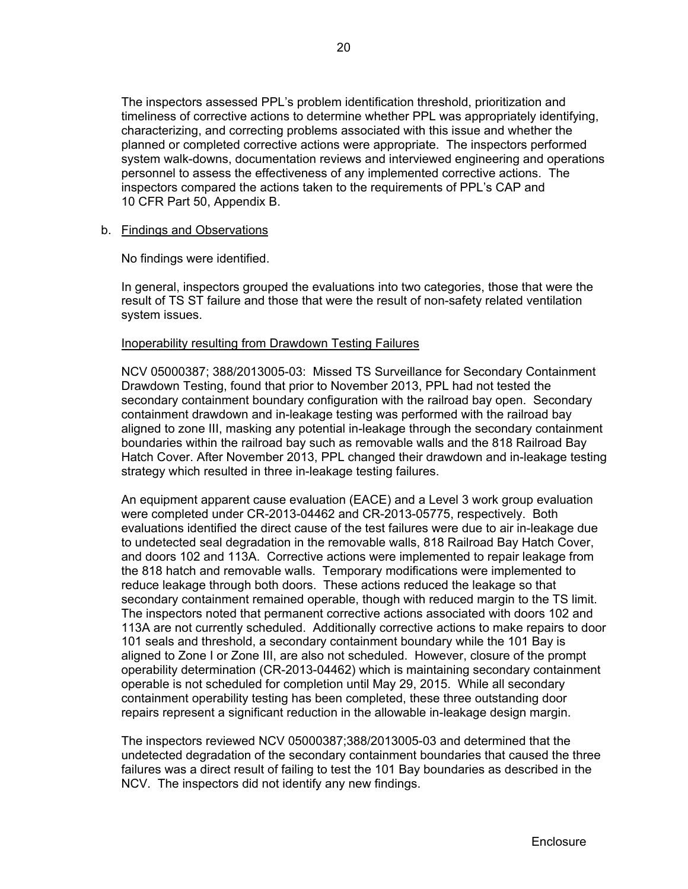The inspectors assessed PPL's problem identification threshold, prioritization and timeliness of corrective actions to determine whether PPL was appropriately identifying, characterizing, and correcting problems associated with this issue and whether the planned or completed corrective actions were appropriate. The inspectors performed system walk-downs, documentation reviews and interviewed engineering and operations personnel to assess the effectiveness of any implemented corrective actions. The inspectors compared the actions taken to the requirements of PPL's CAP and 10 CFR Part 50, Appendix B.

b. Findings and Observations

No findings were identified.

In general, inspectors grouped the evaluations into two categories, those that were the result of TS ST failure and those that were the result of non-safety related ventilation system issues.

Inoperability resulting from Drawdown Testing Failures

NCV 05000387; 388/2013005-03: Missed TS Surveillance for Secondary Containment Drawdown Testing, found that prior to November 2013, PPL had not tested the secondary containment boundary configuration with the railroad bay open. Secondary containment drawdown and in-leakage testing was performed with the railroad bay aligned to zone III, masking any potential in-leakage through the secondary containment boundaries within the railroad bay such as removable walls and the 818 Railroad Bay Hatch Cover. After November 2013, PPL changed their drawdown and in-leakage testing strategy which resulted in three in-leakage testing failures.

An equipment apparent cause evaluation (EACE) and a Level 3 work group evaluation were completed under CR-2013-04462 and CR-2013-05775, respectively. Both evaluations identified the direct cause of the test failures were due to air in-leakage due to undetected seal degradation in the removable walls, 818 Railroad Bay Hatch Cover, and doors 102 and 113A. Corrective actions were implemented to repair leakage from the 818 hatch and removable walls. Temporary modifications were implemented to reduce leakage through both doors. These actions reduced the leakage so that secondary containment remained operable, though with reduced margin to the TS limit. The inspectors noted that permanent corrective actions associated with doors 102 and 113A are not currently scheduled. Additionally corrective actions to make repairs to door 101 seals and threshold, a secondary containment boundary while the 101 Bay is aligned to Zone I or Zone III, are also not scheduled. However, closure of the prompt operability determination (CR-2013-04462) which is maintaining secondary containment operable is not scheduled for completion until May 29, 2015. While all secondary containment operability testing has been completed, these three outstanding door repairs represent a significant reduction in the allowable in-leakage design margin.

The inspectors reviewed NCV 05000387;388/2013005-03 and determined that the undetected degradation of the secondary containment boundaries that caused the three failures was a direct result of failing to test the 101 Bay boundaries as described in the NCV. The inspectors did not identify any new findings.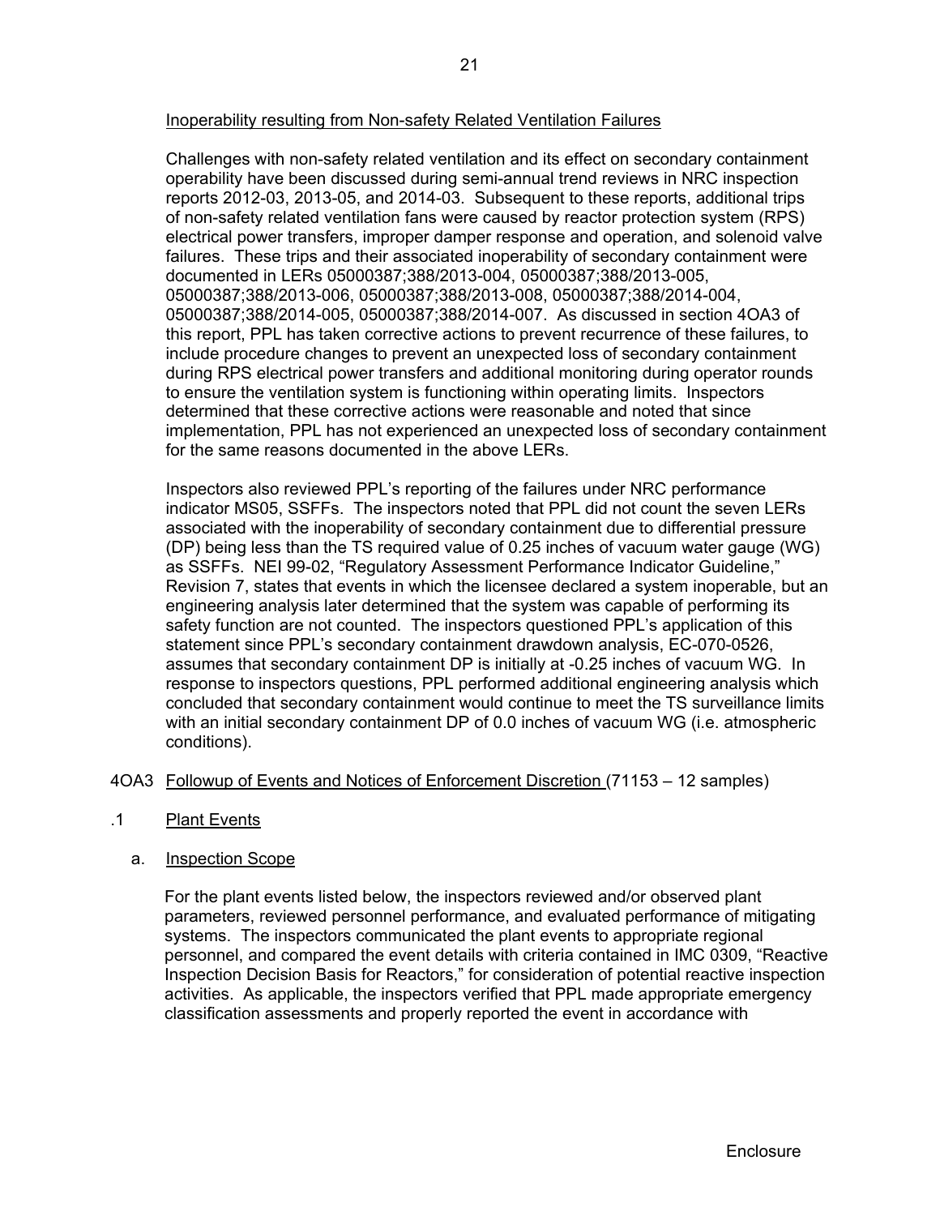Inoperability resulting from Non-safety Related Ventilation Failures

Challenges with non-safety related ventilation and its effect on secondary containment operability have been discussed during semi-annual trend reviews in NRC inspection reports 2012-03, 2013-05, and 2014-03. Subsequent to these reports, additional trips of non-safety related ventilation fans were caused by reactor protection system (RPS) electrical power transfers, improper damper response and operation, and solenoid valve failures. These trips and their associated inoperability of secondary containment were documented in LERs 05000387;388/2013-004, 05000387;388/2013-005, 05000387;388/2013-006, 05000387;388/2013-008, 05000387;388/2014-004, 05000387;388/2014-005, 05000387;388/2014-007. As discussed in section 4OA3 of this report, PPL has taken corrective actions to prevent recurrence of these failures, to include procedure changes to prevent an unexpected loss of secondary containment during RPS electrical power transfers and additional monitoring during operator rounds to ensure the ventilation system is functioning within operating limits. Inspectors determined that these corrective actions were reasonable and noted that since implementation, PPL has not experienced an unexpected loss of secondary containment for the same reasons documented in the above LERs.

Inspectors also reviewed PPL's reporting of the failures under NRC performance indicator MS05, SSFFs. The inspectors noted that PPL did not count the seven LERs associated with the inoperability of secondary containment due to differential pressure (DP) being less than the TS required value of 0.25 inches of vacuum water gauge (WG) as SSFFs. NEI 99-02, "Regulatory Assessment Performance Indicator Guideline," Revision 7, states that events in which the licensee declared a system inoperable, but an engineering analysis later determined that the system was capable of performing its safety function are not counted. The inspectors questioned PPL's application of this statement since PPL's secondary containment drawdown analysis, EC-070-0526, assumes that secondary containment DP is initially at -0.25 inches of vacuum WG. In response to inspectors questions, PPL performed additional engineering analysis which concluded that secondary containment would continue to meet the TS surveillance limits with an initial secondary containment DP of 0.0 inches of vacuum WG (i.e. atmospheric conditions).

4OA3 Followup of Events and Notices of Enforcement Discretion (71153 – 12 samples)

.1 Plant Events

a. Inspection Scope

For the plant events listed below, the inspectors reviewed and/or observed plant parameters, reviewed personnel performance, and evaluated performance of mitigating systems. The inspectors communicated the plant events to appropriate regional personnel, and compared the event details with criteria contained in IMC 0309, "Reactive Inspection Decision Basis for Reactors," for consideration of potential reactive inspection activities. As applicable, the inspectors verified that PPL made appropriate emergency classification assessments and properly reported the event in accordance with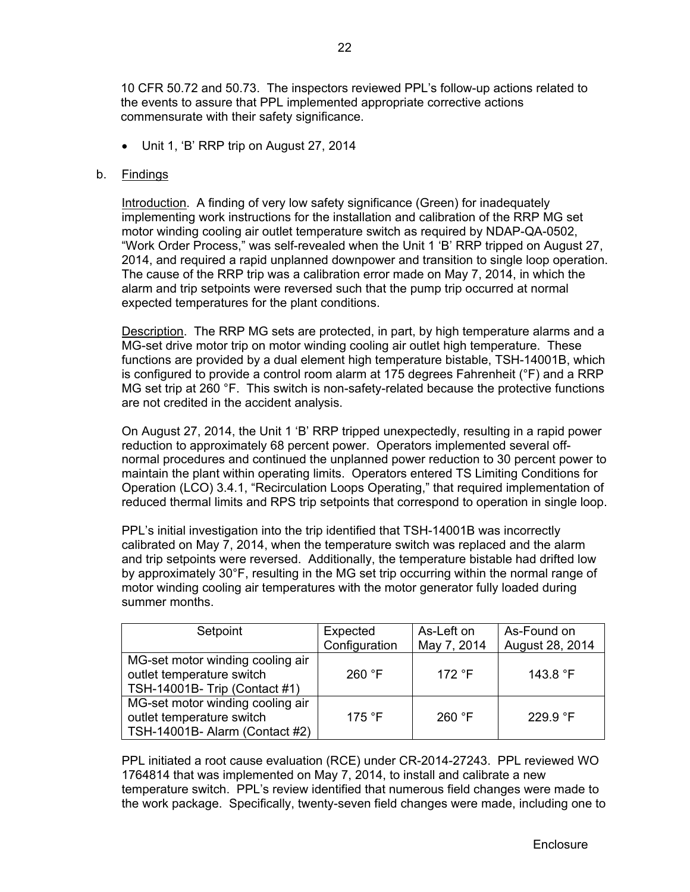10 CFR 50.72 and 50.73. The inspectors reviewed PPL's follow-up actions related to the events to assure that PPL implemented appropriate corrective actions commensurate with their safety significance.

- Unit 1, 'B' RRP trip on August 27, 2014

b. Findings

Introduction. A finding of very low safety significance (Green) for inadequately implementing work instructions for the installation and calibration of the RRP MG set motor winding cooling air outlet temperature switch as required by NDAP-QA-0502, "Work Order Process," was self-revealed when the Unit 1 'B' RRP tripped on August 27, 2014, and required a rapid unplanned downpower and transition to single loop operation. The cause of the RRP trip was a calibration error made on May 7, 2014, in which the alarm and trip setpoints were reversed such that the pump trip occurred at normal expected temperatures for the plant conditions.

Description. The RRP MG sets are protected, in part, by high temperature alarms and a MG-set drive motor trip on motor winding cooling air outlet high temperature. These functions are provided by a dual element high temperature bistable, TSH-14001B, which is configured to provide a control room alarm at 175 degrees Fahrenheit (°F) and a RRP MG set trip at 260 °F. This switch is non-safety-related because the protective functions are not credited in the accident analysis.

On August 27, 2014, the Unit 1 'B' RRP tripped unexpectedly, resulting in a rapid power reduction to approximately 68 percent power. Operators implemented several off-normal procedures and continued the unplanned power reduction to 30 percent power to maintain the plant within operating limits. Operators entered TS Limiting Conditions for Operation (LCO) 3.4.1, "Recirculation Loops Operating," that required implementation of reduced thermal limits and RPS trip setpoints that correspond to operation in single loop.

PPL's initial investigation into the trip identified that TSH-14001B was incorrectly calibrated on May 7, 2014, when the temperature switch was replaced and the alarm and trip setpoints were reversed. Additionally, the temperature bistable had drifted low by approximately 30°F, resulting in the MG set trip occurring within the normal range of motor winding cooling air temperatures with the motor generator fully loaded during summer months.

| Setpoint | Expected Configuration | As-Left on May 7, 2014 | As-Found on August 28, 2014 |
|---|---|---|---|
| MG-set motor winding cooling air outlet temperature switch TSH-14001B- Trip (Contact #1) | 260 °F | 172 °F | 143.8 °F |
| MG-set motor winding cooling air outlet temperature switch TSH-14001B- Alarm (Contact #2) | 175 °F | 260 °F | 229.9 °F |

PPL initiated a root cause evaluation (RCE) under CR-2014-27243. PPL reviewed WO 1764814 that was implemented on May 7, 2014, to install and calibrate a new temperature switch. PPL's review identified that numerous field changes were made to the work package. Specifically, twenty-seven field changes were made, including one to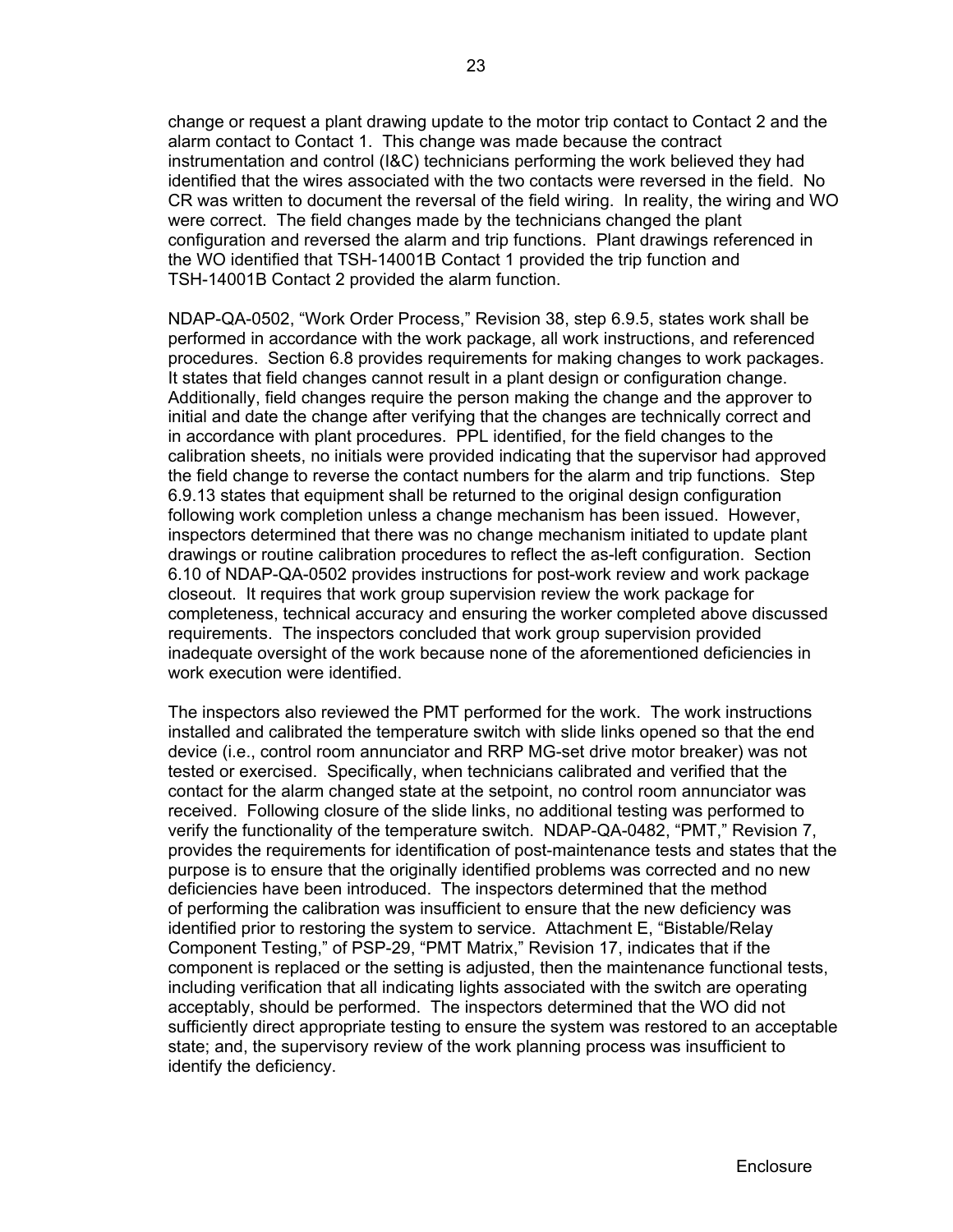change or request a plant drawing update to the motor trip contact to Contact 2 and the alarm contact to Contact 1. This change was made because the contract instrumentation and control (I&C) technicians performing the work believed they had identified that the wires associated with the two contacts were reversed in the field. No CR was written to document the reversal of the field wiring. In reality, the wiring and WO were correct. The field changes made by the technicians changed the plant configuration and reversed the alarm and trip functions. Plant drawings referenced in the WO identified that TSH-14001B Contact 1 provided the trip function and TSH-14001B Contact 2 provided the alarm function.

NDAP-QA-0502, "Work Order Process," Revision 38, step 6.9.5, states work shall be performed in accordance with the work package, all work instructions, and referenced procedures. Section 6.8 provides requirements for making changes to work packages. It states that field changes cannot result in a plant design or configuration change. Additionally, field changes require the person making the change and the approver to initial and date the change after verifying that the changes are technically correct and in accordance with plant procedures. PPL identified, for the field changes to the calibration sheets, no initials were provided indicating that the supervisor had approved the field change to reverse the contact numbers for the alarm and trip functions. Step 6.9.13 states that equipment shall be returned to the original design configuration following work completion unless a change mechanism has been issued. However, inspectors determined that there was no change mechanism initiated to update plant drawings or routine calibration procedures to reflect the as-left configuration. Section 6.10 of NDAP-QA-0502 provides instructions for post-work review and work package closeout. It requires that work group supervision review the work package for completeness, technical accuracy and ensuring the worker completed above discussed requirements. The inspectors concluded that work group supervision provided inadequate oversight of the work because none of the aforementioned deficiencies in work execution were identified.

The inspectors also reviewed the PMT performed for the work. The work instructions installed and calibrated the temperature switch with slide links opened so that the end device (i.e., control room annunciator and RRP MG-set drive motor breaker) was not tested or exercised. Specifically, when technicians calibrated and verified that the contact for the alarm changed state at the setpoint, no control room annunciator was received. Following closure of the slide links, no additional testing was performed to verify the functionality of the temperature switch. NDAP-QA-0482, "PMT," Revision 7, provides the requirements for identification of post-maintenance tests and states that the purpose is to ensure that the originally identified problems was corrected and no new deficiencies have been introduced. The inspectors determined that the method of performing the calibration was insufficient to ensure that the new deficiency was identified prior to restoring the system to service. Attachment E, "Bistable/Relay Component Testing," of PSP-29, "PMT Matrix," Revision 17, indicates that if the component is replaced or the setting is adjusted, then the maintenance functional tests, including verification that all indicating lights associated with the switch are operating acceptably, should be performed. The inspectors determined that the WO did not sufficiently direct appropriate testing to ensure the system was restored to an acceptable state; and, the supervisory review of the work planning process was insufficient to identify the deficiency.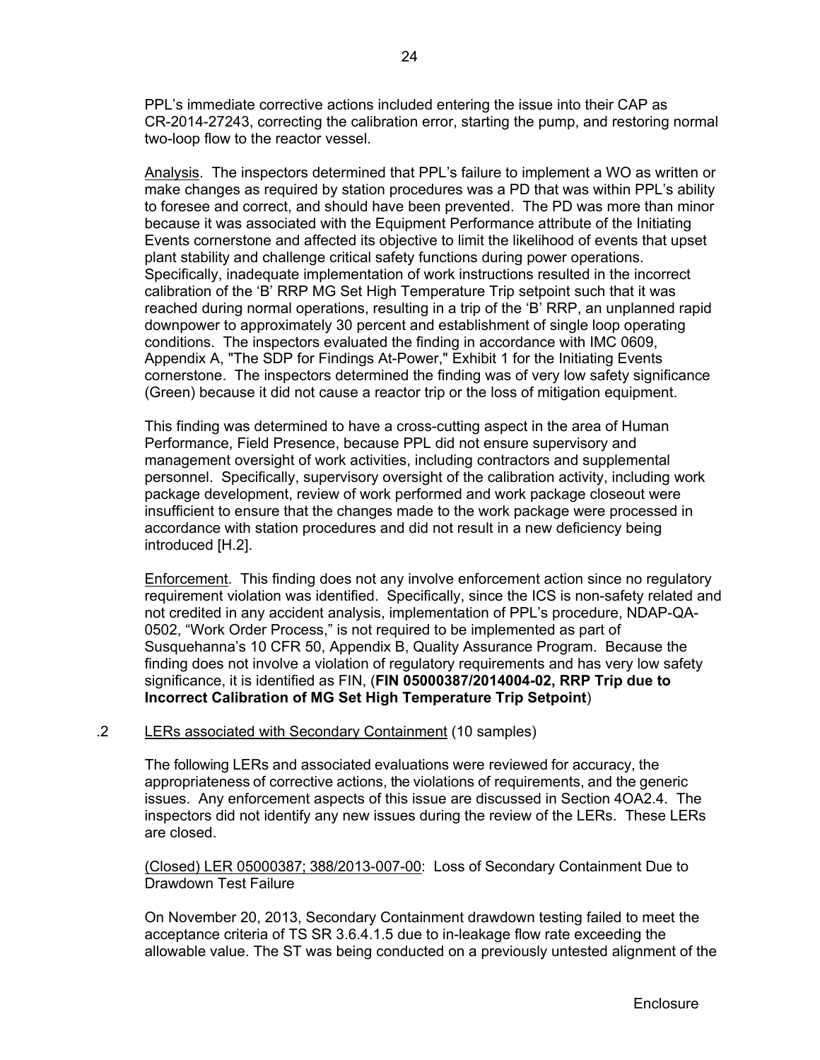PPL's immediate corrective actions included entering the issue into their CAP as CR-2014-27243, correcting the calibration error, starting the pump, and restoring normal two-loop flow to the reactor vessel.

Analysis. The inspectors determined that PPL's failure to implement a WO as written or make changes as required by station procedures was a PD that was within PPL's ability to foresee and correct, and should have been prevented. The PD was more than minor because it was associated with the Equipment Performance attribute of the Initiating Events cornerstone and affected its objective to limit the likelihood of events that upset plant stability and challenge critical safety functions during power operations. Specifically, inadequate implementation of work instructions resulted in the incorrect calibration of the 'B' RRP MG Set High Temperature Trip setpoint such that it was reached during normal operations, resulting in a trip of the 'B' RRP, an unplanned rapid downpower to approximately 30 percent and establishment of single loop operating conditions. The inspectors evaluated the finding in accordance with IMC 0609, Appendix A, "The SDP for Findings At-Power," Exhibit 1 for the Initiating Events cornerstone. The inspectors determined the finding was of very low safety significance (Green) because it did not cause a reactor trip or the loss of mitigation equipment.

This finding was determined to have a cross-cutting aspect in the area of Human Performance, Field Presence, because PPL did not ensure supervisory and management oversight of work activities, including contractors and supplemental personnel. Specifically, supervisory oversight of the calibration activity, including work package development, review of work performed and work package closeout were insufficient to ensure that the changes made to the work package were processed in accordance with station procedures and did not result in a new deficiency being introduced [H.2].

Enforcement. This finding does not any involve enforcement action since no regulatory requirement violation was identified. Specifically, since the ICS is non-safety related and not credited in any accident analysis, implementation of PPL's procedure, NDAP-QA-0502, "Work Order Process," is not required to be implemented as part of Susquehanna's 10 CFR 50, Appendix B, Quality Assurance Program. Because the finding does not involve a violation of regulatory requirements and has very low safety significance, it is identified as FIN, (**FIN 05000387/2014004-02, RRP Trip due to Incorrect Calibration of MG Set High Temperature Trip Setpoint**)

.2 LERs associated with Secondary Containment (10 samples)

The following LERs and associated evaluations were reviewed for accuracy, the appropriateness of corrective actions, the violations of requirements, and the generic issues. Any enforcement aspects of this issue are discussed in Section 4OA2.4. The inspectors did not identify any new issues during the review of the LERs. These LERs are closed.

(Closed) LER 05000387; 388/2013-007-00: Loss of Secondary Containment Due to Drawdown Test Failure

On November 20, 2013, Secondary Containment drawdown testing failed to meet the acceptance criteria of TS SR 3.6.4.1.5 due to in-leakage flow rate exceeding the allowable value. The ST was being conducted on a previously untested alignment of the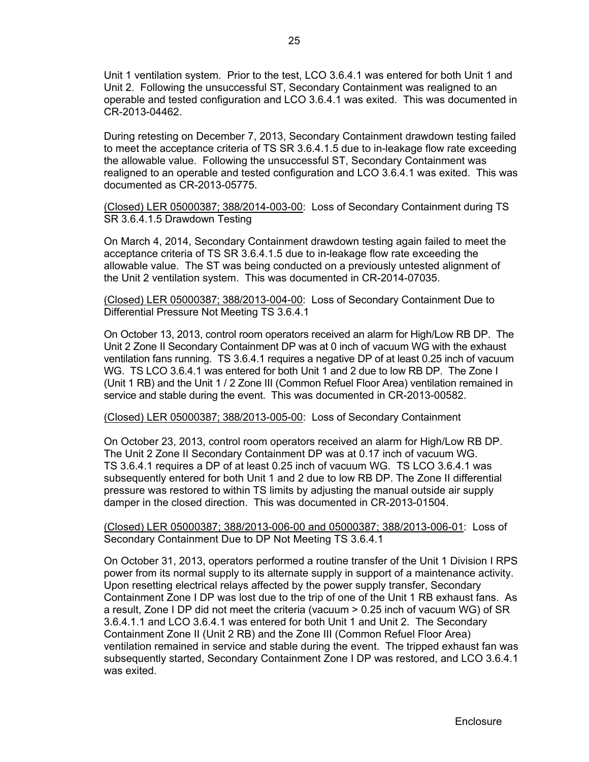Unit 1 ventilation system. Prior to the test, LCO 3.6.4.1 was entered for both Unit 1 and Unit 2. Following the unsuccessful ST, Secondary Containment was realigned to an operable and tested configuration and LCO 3.6.4.1 was exited. This was documented in CR-2013-04462.

During retesting on December 7, 2013, Secondary Containment drawdown testing failed to meet the acceptance criteria of TS SR 3.6.4.1.5 due to in-leakage flow rate exceeding the allowable value. Following the unsuccessful ST, Secondary Containment was realigned to an operable and tested configuration and LCO 3.6.4.1 was exited. This was documented as CR-2013-05775.

<u>(Closed) LER 05000387; 388/2014-003-00</u>: Loss of Secondary Containment during TS SR 3.6.4.1.5 Drawdown Testing

On March 4, 2014, Secondary Containment drawdown testing again failed to meet the acceptance criteria of TS SR 3.6.4.1.5 due to in-leakage flow rate exceeding the allowable value. The ST was being conducted on a previously untested alignment of the Unit 2 ventilation system. This was documented in CR-2014-07035.

<u>(Closed) LER 05000387; 388/2013-004-00</u>: Loss of Secondary Containment Due to Differential Pressure Not Meeting TS 3.6.4.1

On October 13, 2013, control room operators received an alarm for High/Low RB DP. The Unit 2 Zone II Secondary Containment DP was at 0 inch of vacuum WG with the exhaust ventilation fans running. TS 3.6.4.1 requires a negative DP of at least 0.25 inch of vacuum WG. TS LCO 3.6.4.1 was entered for both Unit 1 and 2 due to low RB DP. The Zone I (Unit 1 RB) and the Unit 1 / 2 Zone III (Common Refuel Floor Area) ventilation remained in service and stable during the event. This was documented in CR-2013-00582.

<u>(Closed) LER 05000387; 388/2013-005-00</u>: Loss of Secondary Containment

On October 23, 2013, control room operators received an alarm for High/Low RB DP. The Unit 2 Zone II Secondary Containment DP was at 0.17 inch of vacuum WG. TS 3.6.4.1 requires a DP of at least 0.25 inch of vacuum WG. TS LCO 3.6.4.1 was subsequently entered for both Unit 1 and 2 due to low RB DP. The Zone II differential pressure was restored to within TS limits by adjusting the manual outside air supply damper in the closed direction. This was documented in CR-2013-01504.

<u>(Closed) LER 05000387; 388/2013-006-00 and 05000387; 388/2013-006-01</u>: Loss of Secondary Containment Due to DP Not Meeting TS 3.6.4.1

On October 31, 2013, operators performed a routine transfer of the Unit 1 Division I RPS power from its normal supply to its alternate supply in support of a maintenance activity. Upon resetting electrical relays affected by the power supply transfer, Secondary Containment Zone I DP was lost due to the trip of one of the Unit 1 RB exhaust fans. As a result, Zone I DP did not meet the criteria (vacuum > 0.25 inch of vacuum WG) of SR 3.6.4.1.1 and LCO 3.6.4.1 was entered for both Unit 1 and Unit 2. The Secondary Containment Zone II (Unit 2 RB) and the Zone III (Common Refuel Floor Area) ventilation remained in service and stable during the event. The tripped exhaust fan was subsequently started, Secondary Containment Zone I DP was restored, and LCO 3.6.4.1 was exited.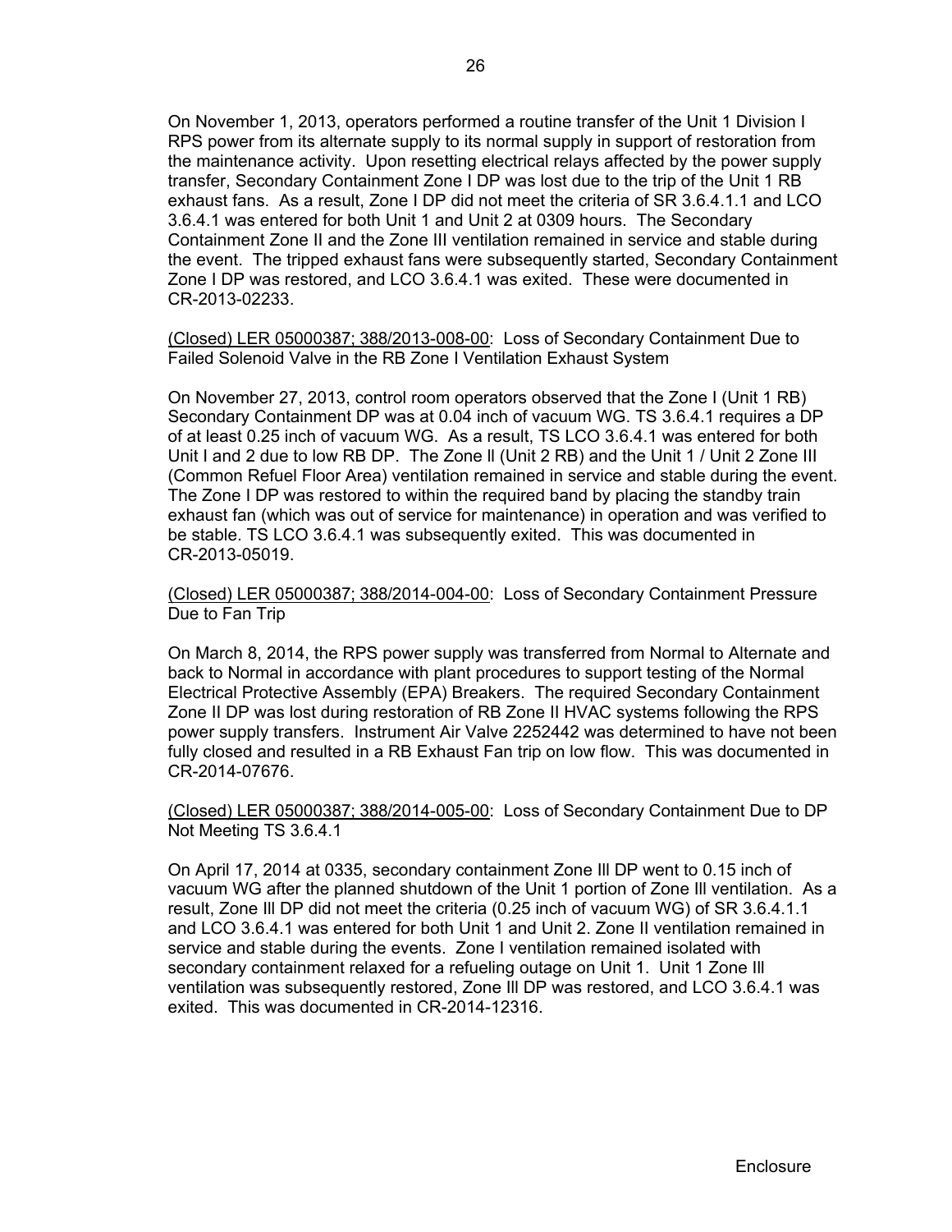On November 1, 2013, operators performed a routine transfer of the Unit 1 Division I RPS power from its alternate supply to its normal supply in support of restoration from the maintenance activity. Upon resetting electrical relays affected by the power supply transfer, Secondary Containment Zone I DP was lost due to the trip of the Unit 1 RB exhaust fans. As a result, Zone I DP did not meet the criteria of SR 3.6.4.1.1 and LCO 3.6.4.1 was entered for both Unit 1 and Unit 2 at 0309 hours. The Secondary Containment Zone II and the Zone III ventilation remained in service and stable during the event. The tripped exhaust fans were subsequently started, Secondary Containment Zone I DP was restored, and LCO 3.6.4.1 was exited. These were documented in CR-2013-02233.

(Closed) LER 05000387; 388/2013-008-00: Loss of Secondary Containment Due to Failed Solenoid Valve in the RB Zone I Ventilation Exhaust System

On November 27, 2013, control room operators observed that the Zone I (Unit 1 RB) Secondary Containment DP was at 0.04 inch of vacuum WG. TS 3.6.4.1 requires a DP of at least 0.25 inch of vacuum WG. As a result, TS LCO 3.6.4.1 was entered for both Unit I and 2 due to low RB DP. The Zone ll (Unit 2 RB) and the Unit 1 / Unit 2 Zone III (Common Refuel Floor Area) ventilation remained in service and stable during the event. The Zone I DP was restored to within the required band by placing the standby train exhaust fan (which was out of service for maintenance) in operation and was verified to be stable. TS LCO 3.6.4.1 was subsequently exited. This was documented in CR-2013-05019.

(Closed) LER 05000387; 388/2014-004-00: Loss of Secondary Containment Pressure Due to Fan Trip

On March 8, 2014, the RPS power supply was transferred from Normal to Alternate and back to Normal in accordance with plant procedures to support testing of the Normal Electrical Protective Assembly (EPA) Breakers. The required Secondary Containment Zone II DP was lost during restoration of RB Zone II HVAC systems following the RPS power supply transfers. Instrument Air Valve 2252442 was determined to have not been fully closed and resulted in a RB Exhaust Fan trip on low flow. This was documented in CR-2014-07676.

(Closed) LER 05000387; 388/2014-005-00: Loss of Secondary Containment Due to DP Not Meeting TS 3.6.4.1

On April 17, 2014 at 0335, secondary containment Zone Ill DP went to 0.15 inch of vacuum WG after the planned shutdown of the Unit 1 portion of Zone Ill ventilation. As a result, Zone Ill DP did not meet the criteria (0.25 inch of vacuum WG) of SR 3.6.4.1.1 and LCO 3.6.4.1 was entered for both Unit 1 and Unit 2. Zone II ventilation remained in service and stable during the events. Zone I ventilation remained isolated with secondary containment relaxed for a refueling outage on Unit 1. Unit 1 Zone Ill ventilation was subsequently restored, Zone Ill DP was restored, and LCO 3.6.4.1 was exited. This was documented in CR-2014-12316.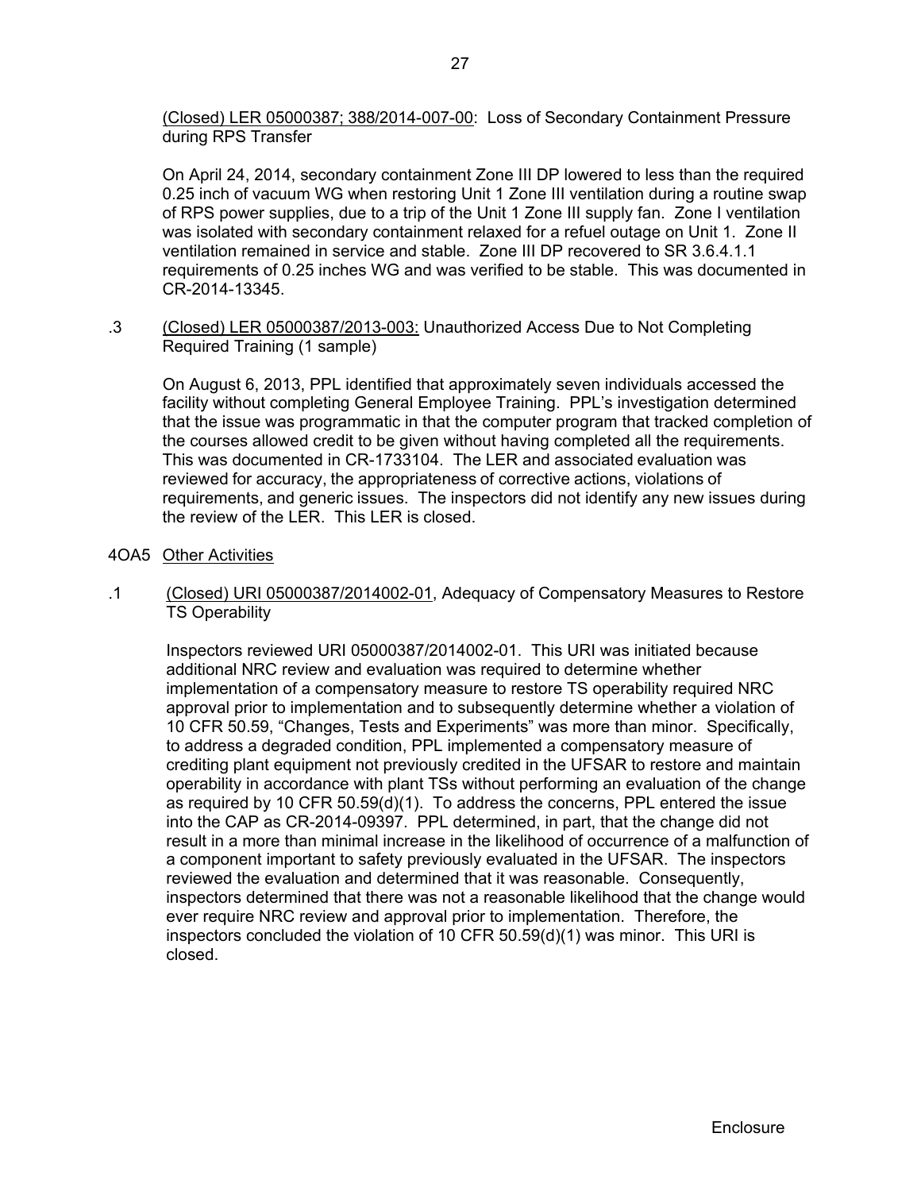(Closed) LER 05000387; 388/2014-007-00: Loss of Secondary Containment Pressure during RPS Transfer

On April 24, 2014, secondary containment Zone III DP lowered to less than the required 0.25 inch of vacuum WG when restoring Unit 1 Zone III ventilation during a routine swap of RPS power supplies, due to a trip of the Unit 1 Zone III supply fan. Zone I ventilation was isolated with secondary containment relaxed for a refuel outage on Unit 1. Zone II ventilation remained in service and stable. Zone III DP recovered to SR 3.6.4.1.1 requirements of 0.25 inches WG and was verified to be stable. This was documented in CR-2014-13345.

.3 (Closed) LER 05000387/2013-003: Unauthorized Access Due to Not Completing Required Training (1 sample)

On August 6, 2013, PPL identified that approximately seven individuals accessed the facility without completing General Employee Training. PPL's investigation determined that the issue was programmatic in that the computer program that tracked completion of the courses allowed credit to be given without having completed all the requirements. This was documented in CR-1733104. The LER and associated evaluation was reviewed for accuracy, the appropriateness of corrective actions, violations of requirements, and generic issues. The inspectors did not identify any new issues during the review of the LER. This LER is closed.

## 4OA5 Other Activities

.1 (Closed) URI 05000387/2014002-01, Adequacy of Compensatory Measures to Restore TS Operability

Inspectors reviewed URI 05000387/2014002-01. This URI was initiated because additional NRC review and evaluation was required to determine whether implementation of a compensatory measure to restore TS operability required NRC approval prior to implementation and to subsequently determine whether a violation of 10 CFR 50.59, "Changes, Tests and Experiments" was more than minor. Specifically, to address a degraded condition, PPL implemented a compensatory measure of crediting plant equipment not previously credited in the UFSAR to restore and maintain operability in accordance with plant TSs without performing an evaluation of the change as required by 10 CFR 50.59(d)(1). To address the concerns, PPL entered the issue into the CAP as CR-2014-09397. PPL determined, in part, that the change did not result in a more than minimal increase in the likelihood of occurrence of a malfunction of a component important to safety previously evaluated in the UFSAR. The inspectors reviewed the evaluation and determined that it was reasonable. Consequently, inspectors determined that there was not a reasonable likelihood that the change would ever require NRC review and approval prior to implementation. Therefore, the inspectors concluded the violation of 10 CFR 50.59(d)(1) was minor. This URI is closed.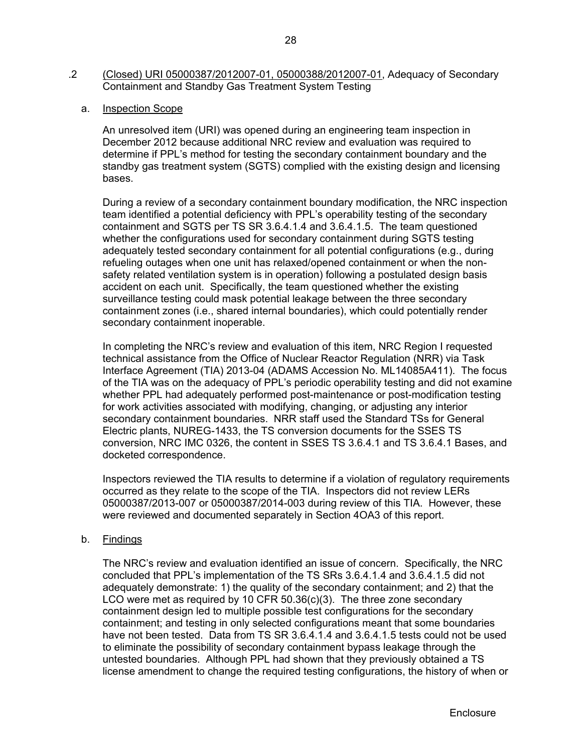.2 (Closed) URI 05000387/2012007-01, 05000388/2012007-01, Adequacy of Secondary Containment and Standby Gas Treatment System Testing

a. Inspection Scope

An unresolved item (URI) was opened during an engineering team inspection in December 2012 because additional NRC review and evaluation was required to determine if PPL's method for testing the secondary containment boundary and the standby gas treatment system (SGTS) complied with the existing design and licensing bases.

During a review of a secondary containment boundary modification, the NRC inspection team identified a potential deficiency with PPL's operability testing of the secondary containment and SGTS per TS SR 3.6.4.1.4 and 3.6.4.1.5. The team questioned whether the configurations used for secondary containment during SGTS testing adequately tested secondary containment for all potential configurations (e.g., during refueling outages when one unit has relaxed/opened containment or when the non-safety related ventilation system is in operation) following a postulated design basis accident on each unit. Specifically, the team questioned whether the existing surveillance testing could mask potential leakage between the three secondary containment zones (i.e., shared internal boundaries), which could potentially render secondary containment inoperable.

In completing the NRC's review and evaluation of this item, NRC Region I requested technical assistance from the Office of Nuclear Reactor Regulation (NRR) via Task Interface Agreement (TIA) 2013-04 (ADAMS Accession No. ML14085A411). The focus of the TIA was on the adequacy of PPL's periodic operability testing and did not examine whether PPL had adequately performed post-maintenance or post-modification testing for work activities associated with modifying, changing, or adjusting any interior secondary containment boundaries. NRR staff used the Standard TSs for General Electric plants, NUREG-1433, the TS conversion documents for the SSES TS conversion, NRC IMC 0326, the content in SSES TS 3.6.4.1 and TS 3.6.4.1 Bases, and docketed correspondence.

Inspectors reviewed the TIA results to determine if a violation of regulatory requirements occurred as they relate to the scope of the TIA. Inspectors did not review LERs 05000387/2013-007 or 05000387/2014-003 during review of this TIA. However, these were reviewed and documented separately in Section 4OA3 of this report.

b. Findings

The NRC's review and evaluation identified an issue of concern. Specifically, the NRC concluded that PPL's implementation of the TS SRs 3.6.4.1.4 and 3.6.4.1.5 did not adequately demonstrate: 1) the quality of the secondary containment; and 2) that the LCO were met as required by 10 CFR 50.36(c)(3). The three zone secondary containment design led to multiple possible test configurations for the secondary containment; and testing in only selected configurations meant that some boundaries have not been tested. Data from TS SR 3.6.4.1.4 and 3.6.4.1.5 tests could not be used to eliminate the possibility of secondary containment bypass leakage through the untested boundaries. Although PPL had shown that they previously obtained a TS license amendment to change the required testing configurations, the history of when or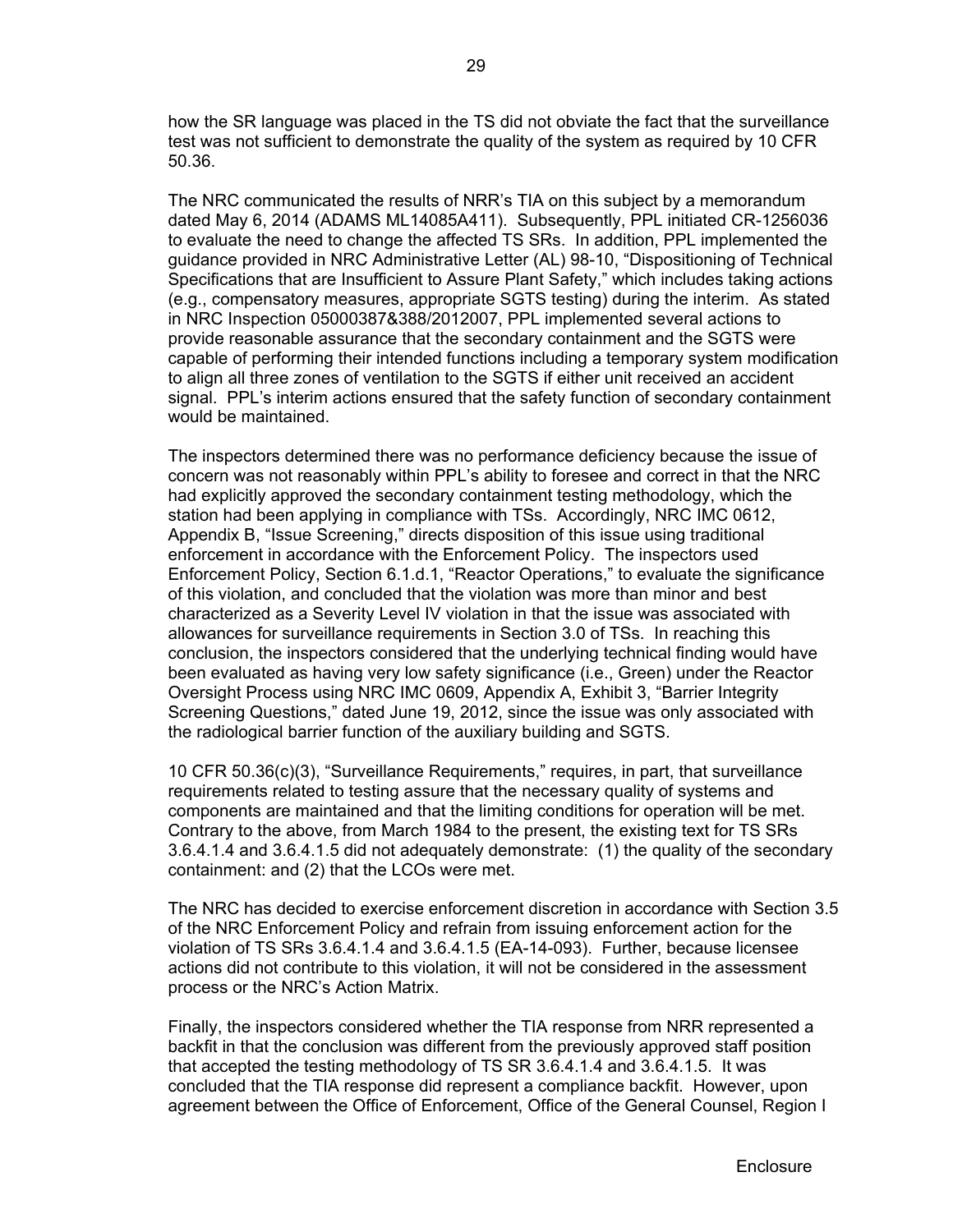how the SR language was placed in the TS did not obviate the fact that the surveillance test was not sufficient to demonstrate the quality of the system as required by 10 CFR 50.36.

The NRC communicated the results of NRR's TIA on this subject by a memorandum dated May 6, 2014 (ADAMS ML14085A411). Subsequently, PPL initiated CR-1256036 to evaluate the need to change the affected TS SRs. In addition, PPL implemented the guidance provided in NRC Administrative Letter (AL) 98-10, "Dispositioning of Technical Specifications that are Insufficient to Assure Plant Safety," which includes taking actions (e.g., compensatory measures, appropriate SGTS testing) during the interim. As stated in NRC Inspection 05000387&388/2012007, PPL implemented several actions to provide reasonable assurance that the secondary containment and the SGTS were capable of performing their intended functions including a temporary system modification to align all three zones of ventilation to the SGTS if either unit received an accident signal. PPL's interim actions ensured that the safety function of secondary containment would be maintained.

The inspectors determined there was no performance deficiency because the issue of concern was not reasonably within PPL's ability to foresee and correct in that the NRC had explicitly approved the secondary containment testing methodology, which the station had been applying in compliance with TSs. Accordingly, NRC IMC 0612, Appendix B, "Issue Screening," directs disposition of this issue using traditional enforcement in accordance with the Enforcement Policy. The inspectors used Enforcement Policy, Section 6.1.d.1, "Reactor Operations," to evaluate the significance of this violation, and concluded that the violation was more than minor and best characterized as a Severity Level IV violation in that the issue was associated with allowances for surveillance requirements in Section 3.0 of TSs. In reaching this conclusion, the inspectors considered that the underlying technical finding would have been evaluated as having very low safety significance (i.e., Green) under the Reactor Oversight Process using NRC IMC 0609, Appendix A, Exhibit 3, "Barrier Integrity Screening Questions," dated June 19, 2012, since the issue was only associated with the radiological barrier function of the auxiliary building and SGTS.

10 CFR 50.36(c)(3), "Surveillance Requirements," requires, in part, that surveillance requirements related to testing assure that the necessary quality of systems and components are maintained and that the limiting conditions for operation will be met. Contrary to the above, from March 1984 to the present, the existing text for TS SRs 3.6.4.1.4 and 3.6.4.1.5 did not adequately demonstrate: (1) the quality of the secondary containment: and (2) that the LCOs were met.

The NRC has decided to exercise enforcement discretion in accordance with Section 3.5 of the NRC Enforcement Policy and refrain from issuing enforcement action for the violation of TS SRs 3.6.4.1.4 and 3.6.4.1.5 (EA-14-093). Further, because licensee actions did not contribute to this violation, it will not be considered in the assessment process or the NRC's Action Matrix.

Finally, the inspectors considered whether the TIA response from NRR represented a backfit in that the conclusion was different from the previously approved staff position that accepted the testing methodology of TS SR 3.6.4.1.4 and 3.6.4.1.5. It was concluded that the TIA response did represent a compliance backfit. However, upon agreement between the Office of Enforcement, Office of the General Counsel, Region I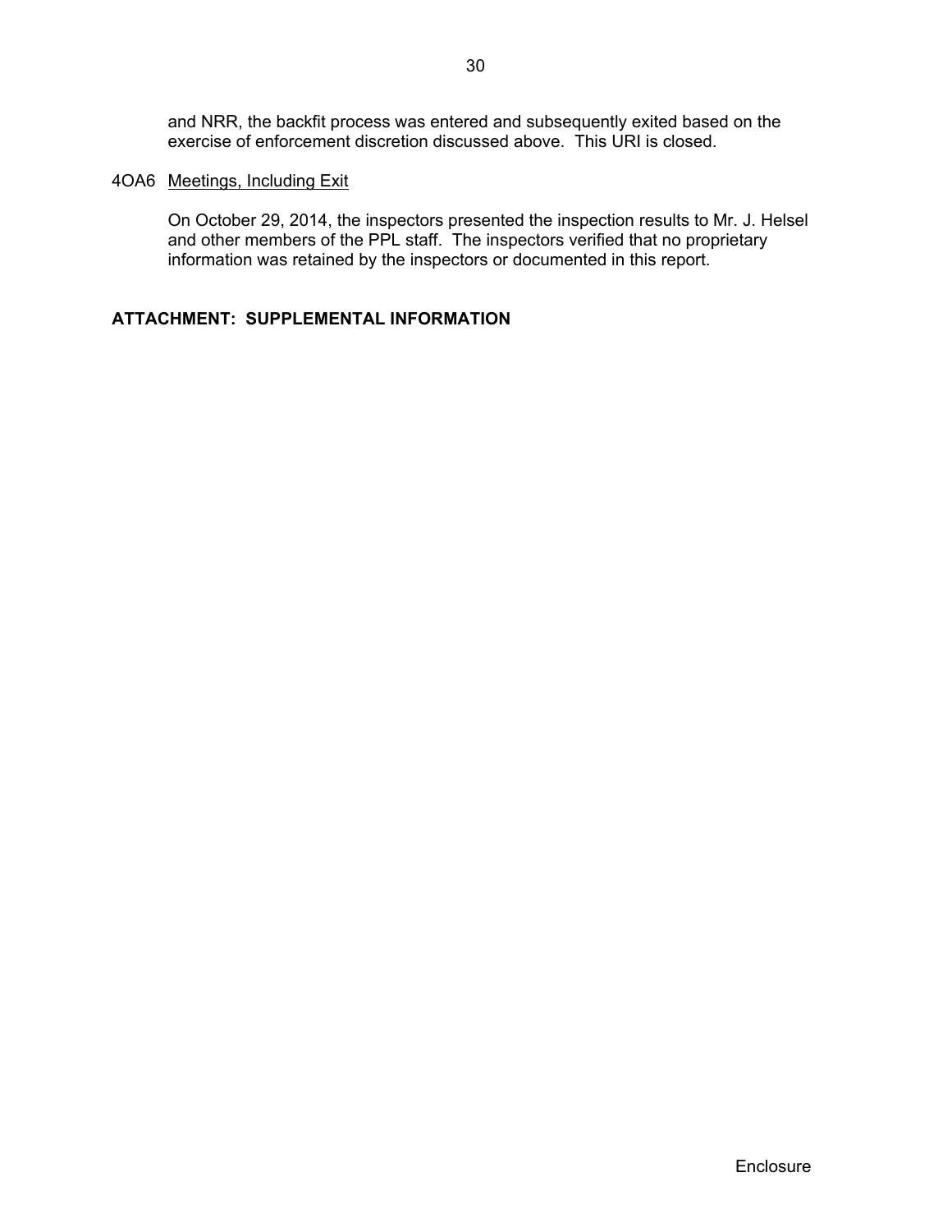and NRR, the backfit process was entered and subsequently exited based on the exercise of enforcement discretion discussed above. This URI is closed.

4OA6 Meetings, Including Exit

On October 29, 2014, the inspectors presented the inspection results to Mr. J. Helsel and other members of the PPL staff. The inspectors verified that no proprietary information was retained by the inspectors or documented in this report.

**ATTACHMENT: SUPPLEMENTAL INFORMATION**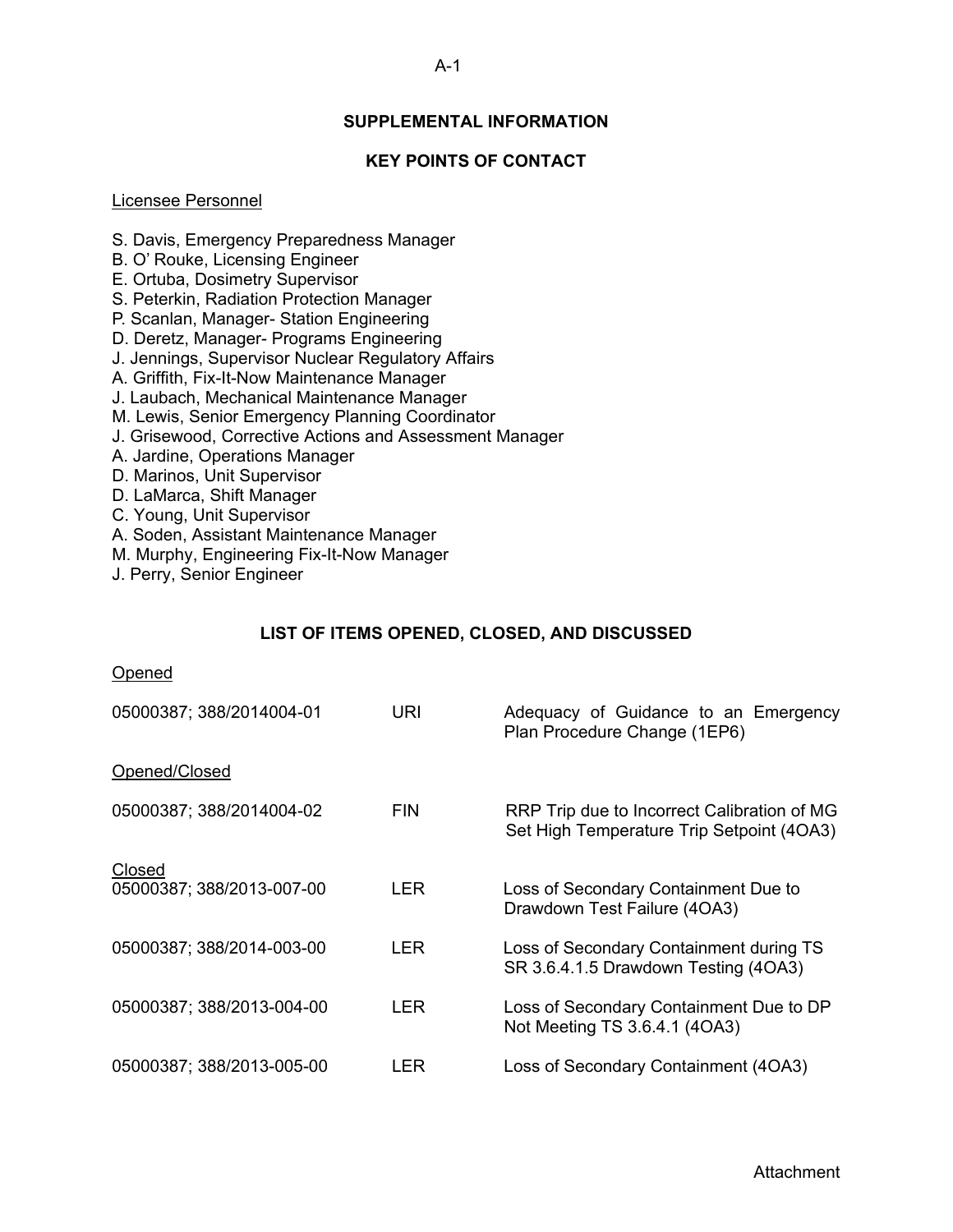## SUPPLEMENTAL INFORMATION

## KEY POINTS OF CONTACT

Licensee Personnel

S. Davis, Emergency Preparedness Manager
B. O' Rouke, Licensing Engineer
E. Ortuba, Dosimetry Supervisor
S. Peterkin, Radiation Protection Manager
P. Scanlan, Manager- Station Engineering
D. Deretz, Manager- Programs Engineering
J. Jennings, Supervisor Nuclear Regulatory Affairs
A. Griffith, Fix-It-Now Maintenance Manager
J. Laubach, Mechanical Maintenance Manager
M. Lewis, Senior Emergency Planning Coordinator
J. Grisewood, Corrective Actions and Assessment Manager
A. Jardine, Operations Manager
D. Marinos, Unit Supervisor
D. LaMarca, Shift Manager
C. Young, Unit Supervisor
A. Soden, Assistant Maintenance Manager
M. Murphy, Engineering Fix-It-Now Manager
J. Perry, Senior Engineer

## LIST OF ITEMS OPENED, CLOSED, AND DISCUSSED

Opened

| | | |
|---|---|---|
| 05000387; 388/2014004-01 | URI | Adequacy of Guidance to an Emergency Plan Procedure Change (1EP6) |

Opened/Closed

| | | |
|---|---|---|
| 05000387; 388/2014004-02 | FIN | RRP Trip due to Incorrect Calibration of MG Set High Temperature Trip Setpoint (4OA3) |

Closed

| | | |
|---|---|---|
| 05000387; 388/2013-007-00 | LER | Loss of Secondary Containment Due to Drawdown Test Failure (4OA3) |
| 05000387; 388/2014-003-00 | LER | Loss of Secondary Containment during TS SR 3.6.4.1.5 Drawdown Testing (4OA3) |
| 05000387; 388/2013-004-00 | LER | Loss of Secondary Containment Due to DP Not Meeting TS 3.6.4.1 (4OA3) |
| 05000387; 388/2013-005-00 | LER | Loss of Secondary Containment (4OA3) |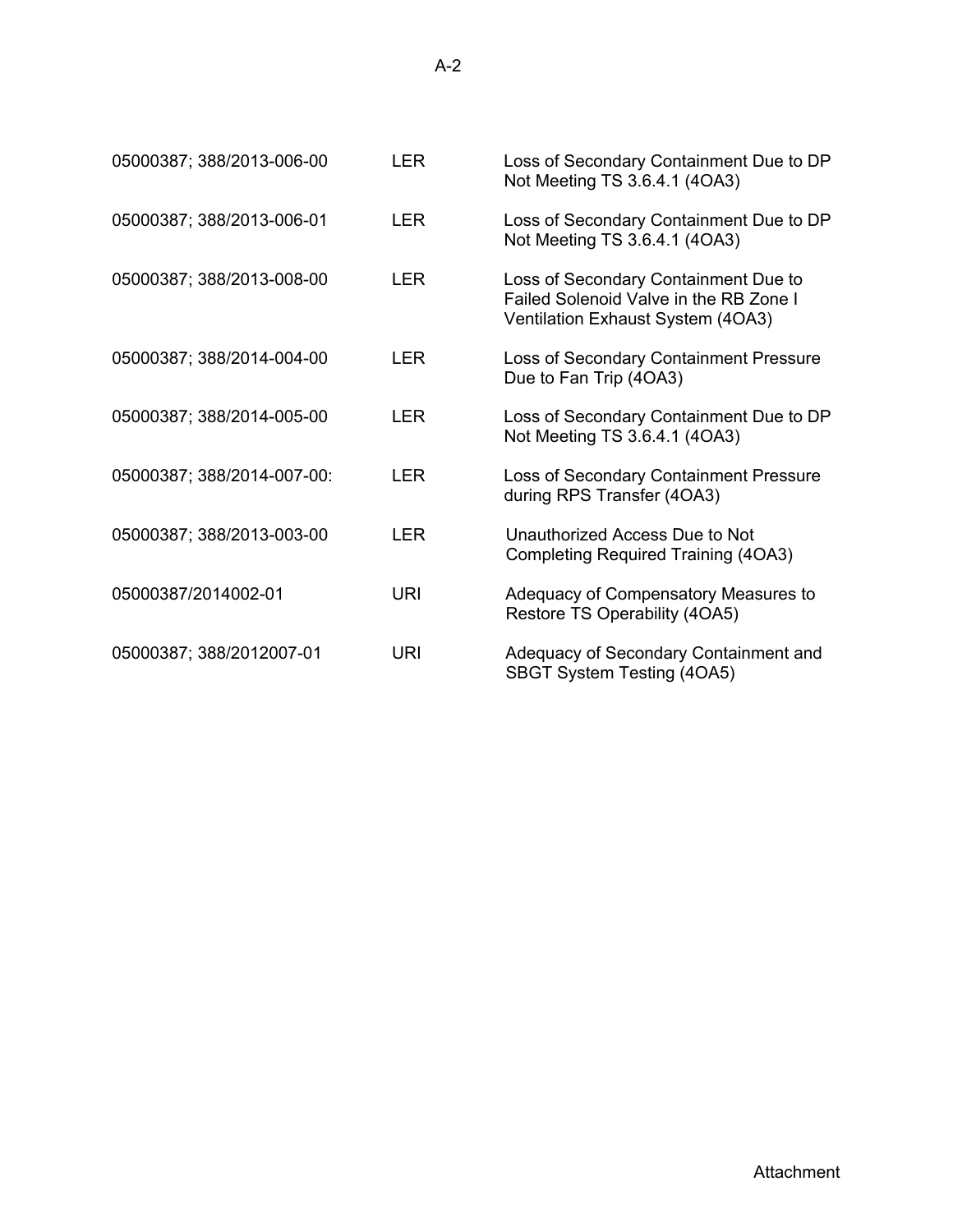| | | |
|---|---|---|
| 05000387; 388/2013-006-00 | LER | Loss of Secondary Containment Due to DP Not Meeting TS 3.6.4.1 (4OA3) |
| 05000387; 388/2013-006-01 | LER | Loss of Secondary Containment Due to DP Not Meeting TS 3.6.4.1 (4OA3) |
| 05000387; 388/2013-008-00 | LER | Loss of Secondary Containment Due to Failed Solenoid Valve in the RB Zone I Ventilation Exhaust System (4OA3) |
| 05000387; 388/2014-004-00 | LER | Loss of Secondary Containment Pressure Due to Fan Trip (4OA3) |
| 05000387; 388/2014-005-00 | LER | Loss of Secondary Containment Due to DP Not Meeting TS 3.6.4.1 (4OA3) |
| 05000387; 388/2014-007-00: | LER | Loss of Secondary Containment Pressure during RPS Transfer (4OA3) |
| 05000387; 388/2013-003-00 | LER | Unauthorized Access Due to Not Completing Required Training (4OA3) |
| 05000387/2014002-01 | URI | Adequacy of Compensatory Measures to Restore TS Operability (4OA5) |
| 05000387; 388/2012007-01 | URI | Adequacy of Secondary Containment and SBGT System Testing (4OA5) |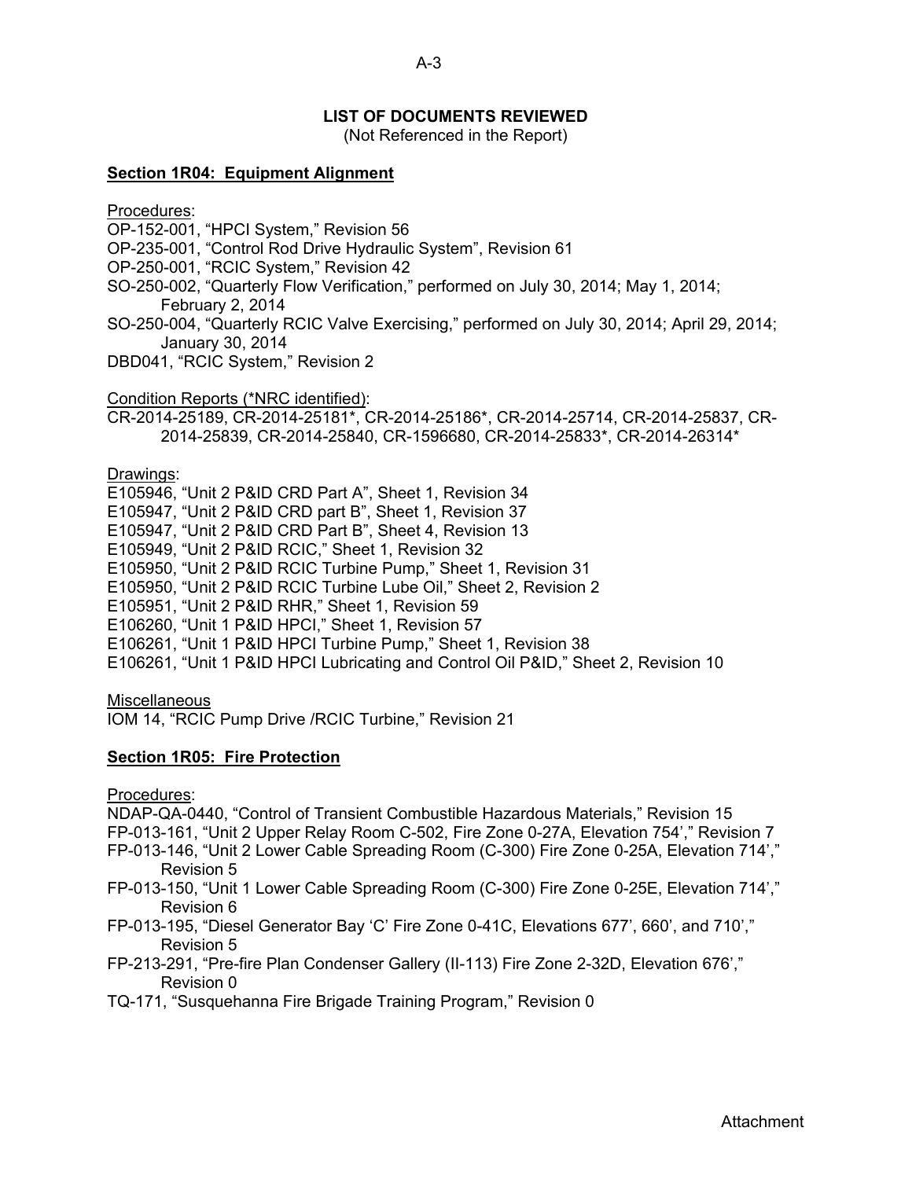**LIST OF DOCUMENTS REVIEWED**
(Not Referenced in the Report)

**Section 1R04: Equipment Alignment**

Procedures:
OP-152-001, "HPCI System," Revision 56
OP-235-001, "Control Rod Drive Hydraulic System", Revision 61
OP-250-001, "RCIC System," Revision 42
SO-250-002, "Quarterly Flow Verification," performed on July 30, 2014; May 1, 2014; February 2, 2014
SO-250-004, "Quarterly RCIC Valve Exercising," performed on July 30, 2014; April 29, 2014; January 30, 2014
DBD041, "RCIC System," Revision 2

Condition Reports (*NRC identified):
CR-2014-25189, CR-2014-25181*, CR-2014-25186*, CR-2014-25714, CR-2014-25837, CR-2014-25839, CR-2014-25840, CR-1596680, CR-2014-25833*, CR-2014-26314*

Drawings:
E105946, "Unit 2 P&ID CRD Part A", Sheet 1, Revision 34
E105947, "Unit 2 P&ID CRD part B", Sheet 1, Revision 37
E105947, "Unit 2 P&ID CRD Part B", Sheet 4, Revision 13
E105949, "Unit 2 P&ID RCIC," Sheet 1, Revision 32
E105950, "Unit 2 P&ID RCIC Turbine Pump," Sheet 1, Revision 31
E105950, "Unit 2 P&ID RCIC Turbine Lube Oil," Sheet 2, Revision 2
E105951, "Unit 2 P&ID RHR," Sheet 1, Revision 59
E106260, "Unit 1 P&ID HPCI," Sheet 1, Revision 57
E106261, "Unit 1 P&ID HPCI Turbine Pump," Sheet 1, Revision 38
E106261, "Unit 1 P&ID HPCI Lubricating and Control Oil P&ID," Sheet 2, Revision 10

Miscellaneous
IOM 14, "RCIC Pump Drive /RCIC Turbine," Revision 21

**Section 1R05: Fire Protection**

Procedures:
NDAP-QA-0440, "Control of Transient Combustible Hazardous Materials," Revision 15
FP-013-161, "Unit 2 Upper Relay Room C-502, Fire Zone 0-27A, Elevation 754'," Revision 7
FP-013-146, "Unit 2 Lower Cable Spreading Room (C-300) Fire Zone 0-25A, Elevation 714'," Revision 5
FP-013-150, "Unit 1 Lower Cable Spreading Room (C-300) Fire Zone 0-25E, Elevation 714'," Revision 6
FP-013-195, "Diesel Generator Bay 'C' Fire Zone 0-41C, Elevations 677', 660', and 710'," Revision 5
FP-213-291, "Pre-fire Plan Condenser Gallery (II-113) Fire Zone 2-32D, Elevation 676'," Revision 0
TQ-171, "Susquehanna Fire Brigade Training Program," Revision 0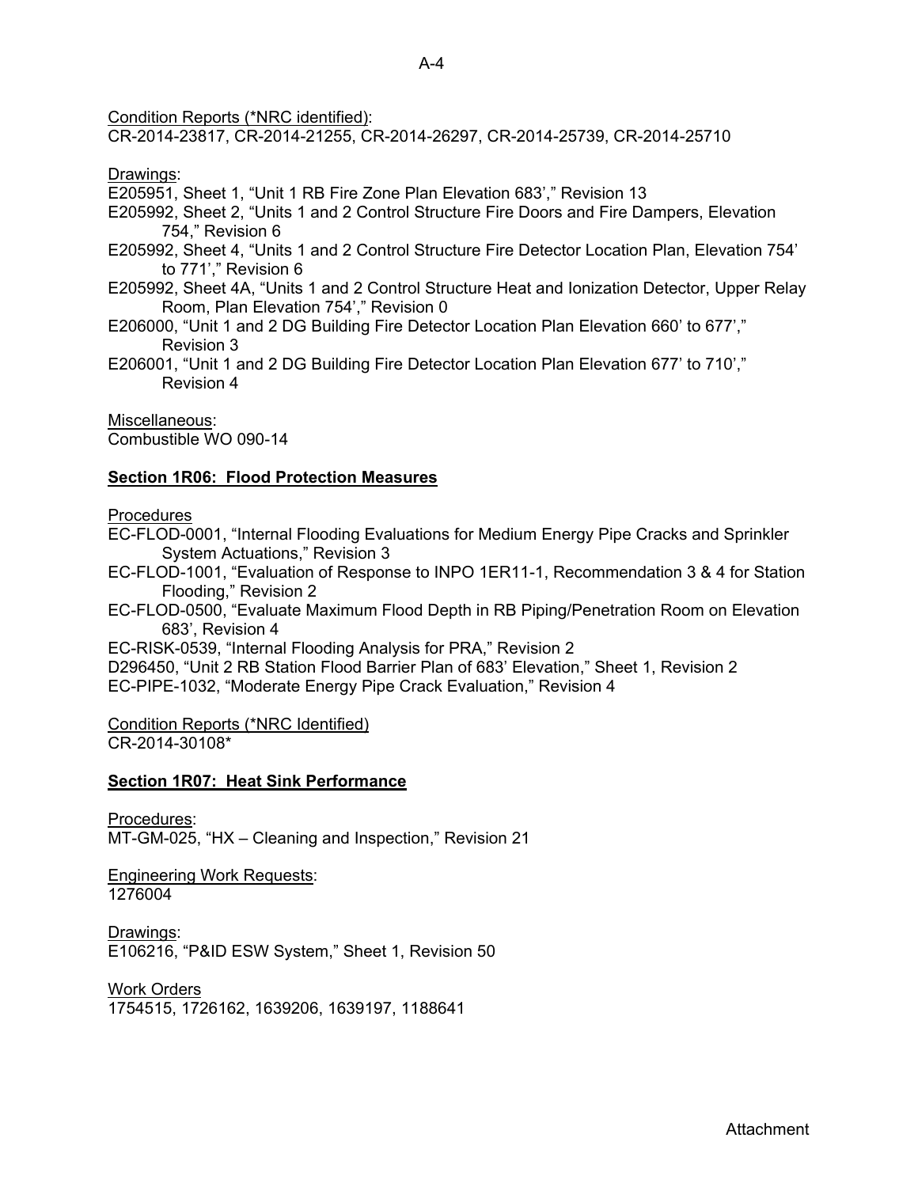Condition Reports (*NRC identified):
CR-2014-23817, CR-2014-21255, CR-2014-26297, CR-2014-25739, CR-2014-25710

Drawings:
E205951, Sheet 1, “Unit 1 RB Fire Zone Plan Elevation 683’,” Revision 13
E205992, Sheet 2, “Units 1 and 2 Control Structure Fire Doors and Fire Dampers, Elevation 754,” Revision 6
E205992, Sheet 4, “Units 1 and 2 Control Structure Fire Detector Location Plan, Elevation 754’ to 771’,” Revision 6
E205992, Sheet 4A, “Units 1 and 2 Control Structure Heat and Ionization Detector, Upper Relay Room, Plan Elevation 754’,” Revision 0
E206000, “Unit 1 and 2 DG Building Fire Detector Location Plan Elevation 660’ to 677’,” Revision 3
E206001, “Unit 1 and 2 DG Building Fire Detector Location Plan Elevation 677’ to 710’,” Revision 4

Miscellaneous:
Combustible WO 090-14

**Section 1R06: Flood Protection Measures**

Procedures
EC-FLOD-0001, “Internal Flooding Evaluations for Medium Energy Pipe Cracks and Sprinkler System Actuations,” Revision 3
EC-FLOD-1001, “Evaluation of Response to INPO 1ER11-1, Recommendation 3 & 4 for Station Flooding,” Revision 2
EC-FLOD-0500, “Evaluate Maximum Flood Depth in RB Piping/Penetration Room on Elevation 683’, Revision 4
EC-RISK-0539, “Internal Flooding Analysis for PRA,” Revision 2
D296450, “Unit 2 RB Station Flood Barrier Plan of 683’ Elevation,” Sheet 1, Revision 2
EC-PIPE-1032, “Moderate Energy Pipe Crack Evaluation,” Revision 4

Condition Reports (*NRC Identified)
CR-2014-30108*

**Section 1R07: Heat Sink Performance**

Procedures:
MT-GM-025, “HX – Cleaning and Inspection,” Revision 21

Engineering Work Requests:
1276004

Drawings:
E106216, “P&ID ESW System,” Sheet 1, Revision 50

Work Orders
1754515, 1726162, 1639206, 1639197, 1188641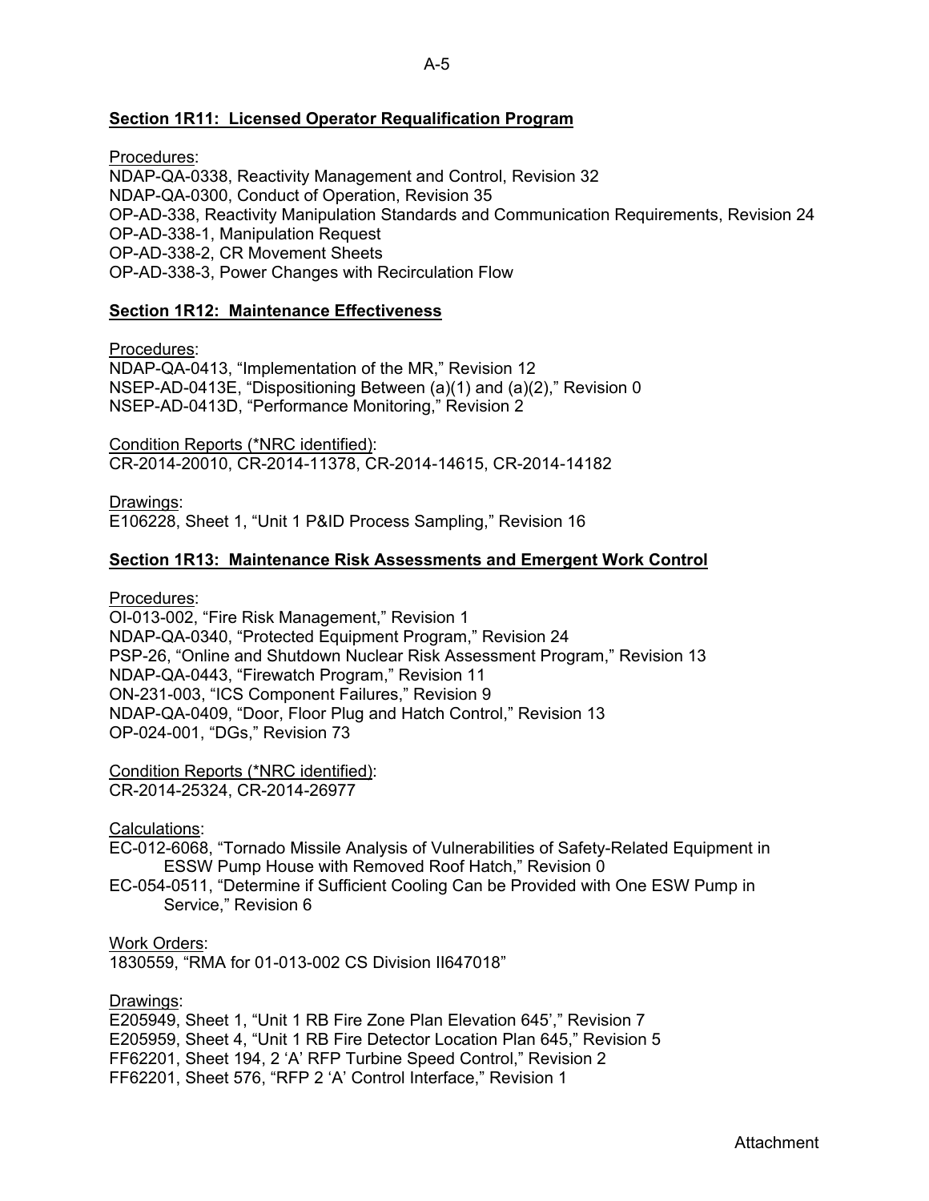**Section 1R11: Licensed Operator Requalification Program**

Procedures:
NDAP-QA-0338, Reactivity Management and Control, Revision 32
NDAP-QA-0300, Conduct of Operation, Revision 35
OP-AD-338, Reactivity Manipulation Standards and Communication Requirements, Revision 24
OP-AD-338-1, Manipulation Request
OP-AD-338-2, CR Movement Sheets
OP-AD-338-3, Power Changes with Recirculation Flow

**Section 1R12: Maintenance Effectiveness**

Procedures:
NDAP-QA-0413, "Implementation of the MR," Revision 12
NSEP-AD-0413E, "Dispositioning Between (a)(1) and (a)(2)," Revision 0
NSEP-AD-0413D, "Performance Monitoring," Revision 2

Condition Reports (*NRC identified):
CR-2014-20010, CR-2014-11378, CR-2014-14615, CR-2014-14182

Drawings:
E106228, Sheet 1, "Unit 1 P&ID Process Sampling," Revision 16

**Section 1R13: Maintenance Risk Assessments and Emergent Work Control**

Procedures:
OI-013-002, "Fire Risk Management," Revision 1
NDAP-QA-0340, "Protected Equipment Program," Revision 24
PSP-26, "Online and Shutdown Nuclear Risk Assessment Program," Revision 13
NDAP-QA-0443, "Firewatch Program," Revision 11
ON-231-003, "ICS Component Failures," Revision 9
NDAP-QA-0409, "Door, Floor Plug and Hatch Control," Revision 13
OP-024-001, "DGs," Revision 73

Condition Reports (*NRC identified):
CR-2014-25324, CR-2014-26977

Calculations:
EC-012-6068, "Tornado Missile Analysis of Vulnerabilities of Safety-Related Equipment in ESSW Pump House with Removed Roof Hatch," Revision 0
EC-054-0511, "Determine if Sufficient Cooling Can be Provided with One ESW Pump in Service," Revision 6

Work Orders:
1830559, "RMA for 01-013-002 CS Division II647018"

Drawings:
E205949, Sheet 1, "Unit 1 RB Fire Zone Plan Elevation 645'," Revision 7
E205959, Sheet 4, "Unit 1 RB Fire Detector Location Plan 645," Revision 5
FF62201, Sheet 194, 2 'A' RFP Turbine Speed Control," Revision 2
FF62201, Sheet 576, "RFP 2 'A' Control Interface," Revision 1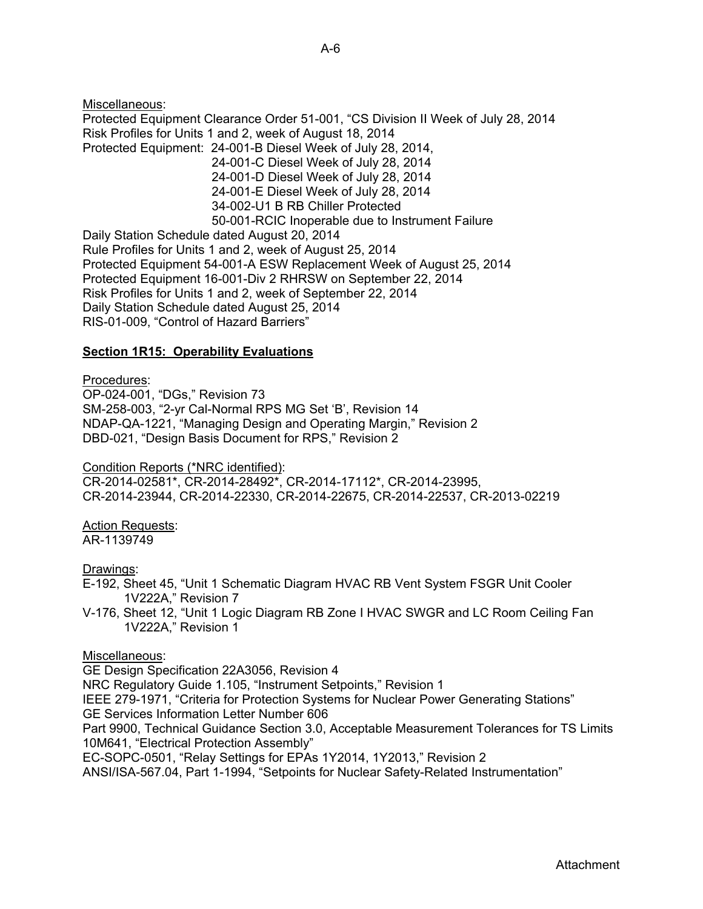Miscellaneous:

Protected Equipment Clearance Order 51-001, "CS Division II Week of July 28, 2014
Risk Profiles for Units 1 and 2, week of August 18, 2014
Protected Equipment: 24-001-B Diesel Week of July 28, 2014,
24-001-C Diesel Week of July 28, 2014
24-001-D Diesel Week of July 28, 2014
24-001-E Diesel Week of July 28, 2014
34-002-U1 B RB Chiller Protected
50-001-RCIC Inoperable due to Instrument Failure
Daily Station Schedule dated August 20, 2014
Rule Profiles for Units 1 and 2, week of August 25, 2014
Protected Equipment 54-001-A ESW Replacement Week of August 25, 2014
Protected Equipment 16-001-Div 2 RHRSW on September 22, 2014
Risk Profiles for Units 1 and 2, week of September 22, 2014
Daily Station Schedule dated August 25, 2014
RIS-01-009, "Control of Hazard Barriers"

**Section 1R15: Operability Evaluations**

Procedures:

OP-024-001, "DGs," Revision 73
SM-258-003, "2-yr Cal-Normal RPS MG Set 'B', Revision 14
NDAP-QA-1221, "Managing Design and Operating Margin," Revision 2
DBD-021, "Design Basis Document for RPS," Revision 2

Condition Reports (*NRC identified):

CR-2014-02581*, CR-2014-28492*, CR-2014-17112*, CR-2014-23995,
CR-2014-23944, CR-2014-22330, CR-2014-22675, CR-2014-22537, CR-2013-02219

Action Requests:

AR-1139749

Drawings:

E-192, Sheet 45, "Unit 1 Schematic Diagram HVAC RB Vent System FSGR Unit Cooler 1V222A," Revision 7
V-176, Sheet 12, "Unit 1 Logic Diagram RB Zone I HVAC SWGR and LC Room Ceiling Fan 1V222A," Revision 1

Miscellaneous:

GE Design Specification 22A3056, Revision 4
NRC Regulatory Guide 1.105, "Instrument Setpoints," Revision 1
IEEE 279-1971, "Criteria for Protection Systems for Nuclear Power Generating Stations"
GE Services Information Letter Number 606
Part 9900, Technical Guidance Section 3.0, Acceptable Measurement Tolerances for TS Limits
10M641, "Electrical Protection Assembly"
EC-SOPC-0501, "Relay Settings for EPAs 1Y2014, 1Y2013," Revision 2
ANSI/ISA-567.04, Part 1-1994, "Setpoints for Nuclear Safety-Related Instrumentation"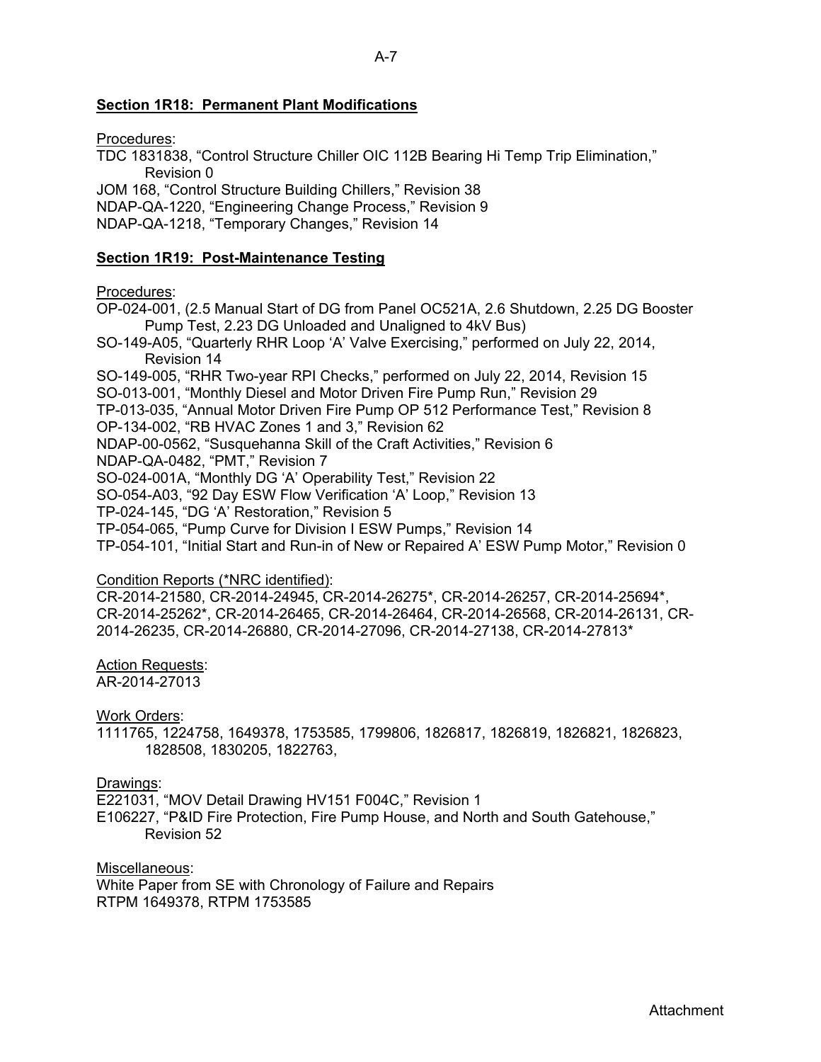**Section 1R18: Permanent Plant Modifications**

Procedures:

TDC 1831838, "Control Structure Chiller OIC 112B Bearing Hi Temp Trip Elimination," Revision 0
JOM 168, "Control Structure Building Chillers," Revision 38
NDAP-QA-1220, "Engineering Change Process," Revision 9
NDAP-QA-1218, "Temporary Changes," Revision 14

**Section 1R19: Post-Maintenance Testing**

Procedures:

OP-024-001, (2.5 Manual Start of DG from Panel OC521A, 2.6 Shutdown, 2.25 DG Booster Pump Test, 2.23 DG Unloaded and Unaligned to 4kV Bus)
SO-149-A05, "Quarterly RHR Loop 'A' Valve Exercising," performed on July 22, 2014, Revision 14
SO-149-005, "RHR Two-year RPI Checks," performed on July 22, 2014, Revision 15
SO-013-001, "Monthly Diesel and Motor Driven Fire Pump Run," Revision 29
TP-013-035, "Annual Motor Driven Fire Pump OP 512 Performance Test," Revision 8
OP-134-002, "RB HVAC Zones 1 and 3," Revision 62
NDAP-00-0562, "Susquehanna Skill of the Craft Activities," Revision 6
NDAP-QA-0482, "PMT," Revision 7
SO-024-001A, "Monthly DG 'A' Operability Test," Revision 22
SO-054-A03, "92 Day ESW Flow Verification 'A' Loop," Revision 13
TP-024-145, "DG 'A' Restoration," Revision 5
TP-054-065, "Pump Curve for Division I ESW Pumps," Revision 14
TP-054-101, "Initial Start and Run-in of New or Repaired A' ESW Pump Motor," Revision 0

Condition Reports (*NRC identified):

CR-2014-21580, CR-2014-24945, CR-2014-26275*, CR-2014-26257, CR-2014-25694*, CR-2014-25262*, CR-2014-26465, CR-2014-26464, CR-2014-26568, CR-2014-26131, CR-2014-26235, CR-2014-26880, CR-2014-27096, CR-2014-27138, CR-2014-27813*

Action Requests:

AR-2014-27013

Work Orders:

1111765, 1224758, 1649378, 1753585, 1799806, 1826817, 1826819, 1826821, 1826823, 1828508, 1830205, 1822763,

Drawings:

E221031, "MOV Detail Drawing HV151 F004C," Revision 1
E106227, "P&ID Fire Protection, Fire Pump House, and North and South Gatehouse," Revision 52

Miscellaneous:

White Paper from SE with Chronology of Failure and Repairs
RTPM 1649378, RTPM 1753585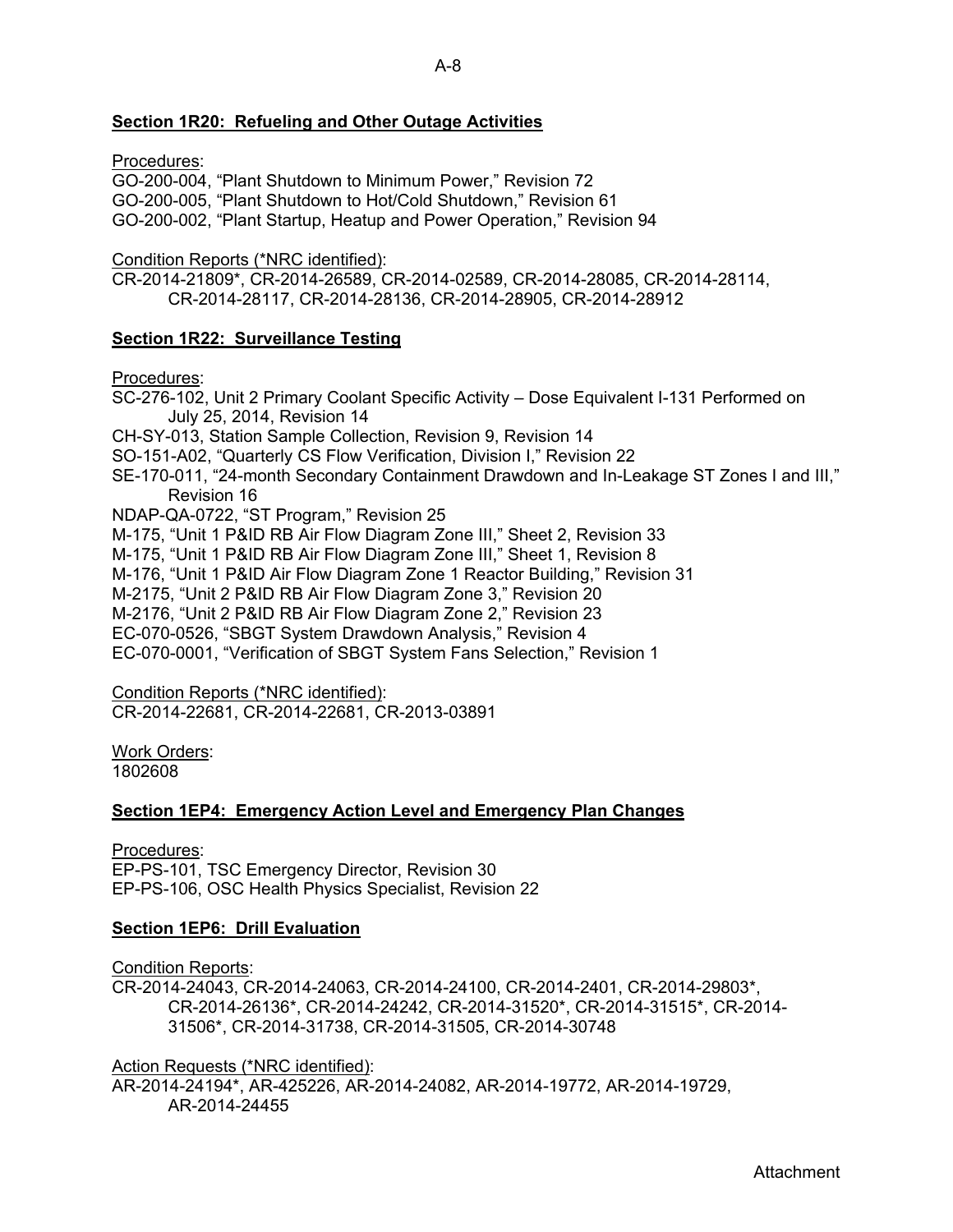**Section 1R20: Refueling and Other Outage Activities**

Procedures:
GO-200-004, "Plant Shutdown to Minimum Power," Revision 72
GO-200-005, "Plant Shutdown to Hot/Cold Shutdown," Revision 61
GO-200-002, "Plant Startup, Heatup and Power Operation," Revision 94

Condition Reports (*NRC identified):
CR-2014-21809*, CR-2014-26589, CR-2014-02589, CR-2014-28085, CR-2014-28114, CR-2014-28117, CR-2014-28136, CR-2014-28905, CR-2014-28912

**Section 1R22: Surveillance Testing**

Procedures:
SC-276-102, Unit 2 Primary Coolant Specific Activity – Dose Equivalent I-131 Performed on July 25, 2014, Revision 14
CH-SY-013, Station Sample Collection, Revision 9, Revision 14
SO-151-A02, "Quarterly CS Flow Verification, Division I," Revision 22
SE-170-011, "24-month Secondary Containment Drawdown and In-Leakage ST Zones I and III," Revision 16
NDAP-QA-0722, "ST Program," Revision 25
M-175, "Unit 1 P&ID RB Air Flow Diagram Zone III," Sheet 2, Revision 33
M-175, "Unit 1 P&ID RB Air Flow Diagram Zone III," Sheet 1, Revision 8
M-176, "Unit 1 P&ID Air Flow Diagram Zone 1 Reactor Building," Revision 31
M-2175, "Unit 2 P&ID RB Air Flow Diagram Zone 3," Revision 20
M-2176, "Unit 2 P&ID RB Air Flow Diagram Zone 2," Revision 23
EC-070-0526, "SBGT System Drawdown Analysis," Revision 4
EC-070-0001, "Verification of SBGT System Fans Selection," Revision 1

Condition Reports (*NRC identified):
CR-2014-22681, CR-2014-22681, CR-2013-03891

Work Orders:
1802608

**Section 1EP4: Emergency Action Level and Emergency Plan Changes**

Procedures:
EP-PS-101, TSC Emergency Director, Revision 30
EP-PS-106, OSC Health Physics Specialist, Revision 22

**Section 1EP6: Drill Evaluation**

Condition Reports:
CR-2014-24043, CR-2014-24063, CR-2014-24100, CR-2014-2401, CR-2014-29803*, CR-2014-26136*, CR-2014-24242, CR-2014-31520*, CR-2014-31515*, CR-2014-31506*, CR-2014-31738, CR-2014-31505, CR-2014-30748

Action Requests (*NRC identified):
AR-2014-24194*, AR-425226, AR-2014-24082, AR-2014-19772, AR-2014-19729, AR-2014-24455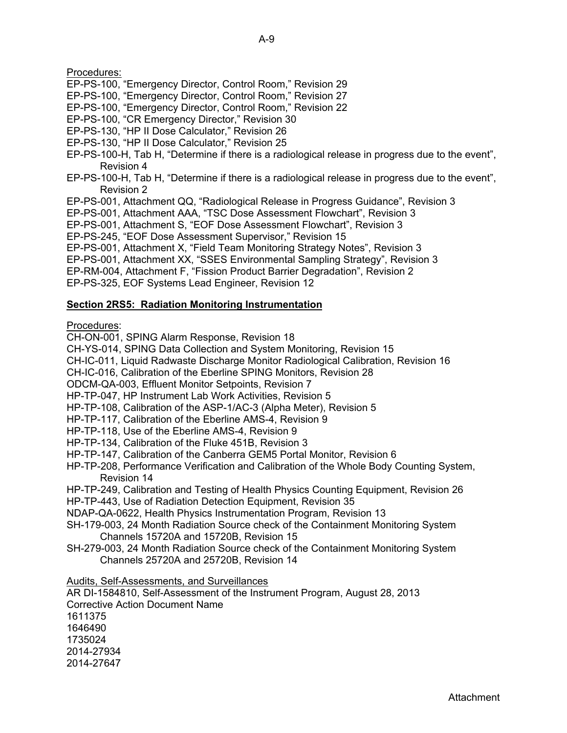Procedures:

EP-PS-100, "Emergency Director, Control Room," Revision 29
EP-PS-100, "Emergency Director, Control Room," Revision 27
EP-PS-100, "Emergency Director, Control Room," Revision 22
EP-PS-100, "CR Emergency Director," Revision 30
EP-PS-130, "HP II Dose Calculator," Revision 26
EP-PS-130, "HP II Dose Calculator," Revision 25
EP-PS-100-H, Tab H, "Determine if there is a radiological release in progress due to the event", Revision 4
EP-PS-100-H, Tab H, "Determine if there is a radiological release in progress due to the event", Revision 2
EP-PS-001, Attachment QQ, "Radiological Release in Progress Guidance", Revision 3
EP-PS-001, Attachment AAA, "TSC Dose Assessment Flowchart", Revision 3
EP-PS-001, Attachment S, "EOF Dose Assessment Flowchart", Revision 3
EP-PS-245, "EOF Dose Assessment Supervisor," Revision 15
EP-PS-001, Attachment X, "Field Team Monitoring Strategy Notes", Revision 3
EP-PS-001, Attachment XX, "SSES Environmental Sampling Strategy", Revision 3
EP-RM-004, Attachment F, "Fission Product Barrier Degradation", Revision 2
EP-PS-325, EOF Systems Lead Engineer, Revision 12

**Section 2RS5: Radiation Monitoring Instrumentation**

Procedures:

CH-ON-001, SPING Alarm Response, Revision 18
CH-YS-014, SPING Data Collection and System Monitoring, Revision 15
CH-IC-011, Liquid Radwaste Discharge Monitor Radiological Calibration, Revision 16
CH-IC-016, Calibration of the Eberline SPING Monitors, Revision 28
ODCM-QA-003, Effluent Monitor Setpoints, Revision 7
HP-TP-047, HP Instrument Lab Work Activities, Revision 5
HP-TP-108, Calibration of the ASP-1/AC-3 (Alpha Meter), Revision 5
HP-TP-117, Calibration of the Eberline AMS-4, Revision 9
HP-TP-118, Use of the Eberline AMS-4, Revision 9
HP-TP-134, Calibration of the Fluke 451B, Revision 3
HP-TP-147, Calibration of the Canberra GEM5 Portal Monitor, Revision 6
HP-TP-208, Performance Verification and Calibration of the Whole Body Counting System, Revision 14
HP-TP-249, Calibration and Testing of Health Physics Counting Equipment, Revision 26
HP-TP-443, Use of Radiation Detection Equipment, Revision 35
NDAP-QA-0622, Health Physics Instrumentation Program, Revision 13
SH-179-003, 24 Month Radiation Source check of the Containment Monitoring System Channels 15720A and 15720B, Revision 15
SH-279-003, 24 Month Radiation Source check of the Containment Monitoring System Channels 25720A and 25720B, Revision 14

Audits, Self-Assessments, and Surveillances

AR DI-1584810, Self-Assessment of the Instrument Program, August 28, 2013

Corrective Action Document Name

1611375
1646490
1735024
2014-27934
2014-27647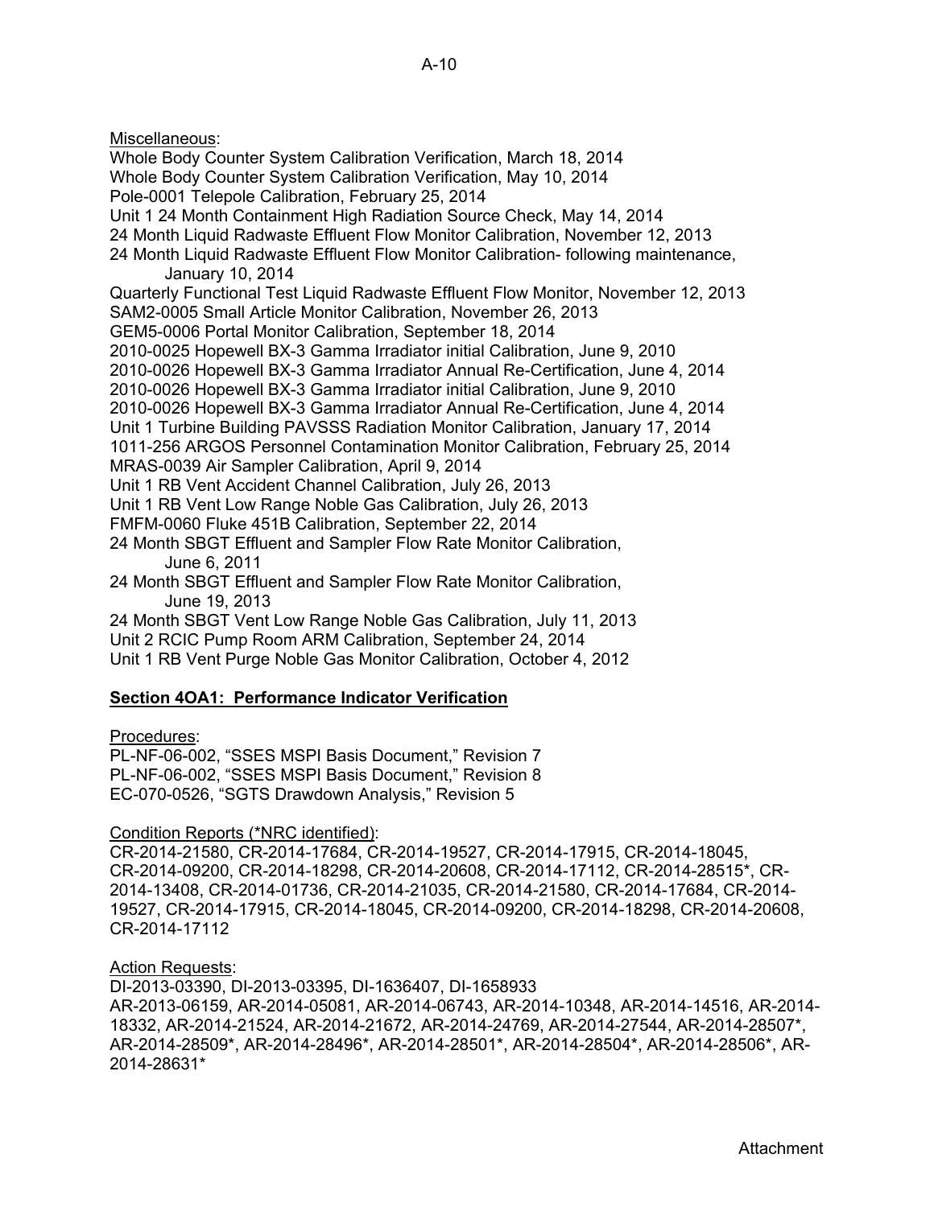Miscellaneous:

Whole Body Counter System Calibration Verification, March 18, 2014
Whole Body Counter System Calibration Verification, May 10, 2014
Pole-0001 Telepole Calibration, February 25, 2014
Unit 1 24 Month Containment High Radiation Source Check, May 14, 2014
24 Month Liquid Radwaste Effluent Flow Monitor Calibration, November 12, 2013
24 Month Liquid Radwaste Effluent Flow Monitor Calibration- following maintenance, January 10, 2014
Quarterly Functional Test Liquid Radwaste Effluent Flow Monitor, November 12, 2013
SAM2-0005 Small Article Monitor Calibration, November 26, 2013
GEM5-0006 Portal Monitor Calibration, September 18, 2014
2010-0025 Hopewell BX-3 Gamma Irradiator initial Calibration, June 9, 2010
2010-0026 Hopewell BX-3 Gamma Irradiator Annual Re-Certification, June 4, 2014
2010-0026 Hopewell BX-3 Gamma Irradiator initial Calibration, June 9, 2010
2010-0026 Hopewell BX-3 Gamma Irradiator Annual Re-Certification, June 4, 2014
Unit 1 Turbine Building PAVSSS Radiation Monitor Calibration, January 17, 2014
1011-256 ARGOS Personnel Contamination Monitor Calibration, February 25, 2014
MRAS-0039 Air Sampler Calibration, April 9, 2014
Unit 1 RB Vent Accident Channel Calibration, July 26, 2013
Unit 1 RB Vent Low Range Noble Gas Calibration, July 26, 2013
FMFM-0060 Fluke 451B Calibration, September 22, 2014
24 Month SBGT Effluent and Sampler Flow Rate Monitor Calibration, June 6, 2011
24 Month SBGT Effluent and Sampler Flow Rate Monitor Calibration, June 19, 2013
24 Month SBGT Vent Low Range Noble Gas Calibration, July 11, 2013
Unit 2 RCIC Pump Room ARM Calibration, September 24, 2014
Unit 1 RB Vent Purge Noble Gas Monitor Calibration, October 4, 2012

**Section 4OA1: Performance Indicator Verification**

Procedures:

PL-NF-06-002, "SSES MSPI Basis Document," Revision 7
PL-NF-06-002, "SSES MSPI Basis Document," Revision 8
EC-070-0526, "SGTS Drawdown Analysis," Revision 5

Condition Reports (*NRC identified):

CR-2014-21580, CR-2014-17684, CR-2014-19527, CR-2014-17915, CR-2014-18045, CR-2014-09200, CR-2014-18298, CR-2014-20608, CR-2014-17112, CR-2014-28515*, CR-2014-13408, CR-2014-01736, CR-2014-21035, CR-2014-21580, CR-2014-17684, CR-2014-19527, CR-2014-17915, CR-2014-18045, CR-2014-09200, CR-2014-18298, CR-2014-20608, CR-2014-17112

Action Requests:

DI-2013-03390, DI-2013-03395, DI-1636407, DI-1658933
AR-2013-06159, AR-2014-05081, AR-2014-06743, AR-2014-10348, AR-2014-14516, AR-2014-18332, AR-2014-21524, AR-2014-21672, AR-2014-24769, AR-2014-27544, AR-2014-28507*, AR-2014-28509*, AR-2014-28496*, AR-2014-28501*, AR-2014-28504*, AR-2014-28506*, AR-2014-28631*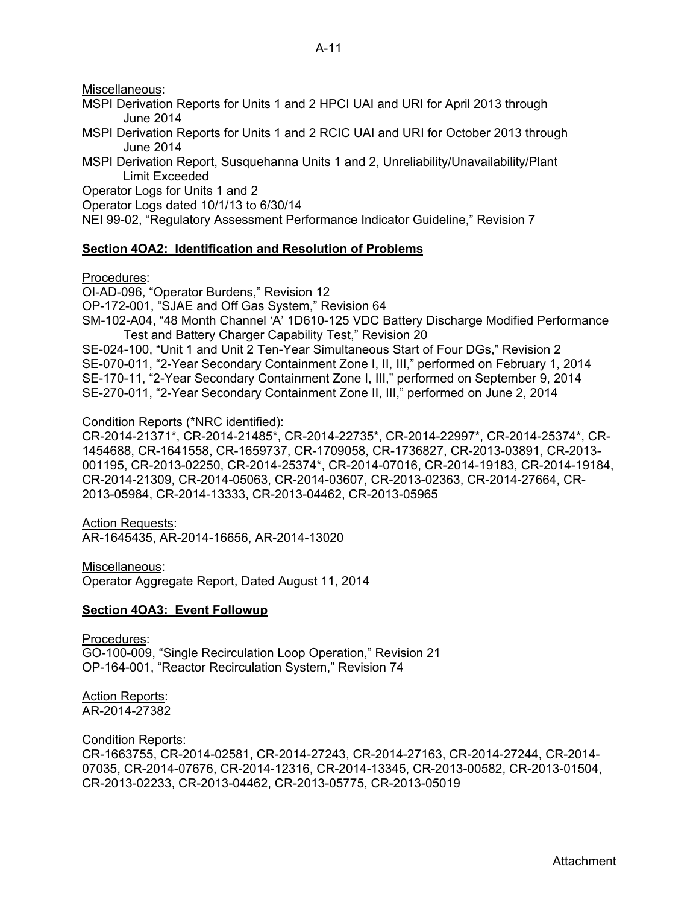Miscellaneous:

MSPI Derivation Reports for Units 1 and 2 HPCI UAI and URI for April 2013 through June 2014
MSPI Derivation Reports for Units 1 and 2 RCIC UAI and URI for October 2013 through June 2014
MSPI Derivation Report, Susquehanna Units 1 and 2, Unreliability/Unavailability/Plant Limit Exceeded
Operator Logs for Units 1 and 2
Operator Logs dated 10/1/13 to 6/30/14
NEI 99-02, "Regulatory Assessment Performance Indicator Guideline," Revision 7

**Section 4OA2: Identification and Resolution of Problems**

Procedures:

OI-AD-096, "Operator Burdens," Revision 12
OP-172-001, "SJAE and Off Gas System," Revision 64
SM-102-A04, "48 Month Channel 'A' 1D610-125 VDC Battery Discharge Modified Performance Test and Battery Charger Capability Test," Revision 20
SE-024-100, "Unit 1 and Unit 2 Ten-Year Simultaneous Start of Four DGs," Revision 2
SE-070-011, "2-Year Secondary Containment Zone I, II, III," performed on February 1, 2014
SE-170-11, "2-Year Secondary Containment Zone I, III," performed on September 9, 2014
SE-270-011, "2-Year Secondary Containment Zone II, III," performed on June 2, 2014

Condition Reports (*NRC identified):

CR-2014-21371*, CR-2014-21485*, CR-2014-22735*, CR-2014-22997*, CR-2014-25374*, CR-1454688, CR-1641558, CR-1659737, CR-1709058, CR-1736827, CR-2013-03891, CR-2013-001195, CR-2013-02250, CR-2014-25374*, CR-2014-07016, CR-2014-19183, CR-2014-19184, CR-2014-21309, CR-2014-05063, CR-2014-03607, CR-2013-02363, CR-2014-27664, CR-2013-05984, CR-2014-13333, CR-2013-04462, CR-2013-05965

Action Requests:

AR-1645435, AR-2014-16656, AR-2014-13020

Miscellaneous:

Operator Aggregate Report, Dated August 11, 2014

**Section 4OA3: Event Followup**

Procedures:

GO-100-009, "Single Recirculation Loop Operation," Revision 21
OP-164-001, "Reactor Recirculation System," Revision 74

Action Reports:

AR-2014-27382

Condition Reports:

CR-1663755, CR-2014-02581, CR-2014-27243, CR-2014-27163, CR-2014-27244, CR-2014-07035, CR-2014-07676, CR-2014-12316, CR-2014-13345, CR-2013-00582, CR-2013-01504, CR-2013-02233, CR-2013-04462, CR-2013-05775, CR-2013-05019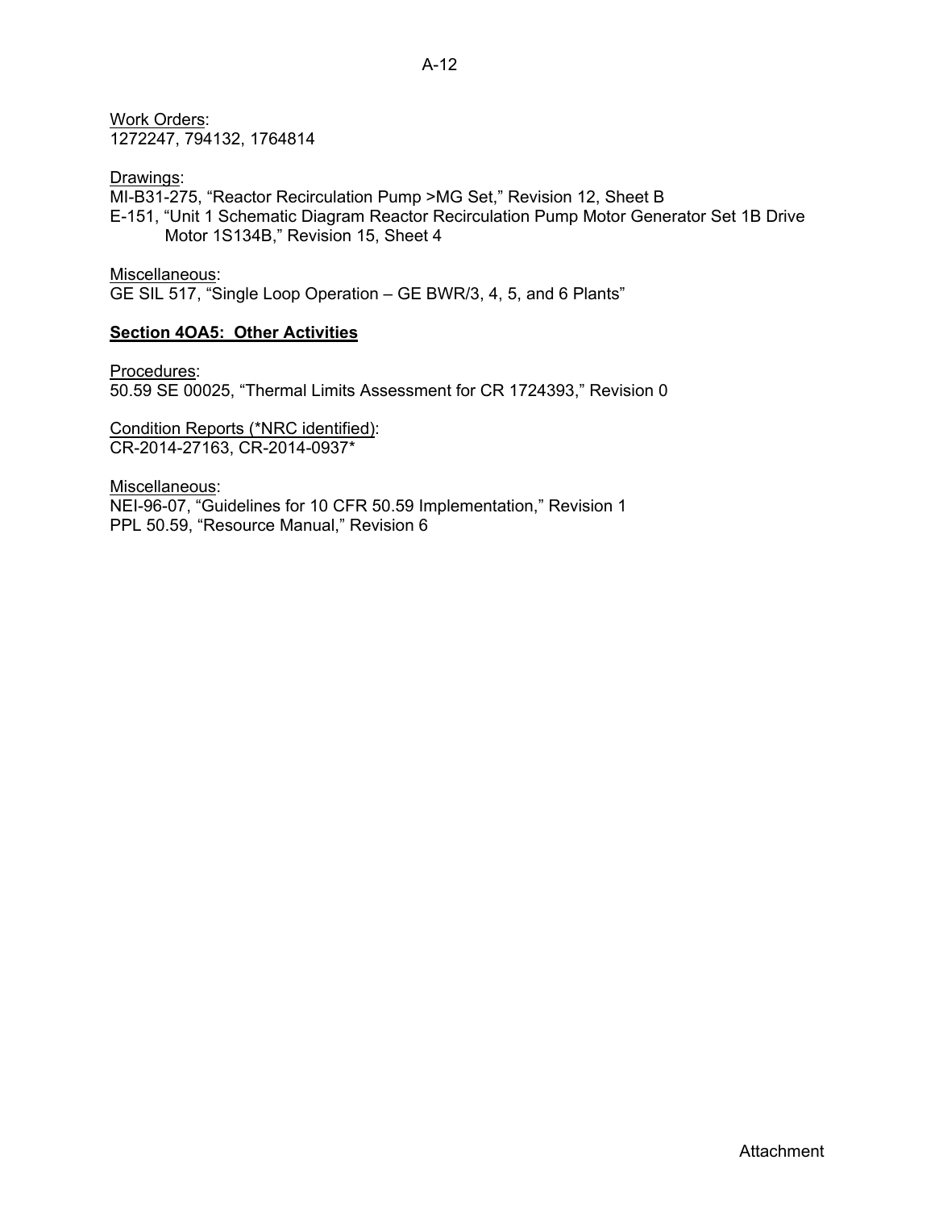Work Orders:
1272247, 794132, 1764814

Drawings:
MI-B31-275, "Reactor Recirculation Pump >MG Set," Revision 12, Sheet B
E-151, "Unit 1 Schematic Diagram Reactor Recirculation Pump Motor Generator Set 1B Drive Motor 1S134B," Revision 15, Sheet 4

Miscellaneous:
GE SIL 517, "Single Loop Operation – GE BWR/3, 4, 5, and 6 Plants"

**Section 4OA5: Other Activities**

Procedures:
50.59 SE 00025, "Thermal Limits Assessment for CR 1724393," Revision 0

Condition Reports (*NRC identified):
CR-2014-27163, CR-2014-0937*

Miscellaneous:
NEI-96-07, "Guidelines for 10 CFR 50.59 Implementation," Revision 1
PPL 50.59, "Resource Manual," Revision 6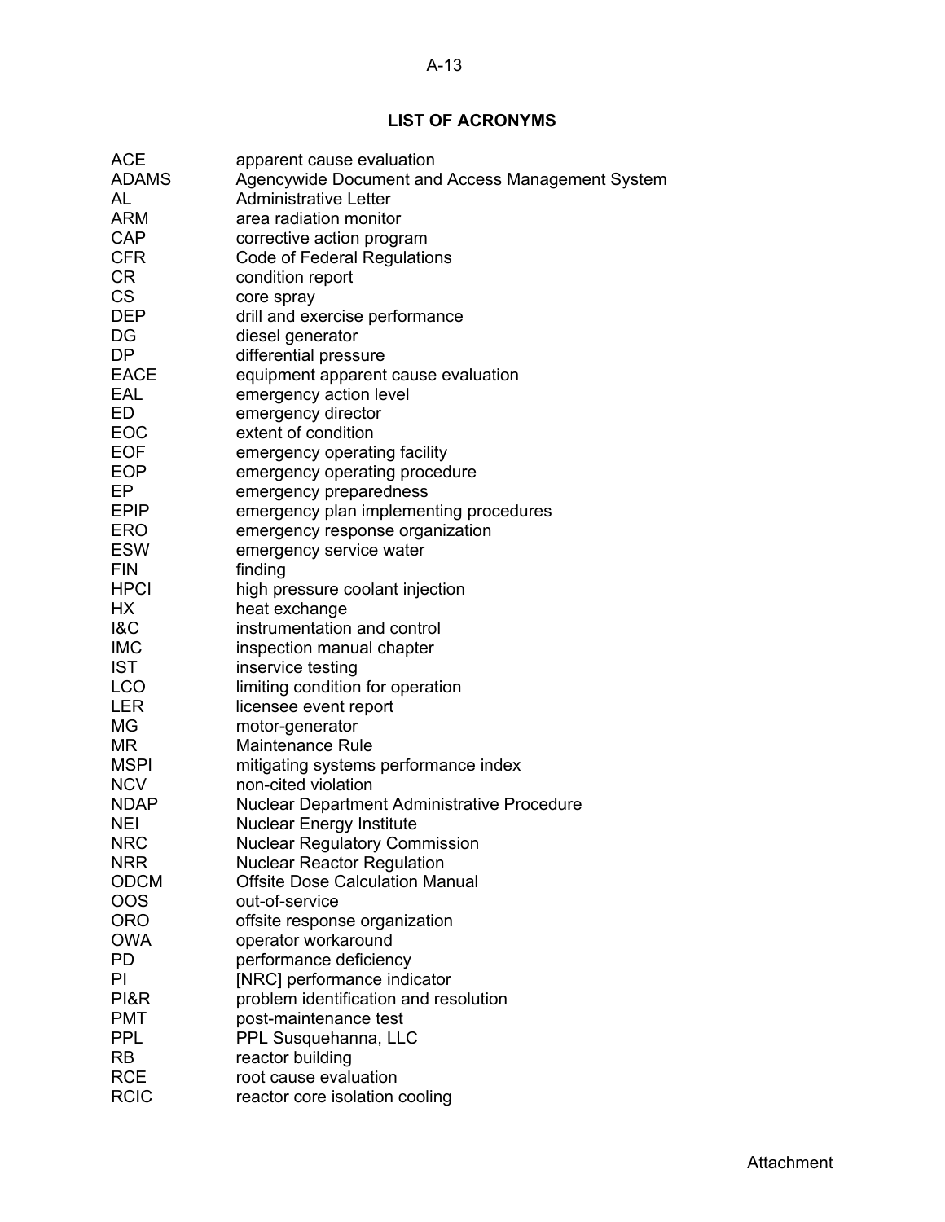## LIST OF ACRONYMS

| | |
|---|---|
| ACE | apparent cause evaluation |
| ADAMS | Agencywide Document and Access Management System |
| AL | Administrative Letter |
| ARM | area radiation monitor |
| CAP | corrective action program |
| CFR | Code of Federal Regulations |
| CR | condition report |
| CS | core spray |
| DEP | drill and exercise performance |
| DG | diesel generator |
| DP | differential pressure |
| EACE | equipment apparent cause evaluation |
| EAL | emergency action level |
| ED | emergency director |
| EOC | extent of condition |
| EOF | emergency operating facility |
| EOP | emergency operating procedure |
| EP | emergency preparedness |
| EPIP | emergency plan implementing procedures |
| ERO | emergency response organization |
| ESW | emergency service water |
| FIN | finding |
| HPCI | high pressure coolant injection |
| HX | heat exchange |
| I&C | instrumentation and control |
| IMC | inspection manual chapter |
| IST | inservice testing |
| LCO | limiting condition for operation |
| LER | licensee event report |
| MG | motor-generator |
| MR | Maintenance Rule |
| MSPI | mitigating systems performance index |
| NCV | non-cited violation |
| NDAP | Nuclear Department Administrative Procedure |
| NEI | Nuclear Energy Institute |
| NRC | Nuclear Regulatory Commission |
| NRR | Nuclear Reactor Regulation |
| ODCM | Offsite Dose Calculation Manual |
| OOS | out-of-service |
| ORO | offsite response organization |
| OWA | operator workaround |
| PD | performance deficiency |
| PI | [NRC] performance indicator |
| PI&R | problem identification and resolution |
| PMT | post-maintenance test |
| PPL | PPL Susquehanna, LLC |
| RB | reactor building |
| RCE | root cause evaluation |
| RCIC | reactor core isolation cooling |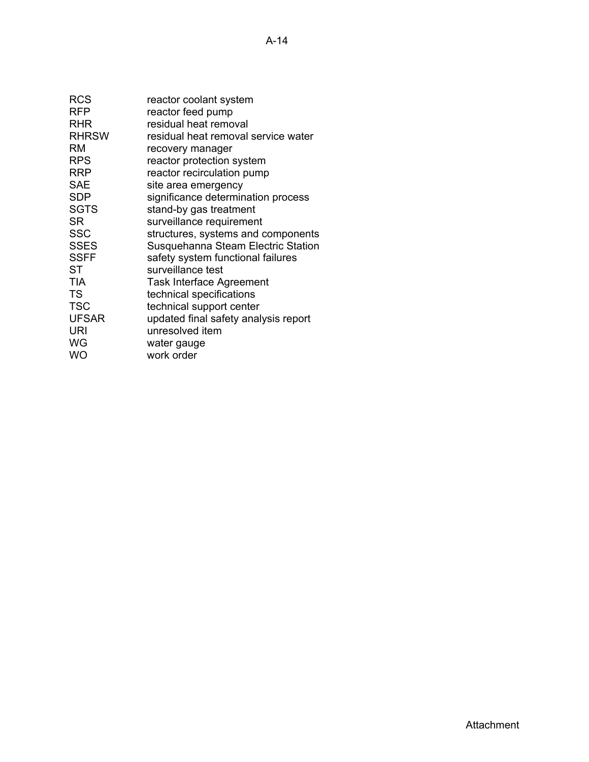| | |
|---|---|
| RCS | reactor coolant system |
| RFP | reactor feed pump |
| RHR | residual heat removal |
| RHRSW | residual heat removal service water |
| RM | recovery manager |
| RPS | reactor protection system |
| RRP | reactor recirculation pump |
| SAE | site area emergency |
| SDP | significance determination process |
| SGTS | stand-by gas treatment |
| SR | surveillance requirement |
| SSC | structures, systems and components |
| SSES | Susquehanna Steam Electric Station |
| SSFF | safety system functional failures |
| ST | surveillance test |
| TIA | Task Interface Agreement |
| TS | technical specifications |
| TSC | technical support center |
| UFSAR | updated final safety analysis report |
| URI | unresolved item |
| WG | water gauge |
| WO | work order |